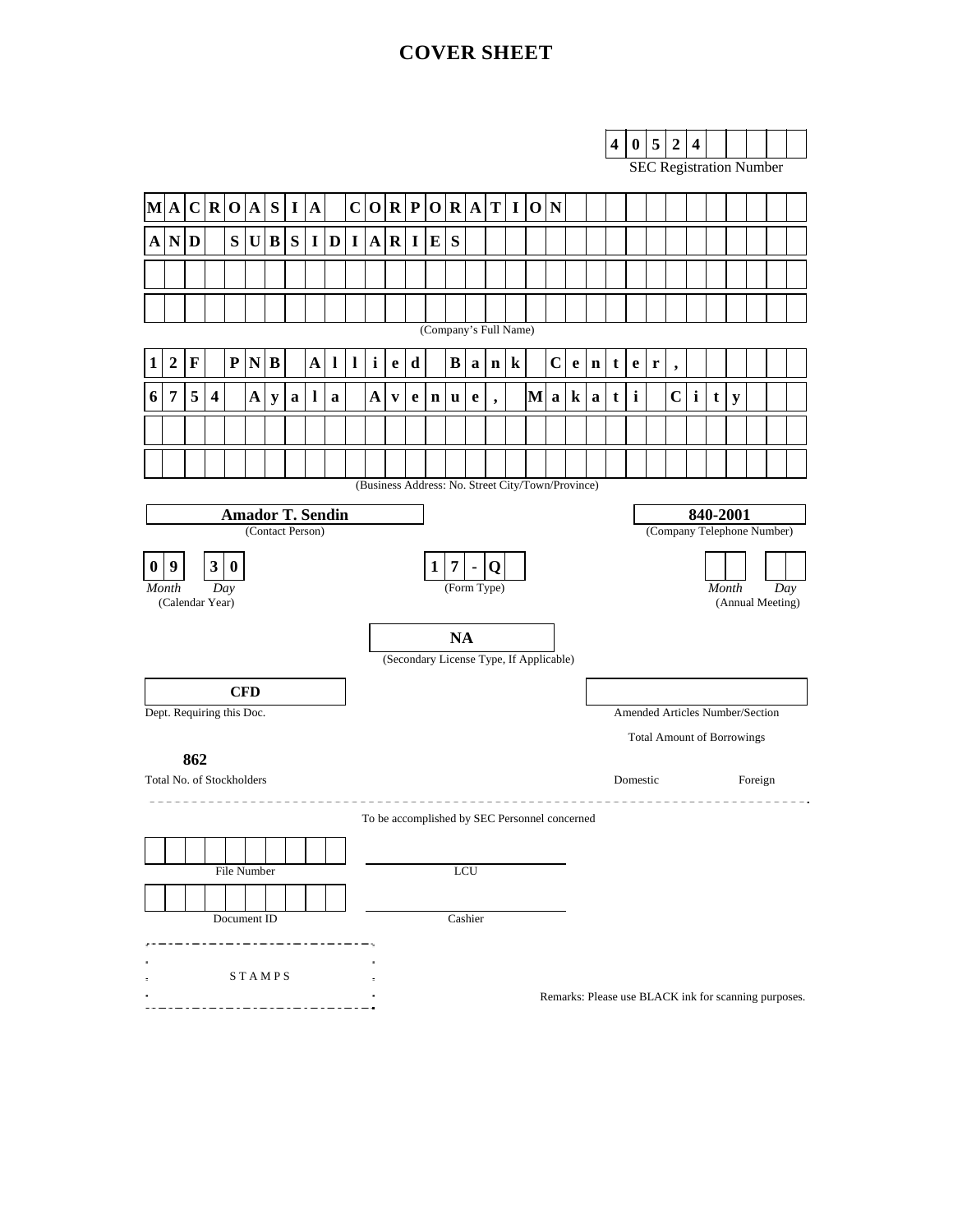# COVER SHEET

**4 0 5 2 4**

SEC Registration Number

**MACROASIA CORPORATION AND SUBSIDIARIES**

(Company's Full Name)

**12F PNB Allied Bank Center, 6754 Ayala Avenue, Makati City**

(Business Address: No. Street City/Town/Province)

**Amador T. Sendin**
(Contact Person)

**840-2001**
(Company Telephone Number)

**0 9** *Month* **3 0** *Day*
(Calendar Year)

**1 7 - Q**
(Form Type)

*Month* *Day*
(Annual Meeting)

**NA**
(Secondary License Type, If Applicable)

**CFD**
Dept. Requiring this Doc.

Amended Articles Number/Section

Total Amount of Borrowings

**862**
Total No. of Stockholders

Domestic

Foreign

---

To be accomplished by SEC Personnel concerned

File Number

LCU

Document ID

Cashier

STAMPS

Remarks: Please use BLACK ink for scanning purposes.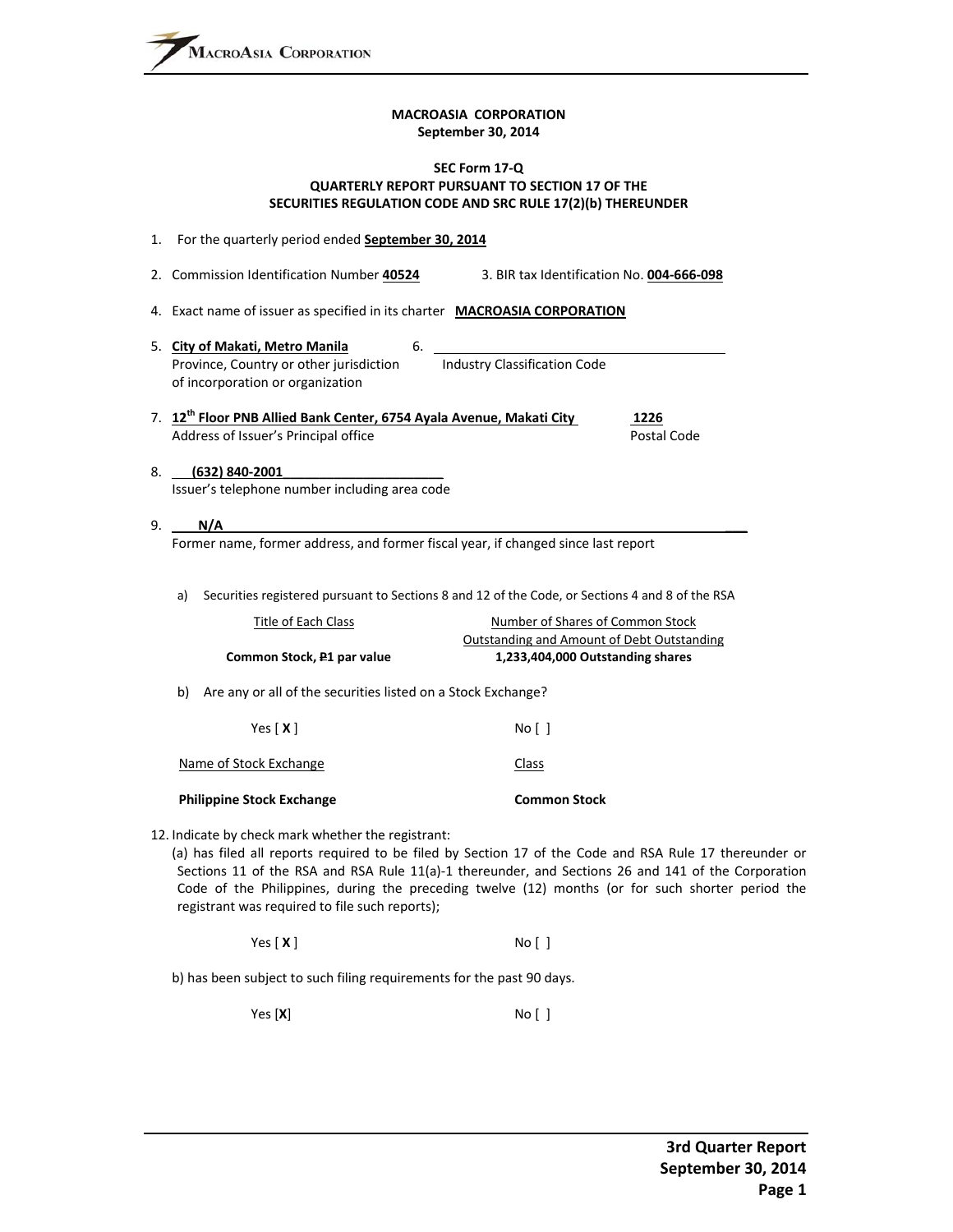**MACROASIA CORPORATION**
**September 30, 2014**

**SEC Form 17-Q**
**QUARTERLY REPORT PURSUANT TO SECTION 17 OF THE SECURITIES REGULATION CODE AND SRC RULE 17(2)(b) THEREUNDER**

1. For the quarterly period ended **September 30, 2014**

2. Commission Identification Number **40524** 3. BIR tax Identification No. **004-666-098**

4. Exact name of issuer as specified in its charter **MACROASIA CORPORATION**

5. **City of Makati, Metro Manila**
Province, Country or other jurisdiction of incorporation or organization

6. ______________________
Industry Classification Code

7. **12th Floor PNB Allied Bank Center, 6754 Ayala Avenue, Makati City** **1226**
Address of Issuer's Principal office Postal Code

8. **(632) 840-2001**
Issuer's telephone number including area code

9. **N/A**
Former name, former address, and former fiscal year, if changed since last report

a) Securities registered pursuant to Sections 8 and 12 of the Code, or Sections 4 and 8 of the RSA

| Title of Each Class | Number of Shares of Common Stock Outstanding and Amount of Debt Outstanding |
|---|---|
| **Common Stock, ₱1 par value** | **1,233,404,000 Outstanding shares** |

b) Are any or all of the securities listed on a Stock Exchange?

Yes [ **X** ] No [ ]

| Name of Stock Exchange | Class |
|---|---|
| **Philippine Stock Exchange** | **Common Stock** |

12. Indicate by check mark whether the registrant:
(a) has filed all reports required to be filed by Section 17 of the Code and RSA Rule 17 thereunder or Sections 11 of the RSA and RSA Rule 11(a)-1 thereunder, and Sections 26 and 141 of the Corporation Code of the Philippines, during the preceding twelve (12) months (or for such shorter period the registrant was required to file such reports);

Yes [ **X** ] No [ ]

b) has been subject to such filing requirements for the past 90 days.

Yes [**X**] No [ ]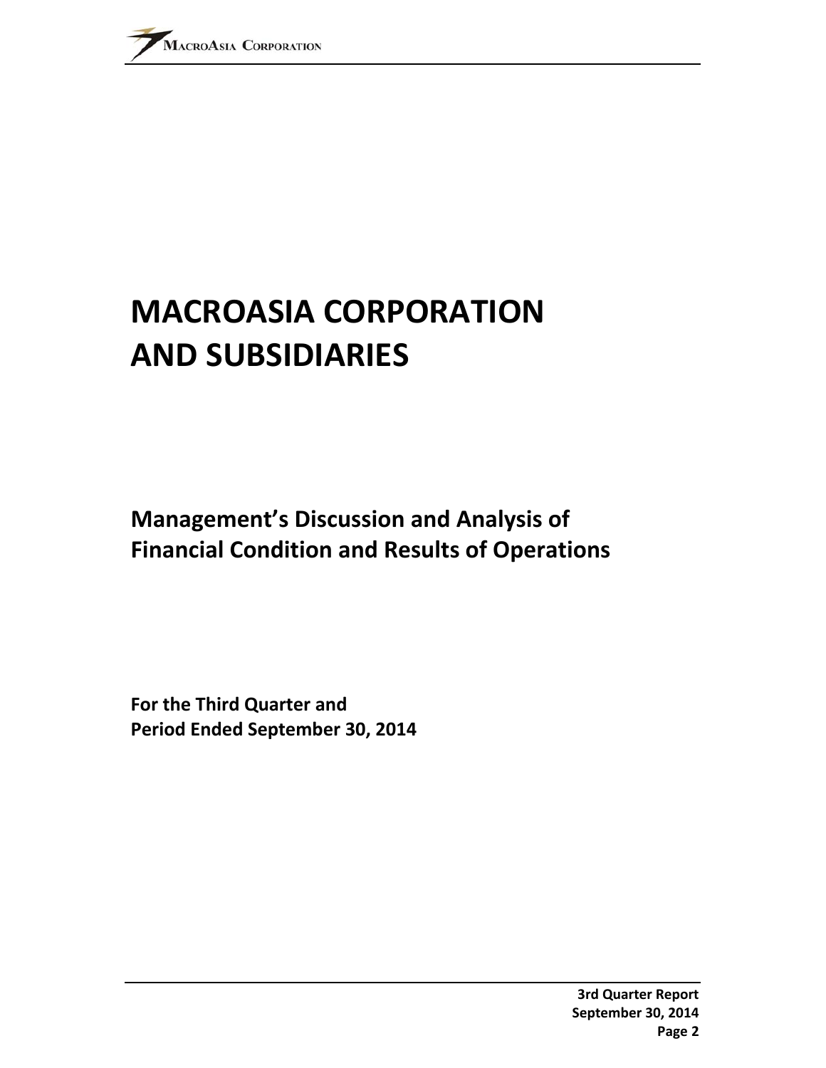# MACROASIA CORPORATION AND SUBSIDIARIES

## Management's Discussion and Analysis of Financial Condition and Results of Operations

**For the Third Quarter and Period Ended September 30, 2014**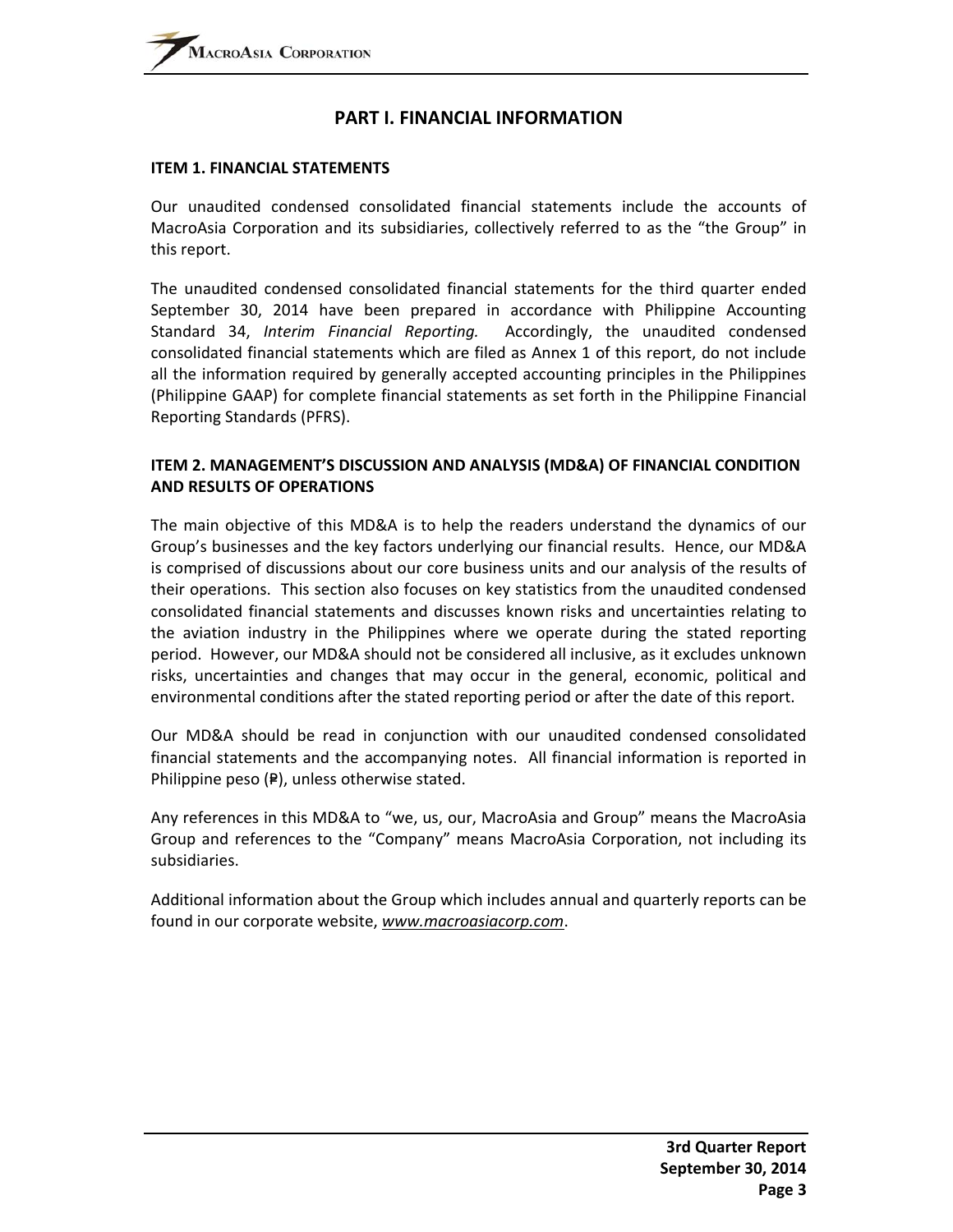# PART I. FINANCIAL INFORMATION

**ITEM 1. FINANCIAL STATEMENTS**

Our unaudited condensed consolidated financial statements include the accounts of MacroAsia Corporation and its subsidiaries, collectively referred to as the "the Group" in this report.

The unaudited condensed consolidated financial statements for the third quarter ended September 30, 2014 have been prepared in accordance with Philippine Accounting Standard 34, *Interim Financial Reporting.* Accordingly, the unaudited condensed consolidated financial statements which are filed as Annex 1 of this report, do not include all the information required by generally accepted accounting principles in the Philippines (Philippine GAAP) for complete financial statements as set forth in the Philippine Financial Reporting Standards (PFRS).

**ITEM 2. MANAGEMENT'S DISCUSSION AND ANALYSIS (MD&A) OF FINANCIAL CONDITION AND RESULTS OF OPERATIONS**

The main objective of this MD&A is to help the readers understand the dynamics of our Group's businesses and the key factors underlying our financial results. Hence, our MD&A is comprised of discussions about our core business units and our analysis of the results of their operations. This section also focuses on key statistics from the unaudited condensed consolidated financial statements and discusses known risks and uncertainties relating to the aviation industry in the Philippines where we operate during the stated reporting period. However, our MD&A should not be considered all inclusive, as it excludes unknown risks, uncertainties and changes that may occur in the general, economic, political and environmental conditions after the stated reporting period or after the date of this report.

Our MD&A should be read in conjunction with our unaudited condensed consolidated financial statements and the accompanying notes. All financial information is reported in Philippine peso (₱), unless otherwise stated.

Any references in this MD&A to "we, us, our, MacroAsia and Group" means the MacroAsia Group and references to the "Company" means MacroAsia Corporation, not including its subsidiaries.

Additional information about the Group which includes annual and quarterly reports can be found in our corporate website, *www.macroasiacorp.com*.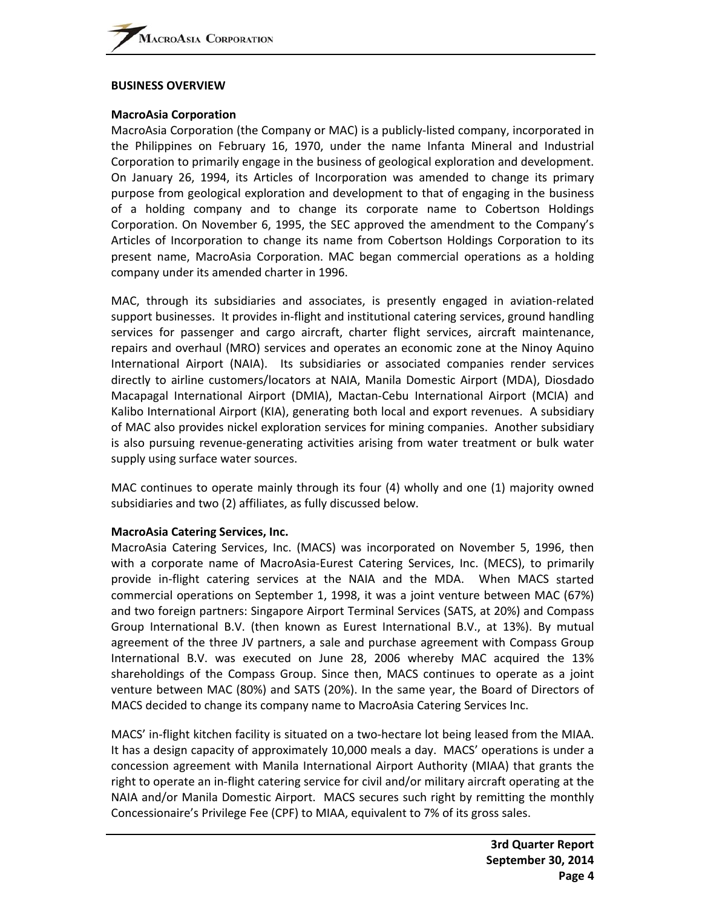## BUSINESS OVERVIEW

### MacroAsia Corporation

MacroAsia Corporation (the Company or MAC) is a publicly-listed company, incorporated in the Philippines on February 16, 1970, under the name Infanta Mineral and Industrial Corporation to primarily engage in the business of geological exploration and development. On January 26, 1994, its Articles of Incorporation was amended to change its primary purpose from geological exploration and development to that of engaging in the business of a holding company and to change its corporate name to Cobertson Holdings Corporation. On November 6, 1995, the SEC approved the amendment to the Company's Articles of Incorporation to change its name from Cobertson Holdings Corporation to its present name, MacroAsia Corporation. MAC began commercial operations as a holding company under its amended charter in 1996.

MAC, through its subsidiaries and associates, is presently engaged in aviation-related support businesses. It provides in-flight and institutional catering services, ground handling services for passenger and cargo aircraft, charter flight services, aircraft maintenance, repairs and overhaul (MRO) services and operates an economic zone at the Ninoy Aquino International Airport (NAIA). Its subsidiaries or associated companies render services directly to airline customers/locators at NAIA, Manila Domestic Airport (MDA), Diosdado Macapagal International Airport (DMIA), Mactan-Cebu International Airport (MCIA) and Kalibo International Airport (KIA), generating both local and export revenues. A subsidiary of MAC also provides nickel exploration services for mining companies. Another subsidiary is also pursuing revenue-generating activities arising from water treatment or bulk water supply using surface water sources.

MAC continues to operate mainly through its four (4) wholly and one (1) majority owned subsidiaries and two (2) affiliates, as fully discussed below.

### MacroAsia Catering Services, Inc.

MacroAsia Catering Services, Inc. (MACS) was incorporated on November 5, 1996, then with a corporate name of MacroAsia-Eurest Catering Services, Inc. (MECS), to primarily provide in-flight catering services at the NAIA and the MDA. When MACS started commercial operations on September 1, 1998, it was a joint venture between MAC (67%) and two foreign partners: Singapore Airport Terminal Services (SATS, at 20%) and Compass Group International B.V. (then known as Eurest International B.V., at 13%). By mutual agreement of the three JV partners, a sale and purchase agreement with Compass Group International B.V. was executed on June 28, 2006 whereby MAC acquired the 13% shareholdings of the Compass Group. Since then, MACS continues to operate as a joint venture between MAC (80%) and SATS (20%). In the same year, the Board of Directors of MACS decided to change its company name to MacroAsia Catering Services Inc.

MACS' in-flight kitchen facility is situated on a two-hectare lot being leased from the MIAA. It has a design capacity of approximately 10,000 meals a day. MACS' operations is under a concession agreement with Manila International Airport Authority (MIAA) that grants the right to operate an in-flight catering service for civil and/or military aircraft operating at the NAIA and/or Manila Domestic Airport. MACS secures such right by remitting the monthly Concessionaire's Privilege Fee (CPF) to MIAA, equivalent to 7% of its gross sales.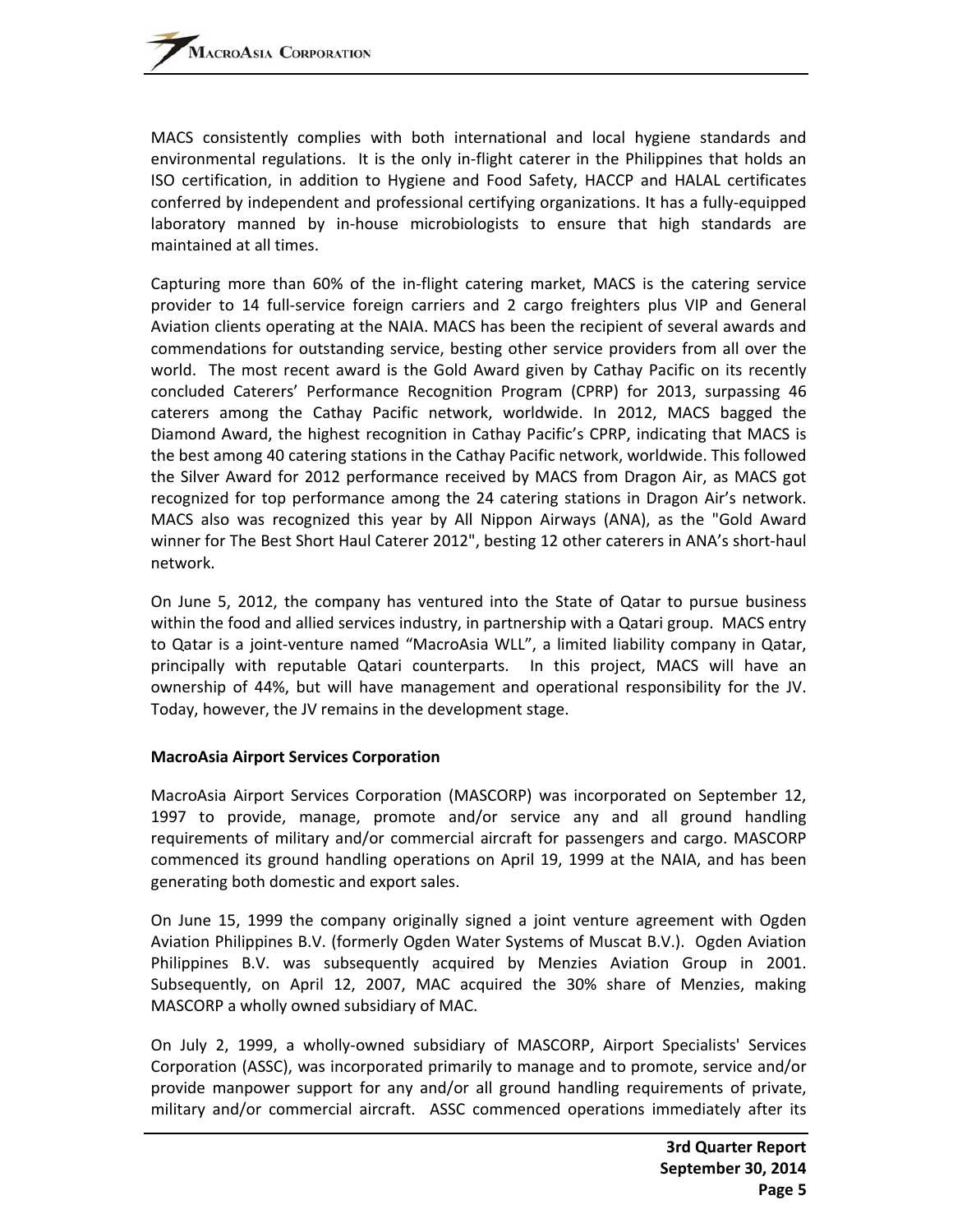MACS consistently complies with both international and local hygiene standards and environmental regulations. It is the only in-flight caterer in the Philippines that holds an ISO certification, in addition to Hygiene and Food Safety, HACCP and HALAL certificates conferred by independent and professional certifying organizations. It has a fully-equipped laboratory manned by in-house microbiologists to ensure that high standards are maintained at all times.

Capturing more than 60% of the in-flight catering market, MACS is the catering service provider to 14 full-service foreign carriers and 2 cargo freighters plus VIP and General Aviation clients operating at the NAIA. MACS has been the recipient of several awards and commendations for outstanding service, besting other service providers from all over the world. The most recent award is the Gold Award given by Cathay Pacific on its recently concluded Caterers' Performance Recognition Program (CPRP) for 2013, surpassing 46 caterers among the Cathay Pacific network, worldwide. In 2012, MACS bagged the Diamond Award, the highest recognition in Cathay Pacific's CPRP, indicating that MACS is the best among 40 catering stations in the Cathay Pacific network, worldwide. This followed the Silver Award for 2012 performance received by MACS from Dragon Air, as MACS got recognized for top performance among the 24 catering stations in Dragon Air's network. MACS also was recognized this year by All Nippon Airways (ANA), as the "Gold Award winner for The Best Short Haul Caterer 2012", besting 12 other caterers in ANA's short-haul network.

On June 5, 2012, the company has ventured into the State of Qatar to pursue business within the food and allied services industry, in partnership with a Qatari group. MACS entry to Qatar is a joint-venture named "MacroAsia WLL", a limited liability company in Qatar, principally with reputable Qatari counterparts. In this project, MACS will have an ownership of 44%, but will have management and operational responsibility for the JV. Today, however, the JV remains in the development stage.

**MacroAsia Airport Services Corporation**

MacroAsia Airport Services Corporation (MASCORP) was incorporated on September 12, 1997 to provide, manage, promote and/or service any and all ground handling requirements of military and/or commercial aircraft for passengers and cargo. MASCORP commenced its ground handling operations on April 19, 1999 at the NAIA, and has been generating both domestic and export sales.

On June 15, 1999 the company originally signed a joint venture agreement with Ogden Aviation Philippines B.V. (formerly Ogden Water Systems of Muscat B.V.). Ogden Aviation Philippines B.V. was subsequently acquired by Menzies Aviation Group in 2001. Subsequently, on April 12, 2007, MAC acquired the 30% share of Menzies, making MASCORP a wholly owned subsidiary of MAC.

On July 2, 1999, a wholly-owned subsidiary of MASCORP, Airport Specialists' Services Corporation (ASSC), was incorporated primarily to manage and to promote, service and/or provide manpower support for any and/or all ground handling requirements of private, military and/or commercial aircraft. ASSC commenced operations immediately after its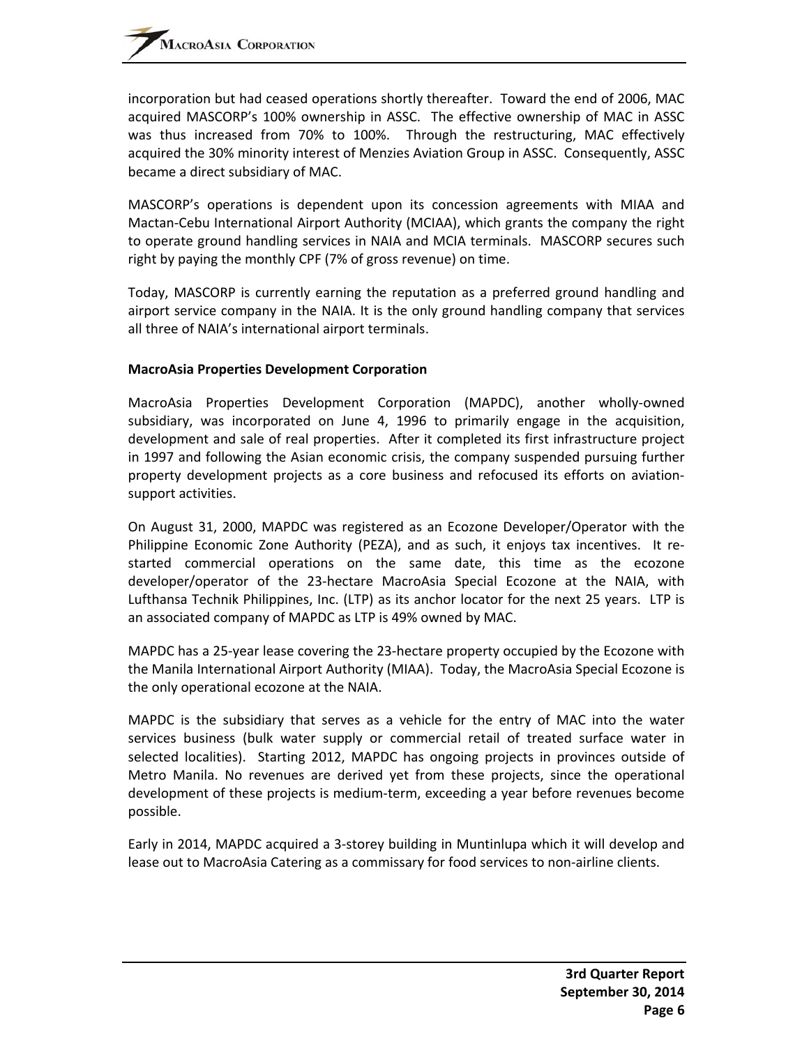incorporation but had ceased operations shortly thereafter. Toward the end of 2006, MAC acquired MASCORP's 100% ownership in ASSC. The effective ownership of MAC in ASSC was thus increased from 70% to 100%. Through the restructuring, MAC effectively acquired the 30% minority interest of Menzies Aviation Group in ASSC. Consequently, ASSC became a direct subsidiary of MAC.

MASCORP's operations is dependent upon its concession agreements with MIAA and Mactan-Cebu International Airport Authority (MCIAA), which grants the company the right to operate ground handling services in NAIA and MCIA terminals. MASCORP secures such right by paying the monthly CPF (7% of gross revenue) on time.

Today, MASCORP is currently earning the reputation as a preferred ground handling and airport service company in the NAIA. It is the only ground handling company that services all three of NAIA's international airport terminals.

**MacroAsia Properties Development Corporation**

MacroAsia Properties Development Corporation (MAPDC), another wholly-owned subsidiary, was incorporated on June 4, 1996 to primarily engage in the acquisition, development and sale of real properties. After it completed its first infrastructure project in 1997 and following the Asian economic crisis, the company suspended pursuing further property development projects as a core business and refocused its efforts on aviation-support activities.

On August 31, 2000, MAPDC was registered as an Ecozone Developer/Operator with the Philippine Economic Zone Authority (PEZA), and as such, it enjoys tax incentives. It re-started commercial operations on the same date, this time as the ecozone developer/operator of the 23-hectare MacroAsia Special Ecozone at the NAIA, with Lufthansa Technik Philippines, Inc. (LTP) as its anchor locator for the next 25 years. LTP is an associated company of MAPDC as LTP is 49% owned by MAC.

MAPDC has a 25-year lease covering the 23-hectare property occupied by the Ecozone with the Manila International Airport Authority (MIAA). Today, the MacroAsia Special Ecozone is the only operational ecozone at the NAIA.

MAPDC is the subsidiary that serves as a vehicle for the entry of MAC into the water services business (bulk water supply or commercial retail of treated surface water in selected localities). Starting 2012, MAPDC has ongoing projects in provinces outside of Metro Manila. No revenues are derived yet from these projects, since the operational development of these projects is medium-term, exceeding a year before revenues become possible.

Early in 2014, MAPDC acquired a 3-storey building in Muntinlupa which it will develop and lease out to MacroAsia Catering as a commissary for food services to non-airline clients.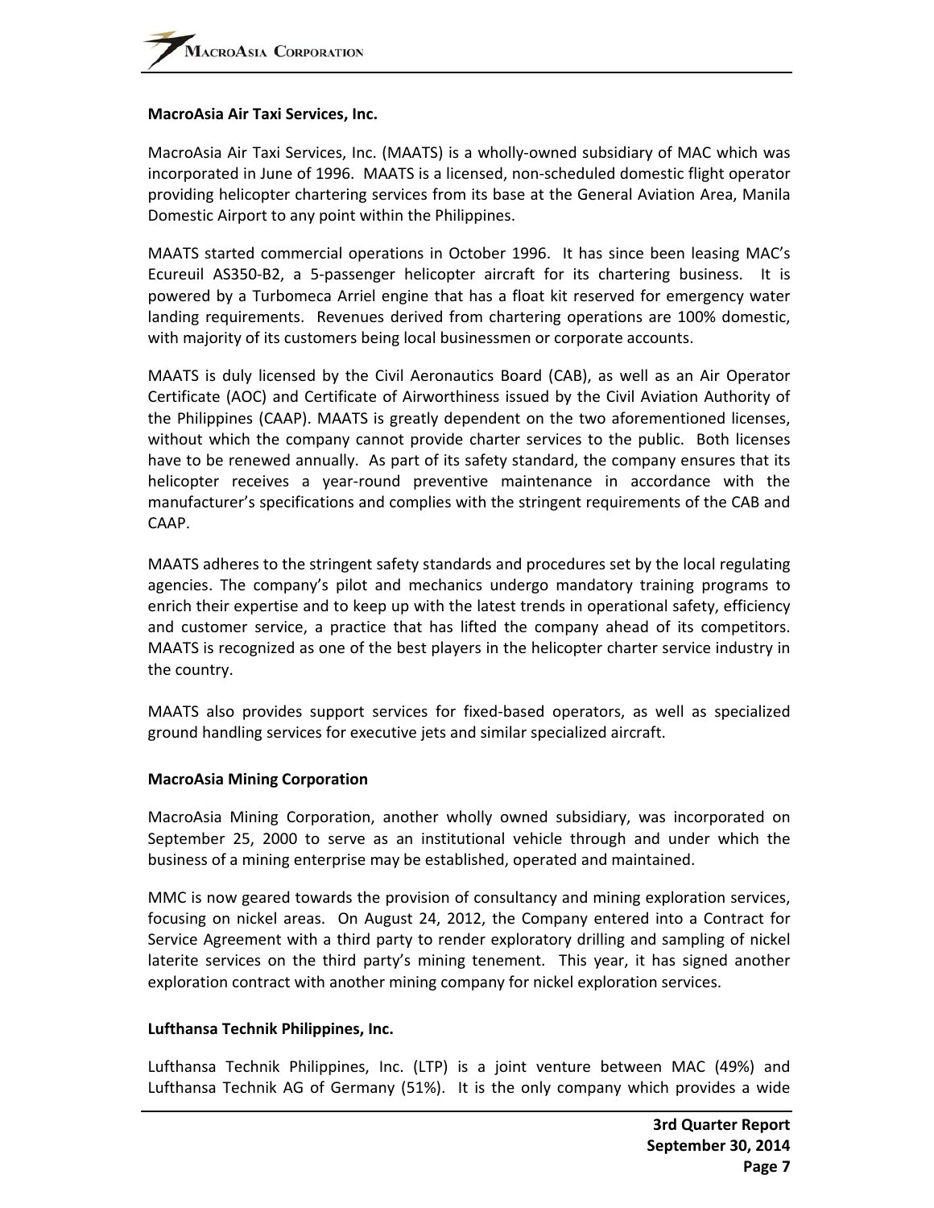**MacroAsia Air Taxi Services, Inc.**

MacroAsia Air Taxi Services, Inc. (MAATS) is a wholly-owned subsidiary of MAC which was incorporated in June of 1996. MAATS is a licensed, non-scheduled domestic flight operator providing helicopter chartering services from its base at the General Aviation Area, Manila Domestic Airport to any point within the Philippines.

MAATS started commercial operations in October 1996. It has since been leasing MAC's Ecureuil AS350-B2, a 5-passenger helicopter aircraft for its chartering business. It is powered by a Turbomeca Arriel engine that has a float kit reserved for emergency water landing requirements. Revenues derived from chartering operations are 100% domestic, with majority of its customers being local businessmen or corporate accounts.

MAATS is duly licensed by the Civil Aeronautics Board (CAB), as well as an Air Operator Certificate (AOC) and Certificate of Airworthiness issued by the Civil Aviation Authority of the Philippines (CAAP). MAATS is greatly dependent on the two aforementioned licenses, without which the company cannot provide charter services to the public. Both licenses have to be renewed annually. As part of its safety standard, the company ensures that its helicopter receives a year-round preventive maintenance in accordance with the manufacturer's specifications and complies with the stringent requirements of the CAB and CAAP.

MAATS adheres to the stringent safety standards and procedures set by the local regulating agencies. The company's pilot and mechanics undergo mandatory training programs to enrich their expertise and to keep up with the latest trends in operational safety, efficiency and customer service, a practice that has lifted the company ahead of its competitors. MAATS is recognized as one of the best players in the helicopter charter service industry in the country.

MAATS also provides support services for fixed-based operators, as well as specialized ground handling services for executive jets and similar specialized aircraft.

**MacroAsia Mining Corporation**

MacroAsia Mining Corporation, another wholly owned subsidiary, was incorporated on September 25, 2000 to serve as an institutional vehicle through and under which the business of a mining enterprise may be established, operated and maintained.

MMC is now geared towards the provision of consultancy and mining exploration services, focusing on nickel areas. On August 24, 2012, the Company entered into a Contract for Service Agreement with a third party to render exploratory drilling and sampling of nickel laterite services on the third party's mining tenement. This year, it has signed another exploration contract with another mining company for nickel exploration services.

**Lufthansa Technik Philippines, Inc.**

Lufthansa Technik Philippines, Inc. (LTP) is a joint venture between MAC (49%) and Lufthansa Technik AG of Germany (51%). It is the only company which provides a wide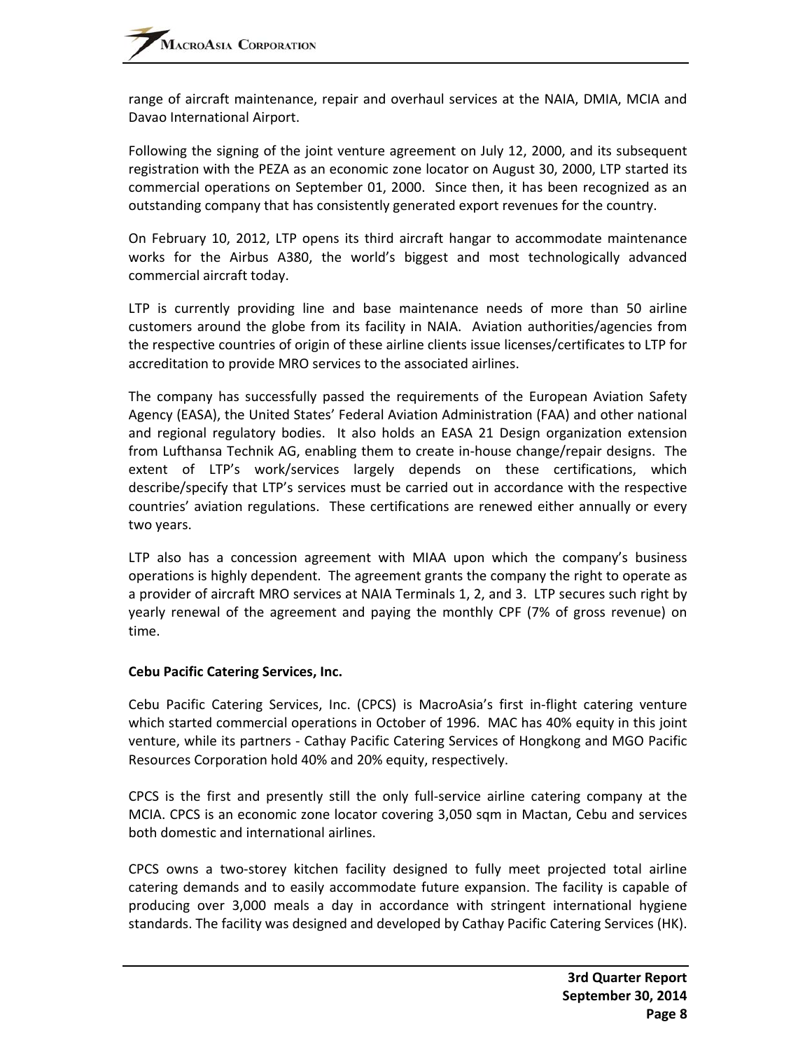range of aircraft maintenance, repair and overhaul services at the NAIA, DMIA, MCIA and Davao International Airport.

Following the signing of the joint venture agreement on July 12, 2000, and its subsequent registration with the PEZA as an economic zone locator on August 30, 2000, LTP started its commercial operations on September 01, 2000. Since then, it has been recognized as an outstanding company that has consistently generated export revenues for the country.

On February 10, 2012, LTP opens its third aircraft hangar to accommodate maintenance works for the Airbus A380, the world's biggest and most technologically advanced commercial aircraft today.

LTP is currently providing line and base maintenance needs of more than 50 airline customers around the globe from its facility in NAIA. Aviation authorities/agencies from the respective countries of origin of these airline clients issue licenses/certificates to LTP for accreditation to provide MRO services to the associated airlines.

The company has successfully passed the requirements of the European Aviation Safety Agency (EASA), the United States' Federal Aviation Administration (FAA) and other national and regional regulatory bodies. It also holds an EASA 21 Design organization extension from Lufthansa Technik AG, enabling them to create in-house change/repair designs. The extent of LTP's work/services largely depends on these certifications, which describe/specify that LTP's services must be carried out in accordance with the respective countries' aviation regulations. These certifications are renewed either annually or every two years.

LTP also has a concession agreement with MIAA upon which the company's business operations is highly dependent. The agreement grants the company the right to operate as a provider of aircraft MRO services at NAIA Terminals 1, 2, and 3. LTP secures such right by yearly renewal of the agreement and paying the monthly CPF (7% of gross revenue) on time.

**Cebu Pacific Catering Services, Inc.**

Cebu Pacific Catering Services, Inc. (CPCS) is MacroAsia's first in-flight catering venture which started commercial operations in October of 1996. MAC has 40% equity in this joint venture, while its partners - Cathay Pacific Catering Services of Hongkong and MGO Pacific Resources Corporation hold 40% and 20% equity, respectively.

CPCS is the first and presently still the only full-service airline catering company at the MCIA. CPCS is an economic zone locator covering 3,050 sqm in Mactan, Cebu and services both domestic and international airlines.

CPCS owns a two-storey kitchen facility designed to fully meet projected total airline catering demands and to easily accommodate future expansion. The facility is capable of producing over 3,000 meals a day in accordance with stringent international hygiene standards. The facility was designed and developed by Cathay Pacific Catering Services (HK).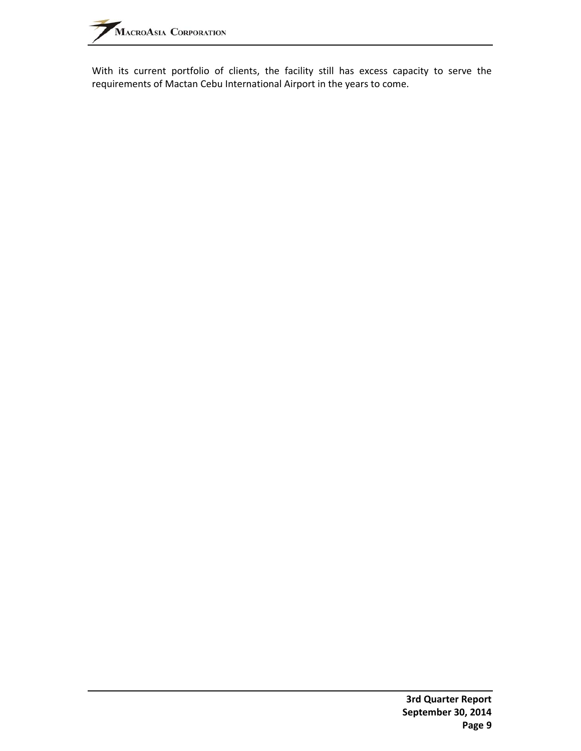With its current portfolio of clients, the facility still has excess capacity to serve the requirements of Mactan Cebu International Airport in the years to come.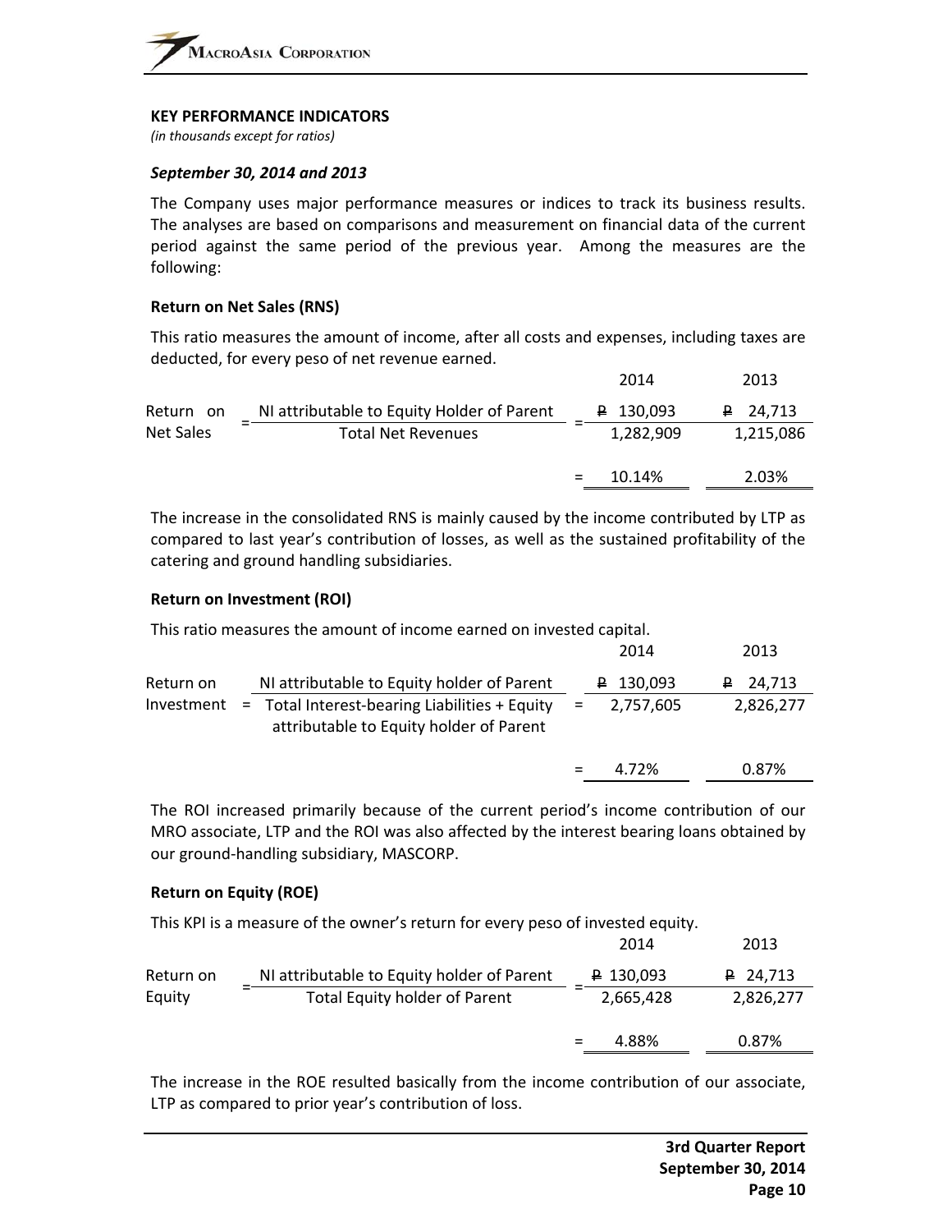## KEY PERFORMANCE INDICATORS

*(in thousands except for ratios)*

### *September 30, 2014 and 2013*

The Company uses major performance measures or indices to track its business results. The analyses are based on comparisons and measurement on financial data of the current period against the same period of the previous year. Among the measures are the following:

**Return on Net Sales (RNS)**

This ratio measures the amount of income, after all costs and expenses, including taxes are deducted, for every peso of net revenue earned.

| | | | | 2014 | 2013 |
|---|---|---|---|---|---|
| Return on Net Sales | = | NI attributable to Equity Holder of Parent / Total Net Revenues | = | ₱ 130,093 / 1,282,909 | ₱ 24,713 / 1,215,086 |
| | | | = | 10.14% | 2.03% |

The increase in the consolidated RNS is mainly caused by the income contributed by LTP as compared to last year's contribution of losses, as well as the sustained profitability of the catering and ground handling subsidiaries.

**Return on Investment (ROI)**

This ratio measures the amount of income earned on invested capital.

| | | | | 2014 | 2013 |
|---|---|---|---|---|---|
| Return on Investment | = | NI attributable to Equity holder of Parent / Total Interest-bearing Liabilities + Equity attributable to Equity holder of Parent | = | ₱ 130,093 / 2,757,605 | ₱ 24,713 / 2,826,277 |
| | | | = | 4.72% | 0.87% |

The ROI increased primarily because of the current period's income contribution of our MRO associate, LTP and the ROI was also affected by the interest bearing loans obtained by our ground-handling subsidiary, MASCORP.

**Return on Equity (ROE)**

This KPI is a measure of the owner's return for every peso of invested equity.

| | | | | 2014 | 2013 |
|---|---|---|---|---|---|
| Return on Equity | = | NI attributable to Equity holder of Parent / Total Equity holder of Parent | = | ₱ 130,093 / 2,665,428 | ₱ 24,713 / 2,826,277 |
| | | | = | 4.88% | 0.87% |

The increase in the ROE resulted basically from the income contribution of our associate, LTP as compared to prior year's contribution of loss.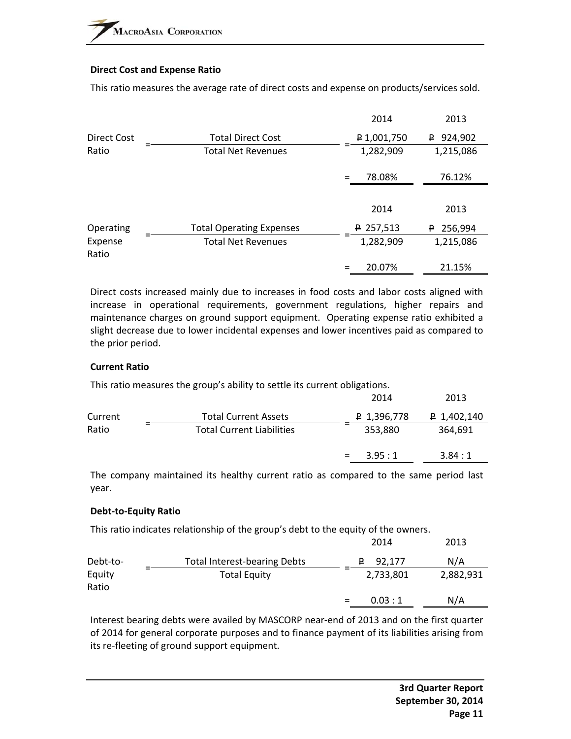**Direct Cost and Expense Ratio**

This ratio measures the average rate of direct costs and expense on products/services sold.

| | | | 2014 | 2013 |
|---|---|---|---|---|
| Direct Cost Ratio | = | Total Direct Cost / Total Net Revenues | = ₱ 1,001,750 / 1,282,909 | ₱ 924,902 / 1,215,086 |
| | | | = 78.08% | 76.12% |

| | | | 2014 | 2013 |
|---|---|---|---|---|
| Operating Expense Ratio | = | Total Operating Expenses / Total Net Revenues | = ₱ 257,513 / 1,282,909 | ₱ 256,994 / 1,215,086 |
| | | | = 20.07% | 21.15% |

Direct costs increased mainly due to increases in food costs and labor costs aligned with increase in operational requirements, government regulations, higher repairs and maintenance charges on ground support equipment. Operating expense ratio exhibited a slight decrease due to lower incidental expenses and lower incentives paid as compared to the prior period.

**Current Ratio**

This ratio measures the group's ability to settle its current obligations.

| | | | 2014 | 2013 |
|---|---|---|---|---|
| Current Ratio | = | Total Current Assets / Total Current Liabilities | = ₱ 1,396,778 / 353,880 | ₱ 1,402,140 / 364,691 |
| | | | = 3.95 : 1 | 3.84 : 1 |

The company maintained its healthy current ratio as compared to the same period last year.

**Debt-to-Equity Ratio**

This ratio indicates relationship of the group's debt to the equity of the owners.

| | | | 2014 | 2013 |
|---|---|---|---|---|
| Debt-to-Equity Ratio | = | Total Interest-bearing Debts / Total Equity | = ₱ 92,177 / 2,733,801 | N/A / 2,882,931 |
| | | | = 0.03 : 1 | N/A |

Interest bearing debts were availed by MASCORP near-end of 2013 and on the first quarter of 2014 for general corporate purposes and to finance payment of its liabilities arising from its re-fleeting of ground support equipment.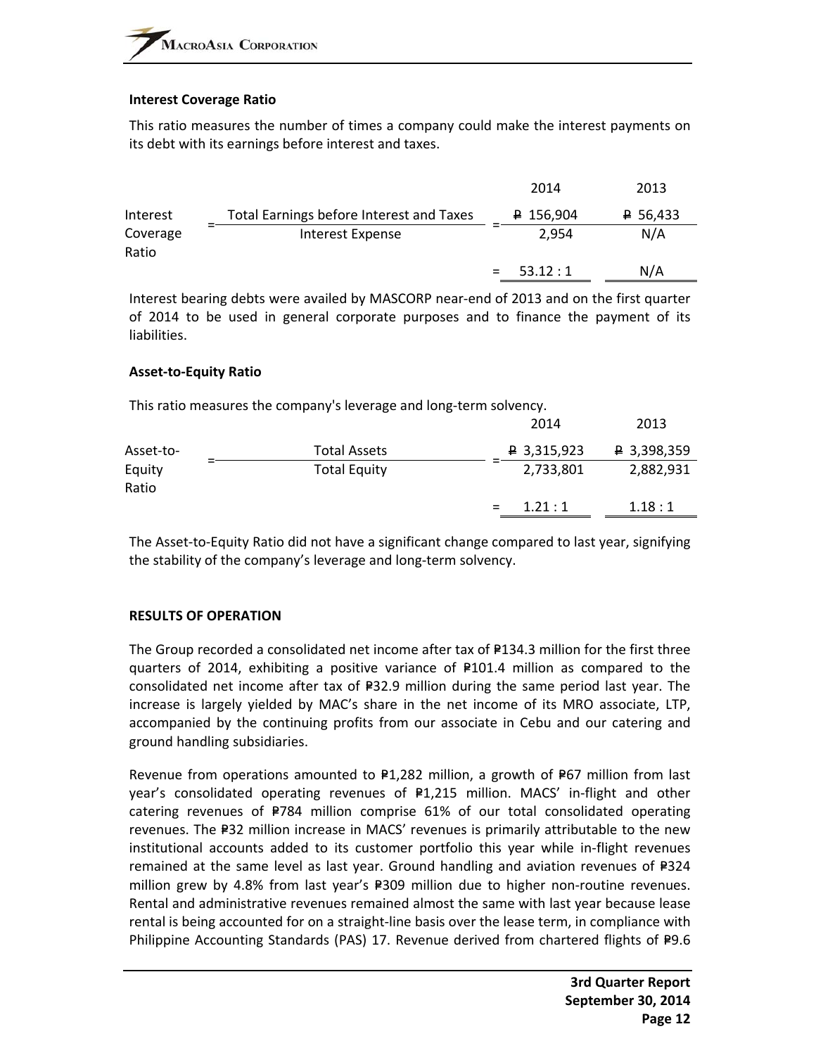### Interest Coverage Ratio

This ratio measures the number of times a company could make the interest payments on its debt with its earnings before interest and taxes.

| | | | 2014 | 2013 |
|---|---|---|---|---|
| Interest Coverage Ratio | = | Total Earnings before Interest and Taxes / Interest Expense | = ₱ 156,904 / 2,954 | ₱ 56,433 / N/A |
| | | | = 53.12 : 1 | N/A |

Interest bearing debts were availed by MASCORP near-end of 2013 and on the first quarter of 2014 to be used in general corporate purposes and to finance the payment of its liabilities.

### Asset-to-Equity Ratio

This ratio measures the company's leverage and long-term solvency.

| | | | 2014 | 2013 |
|---|---|---|---|---|
| Asset-to-Equity Ratio | = | Total Assets / Total Equity | = ₱ 3,315,923 / 2,733,801 | ₱ 3,398,359 / 2,882,931 |
| | | | = 1.21 : 1 | 1.18 : 1 |

The Asset-to-Equity Ratio did not have a significant change compared to last year, signifying the stability of the company's leverage and long-term solvency.

### RESULTS OF OPERATION

The Group recorded a consolidated net income after tax of ₱134.3 million for the first three quarters of 2014, exhibiting a positive variance of ₱101.4 million as compared to the consolidated net income after tax of ₱32.9 million during the same period last year. The increase is largely yielded by MAC's share in the net income of its MRO associate, LTP, accompanied by the continuing profits from our associate in Cebu and our catering and ground handling subsidiaries.

Revenue from operations amounted to ₱1,282 million, a growth of ₱67 million from last year's consolidated operating revenues of ₱1,215 million. MACS' in-flight and other catering revenues of ₱784 million comprise 61% of our total consolidated operating revenues. The ₱32 million increase in MACS' revenues is primarily attributable to the new institutional accounts added to its customer portfolio this year while in-flight revenues remained at the same level as last year. Ground handling and aviation revenues of ₱324 million grew by 4.8% from last year's ₱309 million due to higher non-routine revenues. Rental and administrative revenues remained almost the same with last year because lease rental is being accounted for on a straight-line basis over the lease term, in compliance with Philippine Accounting Standards (PAS) 17. Revenue derived from chartered flights of ₱9.6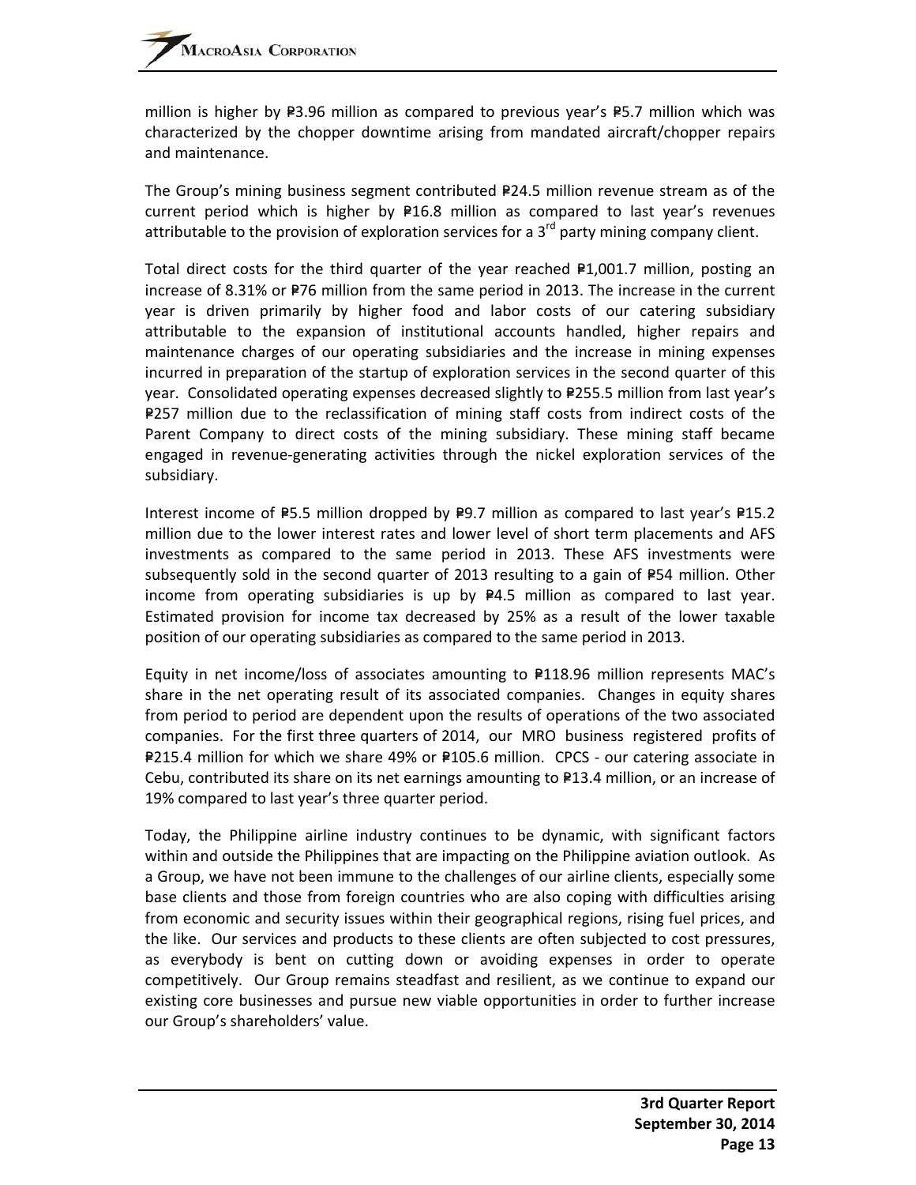million is higher by ₱3.96 million as compared to previous year's ₱5.7 million which was characterized by the chopper downtime arising from mandated aircraft/chopper repairs and maintenance.

The Group's mining business segment contributed ₱24.5 million revenue stream as of the current period which is higher by ₱16.8 million as compared to last year's revenues attributable to the provision of exploration services for a 3rd party mining company client.

Total direct costs for the third quarter of the year reached ₱1,001.7 million, posting an increase of 8.31% or ₱76 million from the same period in 2013. The increase in the current year is driven primarily by higher food and labor costs of our catering subsidiary attributable to the expansion of institutional accounts handled, higher repairs and maintenance charges of our operating subsidiaries and the increase in mining expenses incurred in preparation of the startup of exploration services in the second quarter of this year. Consolidated operating expenses decreased slightly to ₱255.5 million from last year's ₱257 million due to the reclassification of mining staff costs from indirect costs of the Parent Company to direct costs of the mining subsidiary. These mining staff became engaged in revenue-generating activities through the nickel exploration services of the subsidiary.

Interest income of ₱5.5 million dropped by ₱9.7 million as compared to last year's ₱15.2 million due to the lower interest rates and lower level of short term placements and AFS investments as compared to the same period in 2013. These AFS investments were subsequently sold in the second quarter of 2013 resulting to a gain of ₱54 million. Other income from operating subsidiaries is up by ₱4.5 million as compared to last year. Estimated provision for income tax decreased by 25% as a result of the lower taxable position of our operating subsidiaries as compared to the same period in 2013.

Equity in net income/loss of associates amounting to ₱118.96 million represents MAC's share in the net operating result of its associated companies. Changes in equity shares from period to period are dependent upon the results of operations of the two associated companies. For the first three quarters of 2014, our MRO business registered profits of ₱215.4 million for which we share 49% or ₱105.6 million. CPCS - our catering associate in Cebu, contributed its share on its net earnings amounting to ₱13.4 million, or an increase of 19% compared to last year's three quarter period.

Today, the Philippine airline industry continues to be dynamic, with significant factors within and outside the Philippines that are impacting on the Philippine aviation outlook. As a Group, we have not been immune to the challenges of our airline clients, especially some base clients and those from foreign countries who are also coping with difficulties arising from economic and security issues within their geographical regions, rising fuel prices, and the like. Our services and products to these clients are often subjected to cost pressures, as everybody is bent on cutting down or avoiding expenses in order to operate competitively. Our Group remains steadfast and resilient, as we continue to expand our existing core businesses and pursue new viable opportunities in order to further increase our Group's shareholders' value.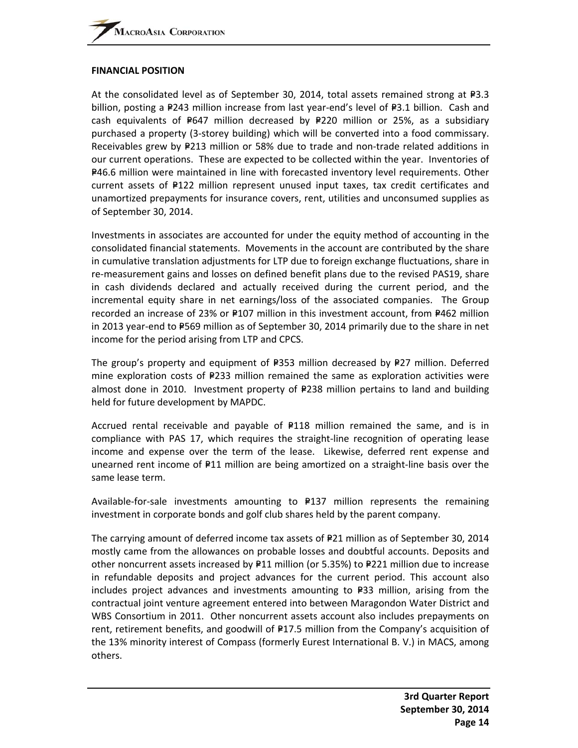**FINANCIAL POSITION**

At the consolidated level as of September 30, 2014, total assets remained strong at ₱3.3 billion, posting a ₱243 million increase from last year-end's level of ₱3.1 billion. Cash and cash equivalents of ₱647 million decreased by ₱220 million or 25%, as a subsidiary purchased a property (3-storey building) which will be converted into a food commissary. Receivables grew by ₱213 million or 58% due to trade and non-trade related additions in our current operations. These are expected to be collected within the year. Inventories of ₱46.6 million were maintained in line with forecasted inventory level requirements. Other current assets of ₱122 million represent unused input taxes, tax credit certificates and unamortized prepayments for insurance covers, rent, utilities and unconsumed supplies as of September 30, 2014.

Investments in associates are accounted for under the equity method of accounting in the consolidated financial statements. Movements in the account are contributed by the share in cumulative translation adjustments for LTP due to foreign exchange fluctuations, share in re-measurement gains and losses on defined benefit plans due to the revised PAS19, share in cash dividends declared and actually received during the current period, and the incremental equity share in net earnings/loss of the associated companies. The Group recorded an increase of 23% or ₱107 million in this investment account, from ₱462 million in 2013 year-end to ₱569 million as of September 30, 2014 primarily due to the share in net income for the period arising from LTP and CPCS.

The group's property and equipment of ₱353 million decreased by ₱27 million. Deferred mine exploration costs of ₱233 million remained the same as exploration activities were almost done in 2010. Investment property of ₱238 million pertains to land and building held for future development by MAPDC.

Accrued rental receivable and payable of ₱118 million remained the same, and is in compliance with PAS 17, which requires the straight-line recognition of operating lease income and expense over the term of the lease. Likewise, deferred rent expense and unearned rent income of ₱11 million are being amortized on a straight-line basis over the same lease term.

Available-for-sale investments amounting to ₱137 million represents the remaining investment in corporate bonds and golf club shares held by the parent company.

The carrying amount of deferred income tax assets of ₱21 million as of September 30, 2014 mostly came from the allowances on probable losses and doubtful accounts. Deposits and other noncurrent assets increased by ₱11 million (or 5.35%) to ₱221 million due to increase in refundable deposits and project advances for the current period. This account also includes project advances and investments amounting to ₱33 million, arising from the contractual joint venture agreement entered into between Maragondon Water District and WBS Consortium in 2011. Other noncurrent assets account also includes prepayments on rent, retirement benefits, and goodwill of ₱17.5 million from the Company's acquisition of the 13% minority interest of Compass (formerly Eurest International B. V.) in MACS, among others.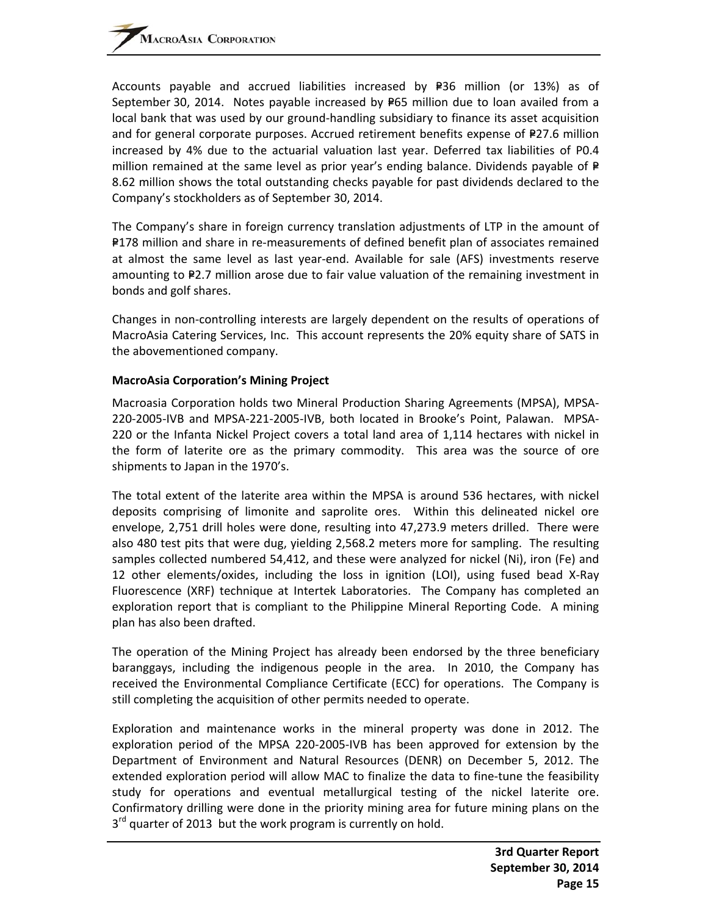Accounts payable and accrued liabilities increased by ₱36 million (or 13%) as of September 30, 2014. Notes payable increased by ₱65 million due to loan availed from a local bank that was used by our ground-handling subsidiary to finance its asset acquisition and for general corporate purposes. Accrued retirement benefits expense of ₱27.6 million increased by 4% due to the actuarial valuation last year. Deferred tax liabilities of P0.4 million remained at the same level as prior year's ending balance. Dividends payable of ₱ 8.62 million shows the total outstanding checks payable for past dividends declared to the Company's stockholders as of September 30, 2014.

The Company's share in foreign currency translation adjustments of LTP in the amount of ₱178 million and share in re-measurements of defined benefit plan of associates remained at almost the same level as last year-end. Available for sale (AFS) investments reserve amounting to ₱2.7 million arose due to fair value valuation of the remaining investment in bonds and golf shares.

Changes in non-controlling interests are largely dependent on the results of operations of MacroAsia Catering Services, Inc. This account represents the 20% equity share of SATS in the abovementioned company.

**MacroAsia Corporation's Mining Project**

Macroasia Corporation holds two Mineral Production Sharing Agreements (MPSA), MPSA-220-2005-IVB and MPSA-221-2005-IVB, both located in Brooke's Point, Palawan. MPSA-220 or the Infanta Nickel Project covers a total land area of 1,114 hectares with nickel in the form of laterite ore as the primary commodity. This area was the source of ore shipments to Japan in the 1970's.

The total extent of the laterite area within the MPSA is around 536 hectares, with nickel deposits comprising of limonite and saprolite ores. Within this delineated nickel ore envelope, 2,751 drill holes were done, resulting into 47,273.9 meters drilled. There were also 480 test pits that were dug, yielding 2,568.2 meters more for sampling. The resulting samples collected numbered 54,412, and these were analyzed for nickel (Ni), iron (Fe) and 12 other elements/oxides, including the loss in ignition (LOI), using fused bead X-Ray Fluorescence (XRF) technique at Intertek Laboratories. The Company has completed an exploration report that is compliant to the Philippine Mineral Reporting Code. A mining plan has also been drafted.

The operation of the Mining Project has already been endorsed by the three beneficiary baranggays, including the indigenous people in the area. In 2010, the Company has received the Environmental Compliance Certificate (ECC) for operations. The Company is still completing the acquisition of other permits needed to operate.

Exploration and maintenance works in the mineral property was done in 2012. The exploration period of the MPSA 220-2005-IVB has been approved for extension by the Department of Environment and Natural Resources (DENR) on December 5, 2012. The extended exploration period will allow MAC to finalize the data to fine-tune the feasibility study for operations and eventual metallurgical testing of the nickel laterite ore. Confirmatory drilling were done in the priority mining area for future mining plans on the 3rd quarter of 2013 but the work program is currently on hold.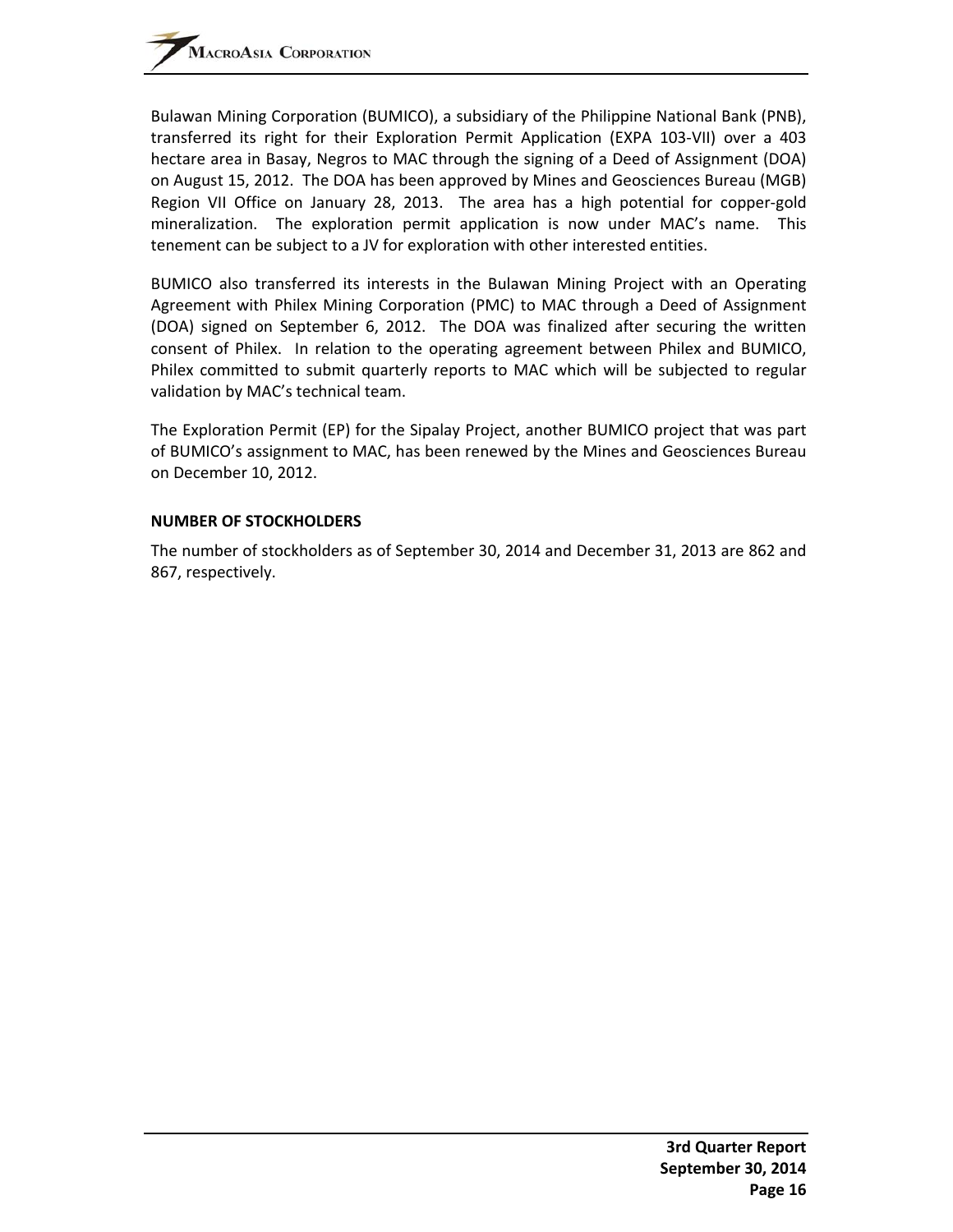Bulawan Mining Corporation (BUMICO), a subsidiary of the Philippine National Bank (PNB), transferred its right for their Exploration Permit Application (EXPA 103-VII) over a 403 hectare area in Basay, Negros to MAC through the signing of a Deed of Assignment (DOA) on August 15, 2012. The DOA has been approved by Mines and Geosciences Bureau (MGB) Region VII Office on January 28, 2013. The area has a high potential for copper-gold mineralization. The exploration permit application is now under MAC's name. This tenement can be subject to a JV for exploration with other interested entities.

BUMICO also transferred its interests in the Bulawan Mining Project with an Operating Agreement with Philex Mining Corporation (PMC) to MAC through a Deed of Assignment (DOA) signed on September 6, 2012. The DOA was finalized after securing the written consent of Philex. In relation to the operating agreement between Philex and BUMICO, Philex committed to submit quarterly reports to MAC which will be subjected to regular validation by MAC's technical team.

The Exploration Permit (EP) for the Sipalay Project, another BUMICO project that was part of BUMICO's assignment to MAC, has been renewed by the Mines and Geosciences Bureau on December 10, 2012.

**NUMBER OF STOCKHOLDERS**

The number of stockholders as of September 30, 2014 and December 31, 2013 are 862 and 867, respectively.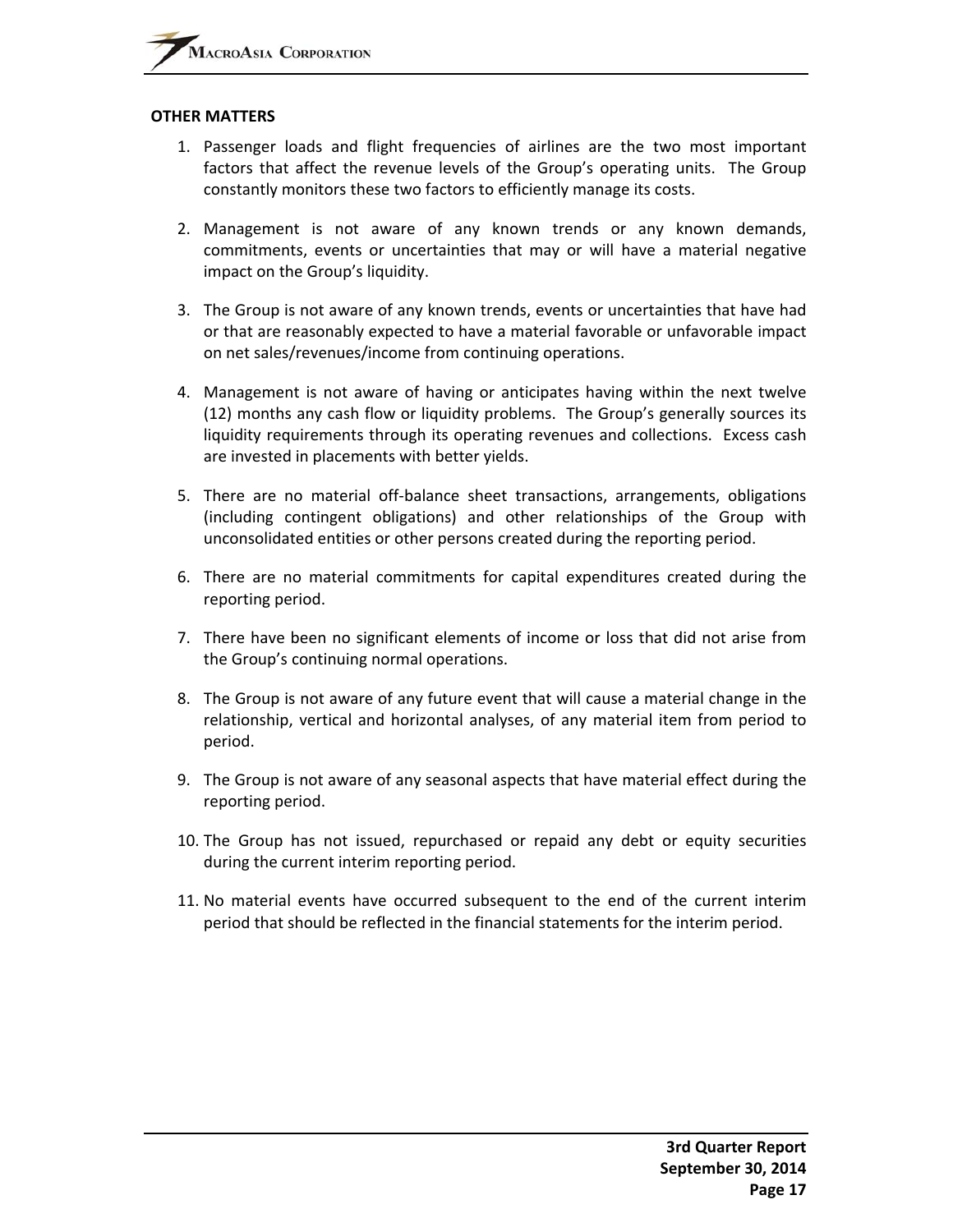## OTHER MATTERS

1. Passenger loads and flight frequencies of airlines are the two most important factors that affect the revenue levels of the Group's operating units. The Group constantly monitors these two factors to efficiently manage its costs.

2. Management is not aware of any known trends or any known demands, commitments, events or uncertainties that may or will have a material negative impact on the Group's liquidity.

3. The Group is not aware of any known trends, events or uncertainties that have had or that are reasonably expected to have a material favorable or unfavorable impact on net sales/revenues/income from continuing operations.

4. Management is not aware of having or anticipates having within the next twelve (12) months any cash flow or liquidity problems. The Group's generally sources its liquidity requirements through its operating revenues and collections. Excess cash are invested in placements with better yields.

5. There are no material off-balance sheet transactions, arrangements, obligations (including contingent obligations) and other relationships of the Group with unconsolidated entities or other persons created during the reporting period.

6. There are no material commitments for capital expenditures created during the reporting period.

7. There have been no significant elements of income or loss that did not arise from the Group's continuing normal operations.

8. The Group is not aware of any future event that will cause a material change in the relationship, vertical and horizontal analyses, of any material item from period to period.

9. The Group is not aware of any seasonal aspects that have material effect during the reporting period.

10. The Group has not issued, repurchased or repaid any debt or equity securities during the current interim reporting period.

11. No material events have occurred subsequent to the end of the current interim period that should be reflected in the financial statements for the interim period.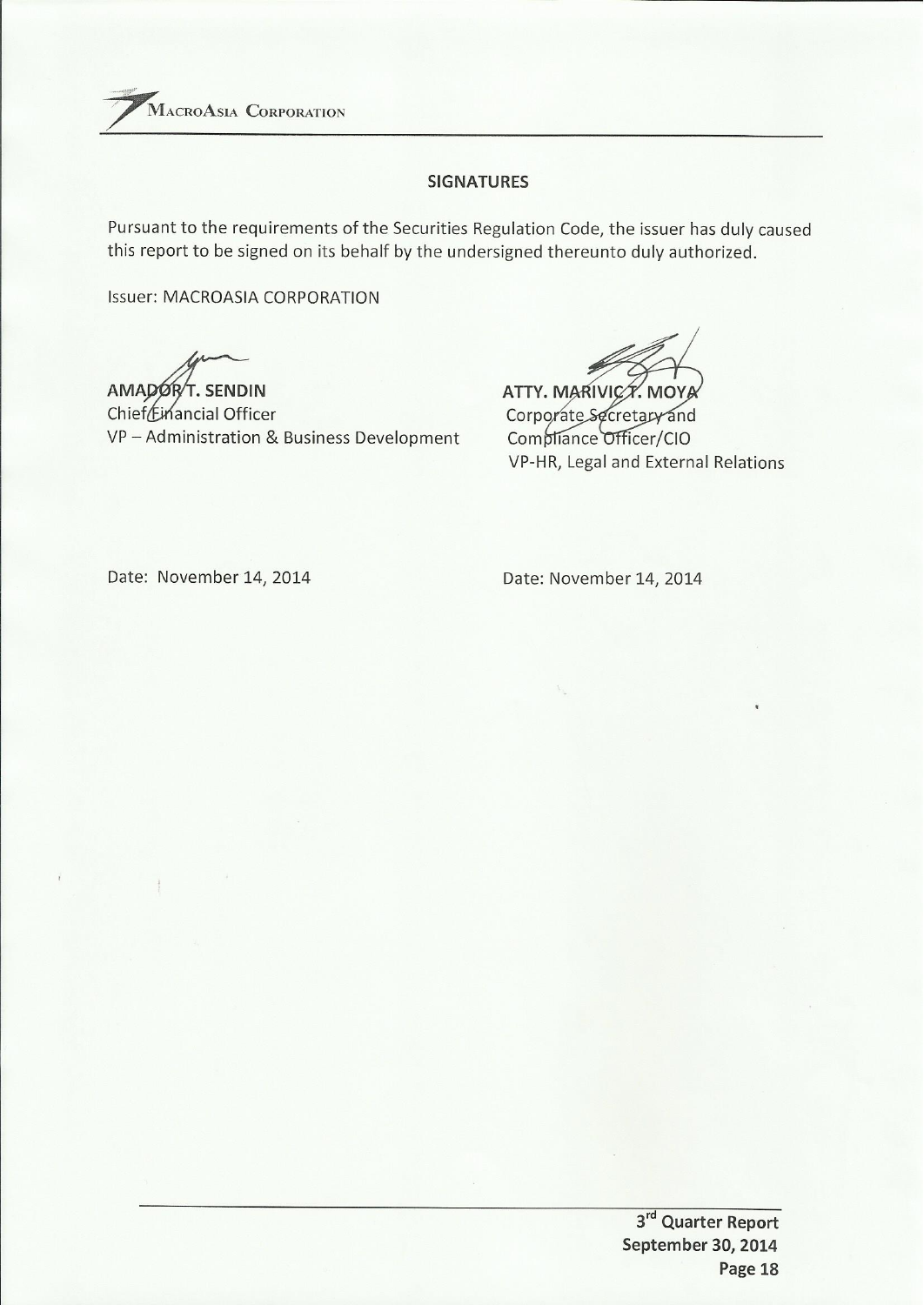## SIGNATURES

Pursuant to the requirements of the Securities Regulation Code, the issuer has duly caused this report to be signed on its behalf by the undersigned thereunto duly authorized.

Issuer: MACROASIA CORPORATION

| | |
|---|---|
| **AMADOR T. SENDIN** | **ATTY. MARIVIC T. MOYA** |
| Chief Financial Officer | Corporate Secretary and |
| VP – Administration & Business Development | Compliance Officer/CIO |
| | VP-HR, Legal and External Relations |
| Date: November 14, 2014 | Date: November 14, 2014 |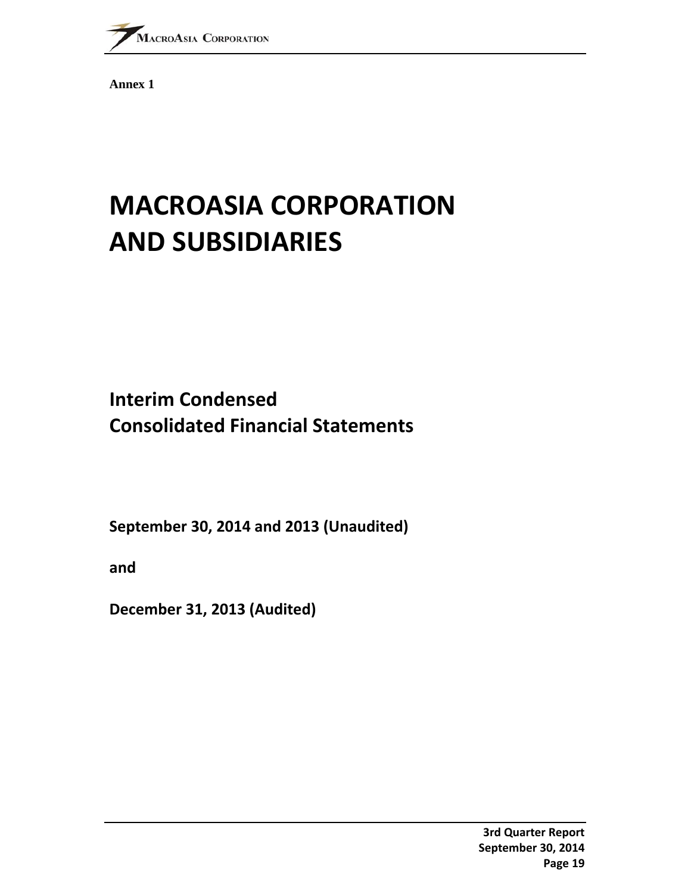**Annex 1**

# MACROASIA CORPORATION AND SUBSIDIARIES

## Interim Condensed Consolidated Financial Statements

**September 30, 2014 and 2013 (Unaudited)**

**and**

**December 31, 2013 (Audited)**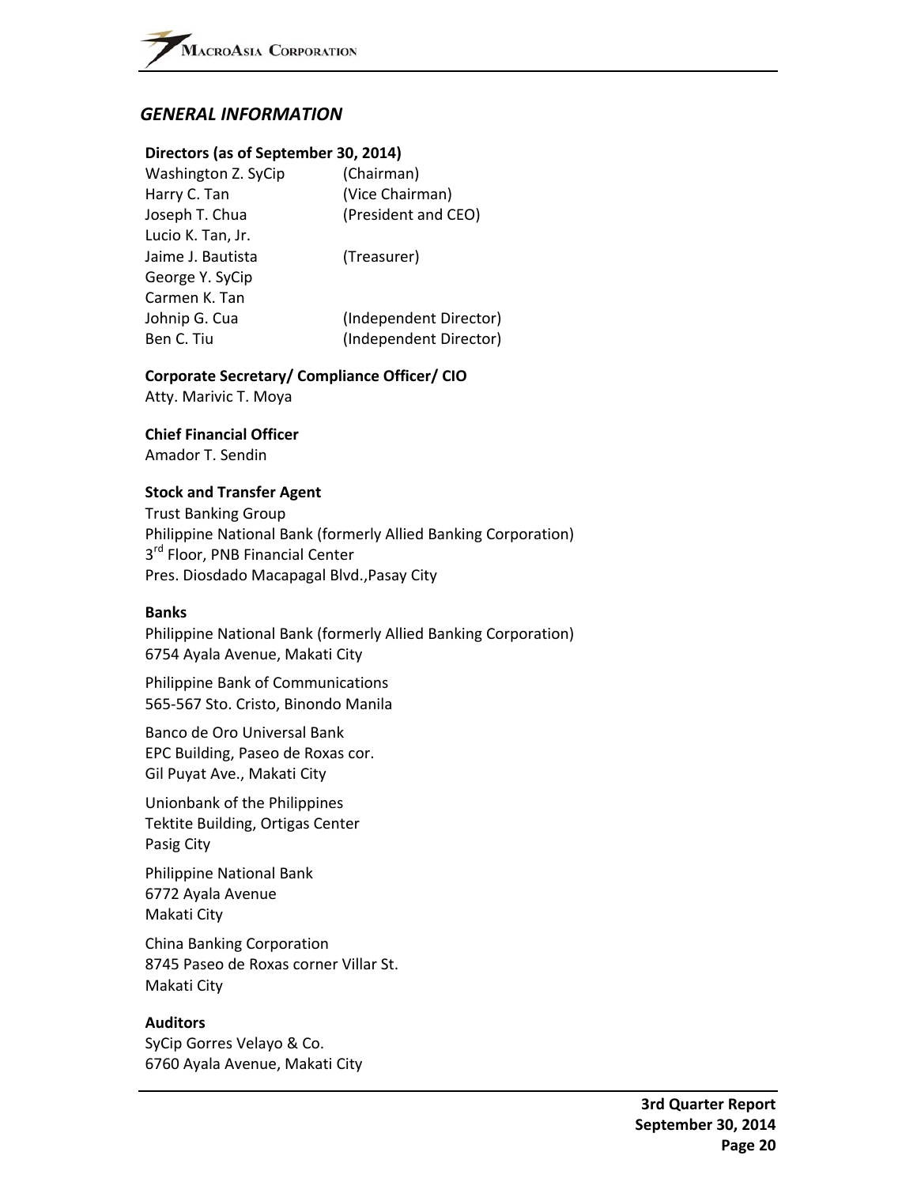## *GENERAL INFORMATION*

**Directors (as of September 30, 2014)**

| | |
|---|---|
| Washington Z. SyCip | (Chairman) |
| Harry C. Tan | (Vice Chairman) |
| Joseph T. Chua | (President and CEO) |
| Lucio K. Tan, Jr. | |
| Jaime J. Bautista | (Treasurer) |
| George Y. SyCip | |
| Carmen K. Tan | |
| Johnip G. Cua | (Independent Director) |
| Ben C. Tiu | (Independent Director) |

**Corporate Secretary/ Compliance Officer/ CIO**
Atty. Marivic T. Moya

**Chief Financial Officer**
Amador T. Sendin

**Stock and Transfer Agent**
Trust Banking Group
Philippine National Bank (formerly Allied Banking Corporation)
3rd Floor, PNB Financial Center
Pres. Diosdado Macapagal Blvd.,Pasay City

**Banks**

Philippine National Bank (formerly Allied Banking Corporation)
6754 Ayala Avenue, Makati City

Philippine Bank of Communications
565-567 Sto. Cristo, Binondo Manila

Banco de Oro Universal Bank
EPC Building, Paseo de Roxas cor.
Gil Puyat Ave., Makati City

Unionbank of the Philippines
Tektite Building, Ortigas Center
Pasig City

Philippine National Bank
6772 Ayala Avenue
Makati City

China Banking Corporation
8745 Paseo de Roxas corner Villar St.
Makati City

**Auditors**
SyCip Gorres Velayo & Co.
6760 Ayala Avenue, Makati City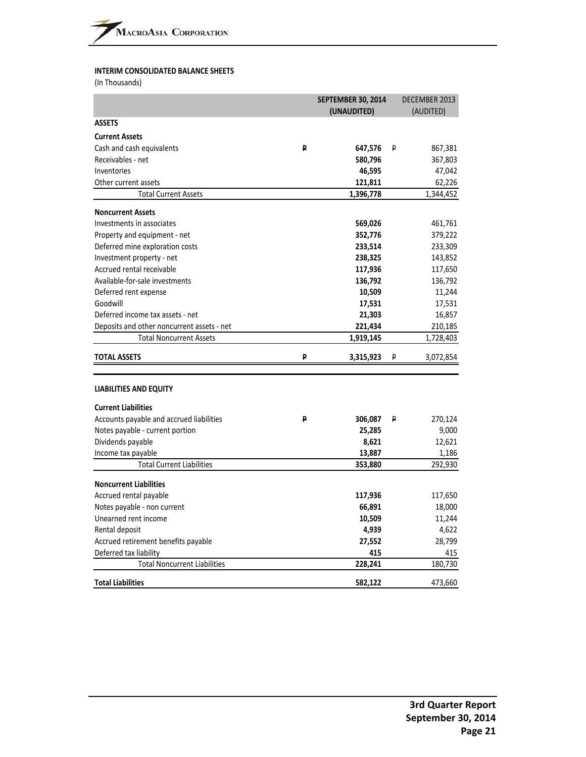**INTERIM CONSOLIDATED BALANCE SHEETS**
(In Thousands)

| | | SEPTEMBER 30, 2014 (UNAUDITED) | | DECEMBER 2013 (AUDITED) |
|---|---|---|---|---|
| **ASSETS** | | | | |
| **Current Assets** | | | | |
| Cash and cash equivalents | ₱ | **647,576** | ₱ | 867,381 |
| Receivables - net | | **580,796** | | 367,803 |
| Inventories | | **46,595** | | 47,042 |
| Other current assets | | **121,811** | | 62,226 |
| Total Current Assets | | **1,396,778** | | 1,344,452 |
| **Noncurrent Assets** | | | | |
| Investments in associates | | **569,026** | | 461,761 |
| Property and equipment - net | | **352,776** | | 379,222 |
| Deferred mine exploration costs | | **233,514** | | 233,309 |
| Investment property - net | | **238,325** | | 143,852 |
| Accrued rental receivable | | **117,936** | | 117,650 |
| Available-for-sale investments | | **136,792** | | 136,792 |
| Deferred rent expense | | **10,509** | | 11,244 |
| Goodwill | | **17,531** | | 17,531 |
| Deferred income tax assets - net | | **21,303** | | 16,857 |
| Deposits and other noncurrent assets - net | | **221,434** | | 210,185 |
| Total Noncurrent Assets | | **1,919,145** | | 1,728,403 |
| **TOTAL ASSETS** | ₱ | **3,315,923** | ₱ | 3,072,854 |
| **LIABILITIES AND EQUITY** | | | | |
| **Current Liabilities** | | | | |
| Accounts payable and accrued liabilities | ₱ | **306,087** | ₱ | 270,124 |
| Notes payable - current portion | | **25,285** | | 9,000 |
| Dividends payable | | **8,621** | | 12,621 |
| Income tax payable | | **13,887** | | 1,186 |
| Total Current Liabilities | | **353,880** | | 292,930 |
| **Noncurrent Liabilities** | | | | |
| Accrued rental payable | | **117,936** | | 117,650 |
| Notes payable - non current | | **66,891** | | 18,000 |
| Unearned rent income | | **10,509** | | 11,244 |
| Rental deposit | | **4,939** | | 4,622 |
| Accrued retirement benefits payable | | **27,552** | | 28,799 |
| Deferred tax liability | | **415** | | 415 |
| Total Noncurrent Liabilities | | **228,241** | | 180,730 |
| **Total Liabilities** | | **582,122** | | 473,660 |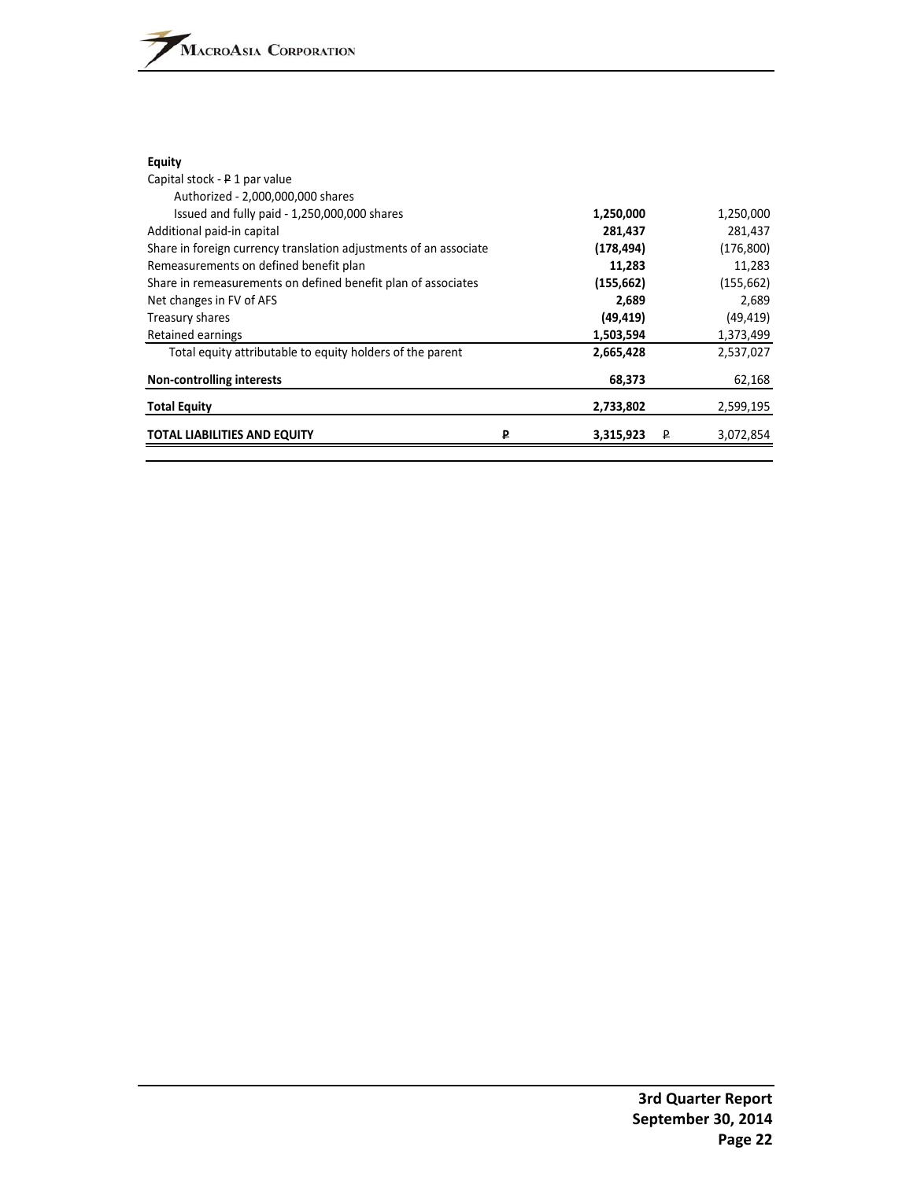| **Equity** | | | | |
|---|---|---|---|---|
| Capital stock - ₱ 1 par value | | | | |
| Authorized - 2,000,000,000 shares | | | | |
| Issued and fully paid - 1,250,000,000 shares | | **1,250,000** | | 1,250,000 |
| Additional paid-in capital | | **281,437** | | 281,437 |
| Share in foreign currency translation adjustments of an associate | | **(178,494)** | | (176,800) |
| Remeasurements on defined benefit plan | | **11,283** | | 11,283 |
| Share in remeasurements on defined benefit plan of associates | | **(155,662)** | | (155,662) |
| Net changes in FV of AFS | | **2,689** | | 2,689 |
| Treasury shares | | **(49,419)** | | (49,419) |
| Retained earnings | | **1,503,594** | | 1,373,499 |
| Total equity attributable to equity holders of the parent | | **2,665,428** | | 2,537,027 |
| **Non-controlling interests** | | **68,373** | | 62,168 |
| **Total Equity** | | **2,733,802** | | 2,599,195 |
| **TOTAL LIABILITIES AND EQUITY** | **₱** | **3,315,923** | ₱ | 3,072,854 |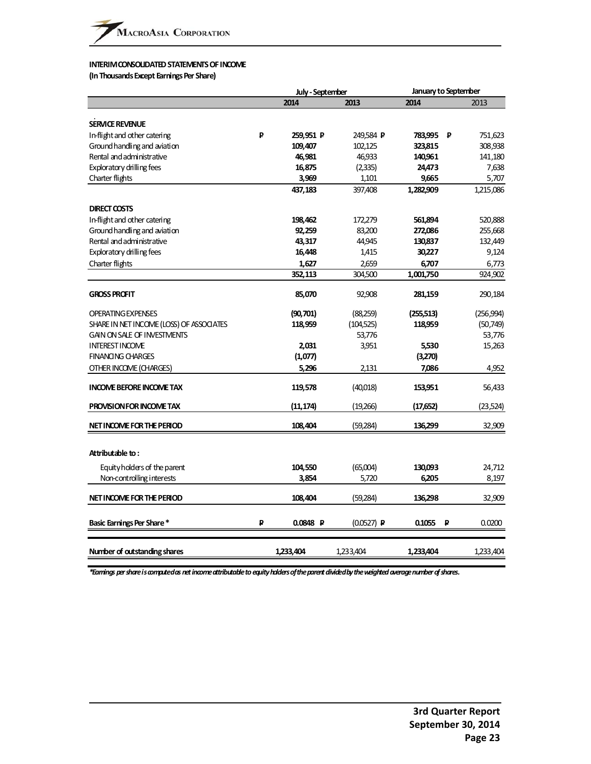**INTERIM CONSOLIDATED STATEMENTS OF INCOME**
**(In Thousands Except Earnings Per Share)**

| | July - September | | January to September | |
|---|---|---|---|---|
| | **2014** | **2013** | **2014** | 2013 |
| **SERVICE REVENUE** | | | | |
| In-flight and other catering | ₱ **259,951** | ₱ 249,584 | ₱ **783,995** | ₱ 751,623 |
| Ground handling and aviation | **109,407** | 102,125 | **323,815** | 308,938 |
| Rental and administrative | **46,981** | 46,933 | **140,961** | 141,180 |
| Exploratory drilling fees | **16,875** | (2,335) | **24,473** | 7,638 |
| Charter flights | **3,969** | 1,101 | **9,665** | 5,707 |
| | **437,183** | 397,408 | **1,282,909** | 1,215,086 |
| **DIRECT COSTS** | | | | |
| In-flight and other catering | **198,462** | 172,279 | **561,894** | 520,888 |
| Ground handling and aviation | **92,259** | 83,200 | **272,086** | 255,668 |
| Rental and administrative | **43,317** | 44,945 | **130,837** | 132,449 |
| Exploratory drilling fees | **16,448** | 1,415 | **30,227** | 9,124 |
| Charter flights | **1,627** | 2,659 | **6,707** | 6,773 |
| | **352,113** | 304,500 | **1,001,750** | 924,902 |
| **GROSS PROFIT** | **85,070** | 92,908 | **281,159** | 290,184 |
| OPERATING EXPENSES | **(90,701)** | (88,259) | **(255,513)** | (256,994) |
| SHARE IN NET INCOME (LOSS) OF ASSOCIATES | **118,959** | (104,525) | **118,959** | (50,749) |
| GAIN ON SALE OF INVESTMENTS | | 53,776 | | 53,776 |
| INTEREST INCOME | **2,031** | 3,951 | **5,530** | 15,263 |
| FINANCING CHARGES | **(1,077)** | | **(3,270)** | |
| OTHER INCOME (CHARGES) | **5,296** | 2,131 | **7,086** | 4,952 |
| **INCOME BEFORE INCOME TAX** | **119,578** | (40,018) | **153,951** | 56,433 |
| **PROVISION FOR INCOME TAX** | **(11,174)** | (19,266) | **(17,652)** | (23,524) |
| **NET INCOME FOR THE PERIOD** | **108,404** | (59,284) | **136,299** | 32,909 |
| **Attributable to :** | | | | |
| Equity holders of the parent | **104,550** | (65,004) | **130,093** | 24,712 |
| Non-controlling interests | **3,854** | 5,720 | **6,205** | 8,197 |
| **NET INCOME FOR THE PERIOD** | **108,404** | (59,284) | **136,298** | 32,909 |
| **Basic Earnings Per Share *** | ₱ **0.0848** | ₱ (0.0527) | ₱ **0.1055** | ₱ 0.0200 |
| **Number of outstanding shares** | **1,233,404** | 1,233,404 | **1,233,404** | 1,233,404 |

**Earnings per share is computed as net income attributable to equity holders of the parent divided by the weighted average number of shares.*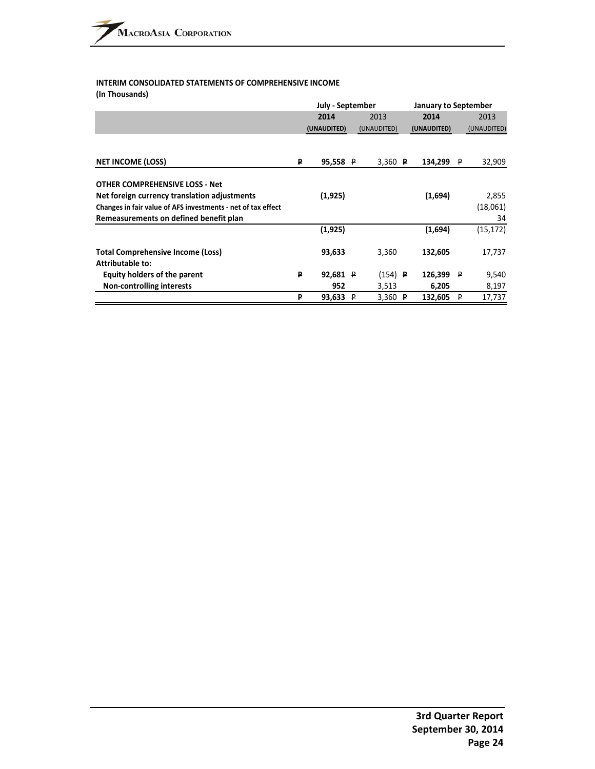**INTERIM CONSOLIDATED STATEMENTS OF COMPREHENSIVE INCOME**
**(In Thousands)**

| | July - September | | January to September | |
|---|---|---|---|---|
| | **2014** | 2013 | **2014** | 2013 |
| | **(UNAUDITED)** | (UNAUDITED) | **(UNAUDITED)** | (UNAUDITED) |
| **NET INCOME (LOSS)** | **₱ 95,558** | ₱ 3,360 | **₱ 134,299** | ₱ 32,909 |
| **OTHER COMPREHENSIVE LOSS - Net** | | | | |
| Net foreign currency translation adjustments | **(1,925)** | | **(1,694)** | 2,855 |
| Changes in fair value of AFS investments - net of tax effect | | | | (18,061) |
| Remeasurements on defined benefit plan | | | | 34 |
| | **(1,925)** | | **(1,694)** | (15,172) |
| **Total Comprehensive Income (Loss)** | **93,633** | 3,360 | **132,605** | 17,737 |
| **Attributable to:** | | | | |
| Equity holders of the parent | **₱ 92,681** | ₱ (154) | **₱ 126,399** | ₱ 9,540 |
| Non-controlling interests | **952** | 3,513 | **6,205** | 8,197 |
| | **₱ 93,633** | ₱ 3,360 | **₱ 132,605** | ₱ 17,737 |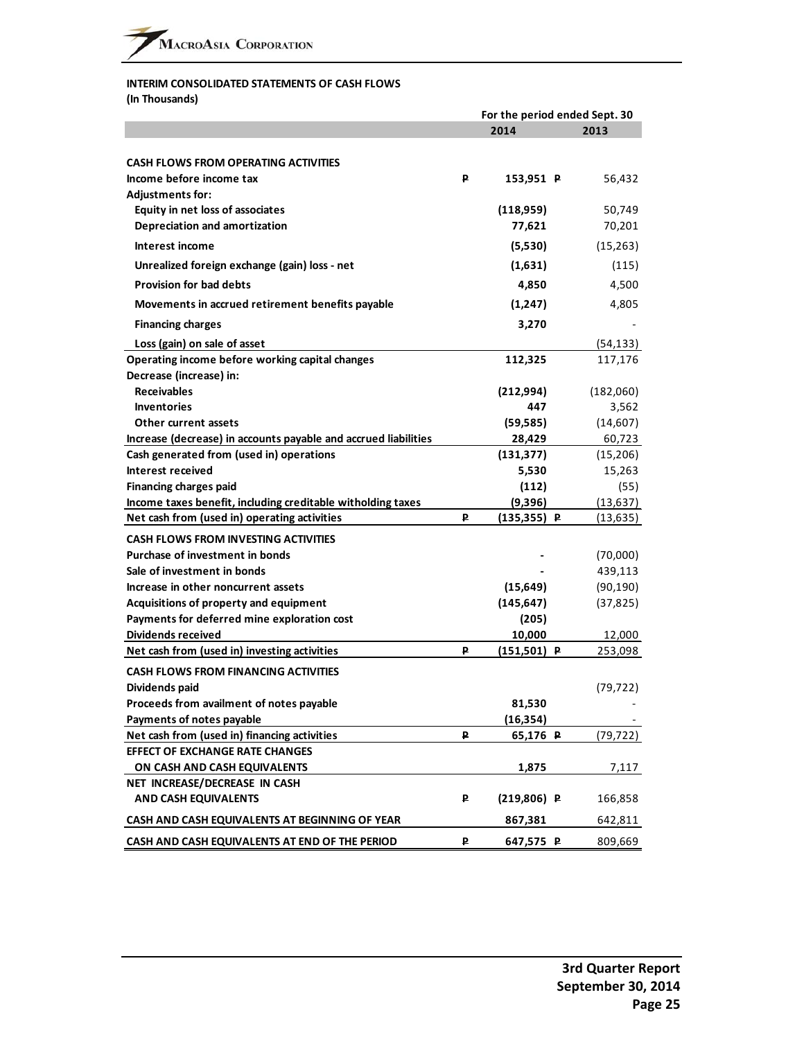**INTERIM CONSOLIDATED STATEMENTS OF CASH FLOWS**
**(In Thousands)**

| | For the period ended Sept. 30 | |
|---|---|---|
| | **2014** | **2013** |
| **CASH FLOWS FROM OPERATING ACTIVITIES** | | |
| Income before income tax | ₱ 153,951 | ₱ 56,432 |
| Adjustments for: | | |
| Equity in net loss of associates | (118,959) | 50,749 |
| Depreciation and amortization | 77,621 | 70,201 |
| Interest income | (5,530) | (15,263) |
| Unrealized foreign exchange (gain) loss - net | (1,631) | (115) |
| Provision for bad debts | 4,850 | 4,500 |
| Movements in accrued retirement benefits payable | (1,247) | 4,805 |
| Financing charges | 3,270 | - |
| Loss (gain) on sale of asset | | (54,133) |
| Operating income before working capital changes | 112,325 | 117,176 |
| Decrease (increase) in: | | |
| Receivables | (212,994) | (182,060) |
| Inventories | 447 | 3,562 |
| Other current assets | (59,585) | (14,607) |
| Increase (decrease) in accounts payable and accrued liabilities | 28,429 | 60,723 |
| Cash generated from (used in) operations | (131,377) | (15,206) |
| Interest received | 5,530 | 15,263 |
| Financing charges paid | (112) | (55) |
| Income taxes benefit, including creditable witholding taxes | (9,396) | (13,637) |
| Net cash from (used in) operating activities | ₱ (135,355) | ₱ (13,635) |
| **CASH FLOWS FROM INVESTING ACTIVITIES** | | |
| Purchase of investment in bonds | - | (70,000) |
| Sale of investment in bonds | - | 439,113 |
| Increase in other noncurrent assets | (15,649) | (90,190) |
| Acquisitions of property and equipment | (145,647) | (37,825) |
| Payments for deferred mine exploration cost | (205) | |
| Dividends received | 10,000 | 12,000 |
| Net cash from (used in) investing activities | ₱ (151,501) | ₱ 253,098 |
| **CASH FLOWS FROM FINANCING ACTIVITIES** | | |
| Dividends paid | | (79,722) |
| Proceeds from availment of notes payable | 81,530 | - |
| Payments of notes payable | (16,354) | - |
| Net cash from (used in) financing activities | ₱ 65,176 | ₱ (79,722) |
| EFFECT OF EXCHANGE RATE CHANGES ON CASH AND CASH EQUIVALENTS | 1,875 | 7,117 |
| NET INCREASE/DECREASE IN CASH AND CASH EQUIVALENTS | ₱ (219,806) | ₱ 166,858 |
| CASH AND CASH EQUIVALENTS AT BEGINNING OF YEAR | 867,381 | 642,811 |
| CASH AND CASH EQUIVALENTS AT END OF THE PERIOD | ₱ 647,575 | ₱ 809,669 |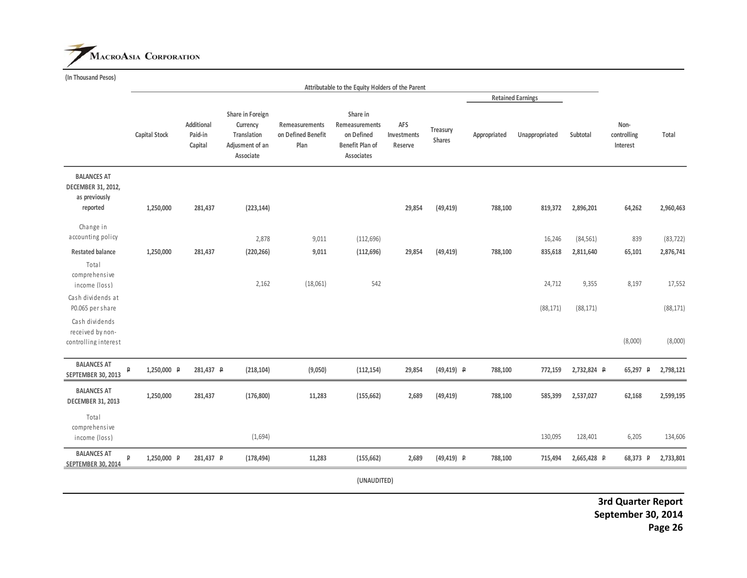(In Thousand Pesos)

| | Attributable to the Equity Holders of the Parent | | | | | | | | | | | | |
|---|---|---|---|---|---|---|---|---|---|---|---|---|---|
| | | | | | | | | Retained Earnings | | | | | |
| | Capital Stock | Additional Paid-in Capital | Share in Foreign Currency Translation Adjusment of an Associate | Remeasurements on Defined Benefit Plan | Share in Remeasurements on Defined Benefit Plan of Associates | AFS Investments Reserve | Treasury Shares | Appropriated | Unappropriated | Subtotal | Non-controlling Interest | Total |
| **BALANCES AT DECEMBER 31, 2012, as previously reported** | **1,250,000** | **281,437** | **(223,144)** | | | **29,854** | **(49,419)** | **788,100** | **819,372** | **2,896,201** | **64,262** | **2,960,463** |
| Change in accounting policy | | | 2,878 | 9,011 | (112,696) | | | | 16,246 | (84,561) | 839 | (83,722) |
| **Restated balance** | **1,250,000** | **281,437** | **(220,266)** | **9,011** | **(112,696)** | **29,854** | **(49,419)** | **788,100** | **835,618** | **2,811,640** | **65,101** | **2,876,741** |
| Total comprehensive income (loss) | | | 2,162 | (18,061) | 542 | | | | 24,712 | 9,355 | 8,197 | 17,552 |
| Cash dividends at P0.065 per share | | | | | | | | | (88,171) | (88,171) | | (88,171) |
| Cash dividends received by non-controlling interest | | | | | | | | | | | (8,000) | (8,000) |
| **BALANCES AT SEPTEMBER 30, 2013** | **₱ 1,250,000** | **₱ 281,437** | **₱ (218,104)** | **(9,050)** | **(112,154)** | **29,854** | **(49,419)** | **₱ 788,100** | **772,159** | **2,732,824** | **₱ 65,297** | **₱ 2,798,121** |
| **BALANCES AT DECEMBER 31, 2013** | **1,250,000** | **281,437** | **(176,800)** | **11,283** | **(155,662)** | **2,689** | **(49,419)** | **788,100** | **585,399** | **2,537,027** | **62,168** | **2,599,195** |
| Total comprehensive income (loss) | | | (1,694) | | | | | | 130,095 | 128,401 | 6,205 | 134,606 |
| **BALANCES AT SEPTEMBER 30, 2014** | **₱ 1,250,000** | **₱ 281,437** | **₱ (178,494)** | **11,283** | **(155,662)** | **2,689** | **(49,419)** | **₱ 788,100** | **715,494** | **2,665,428** | **₱ 68,373** | **₱ 2,733,801** |

(UNAUDITED)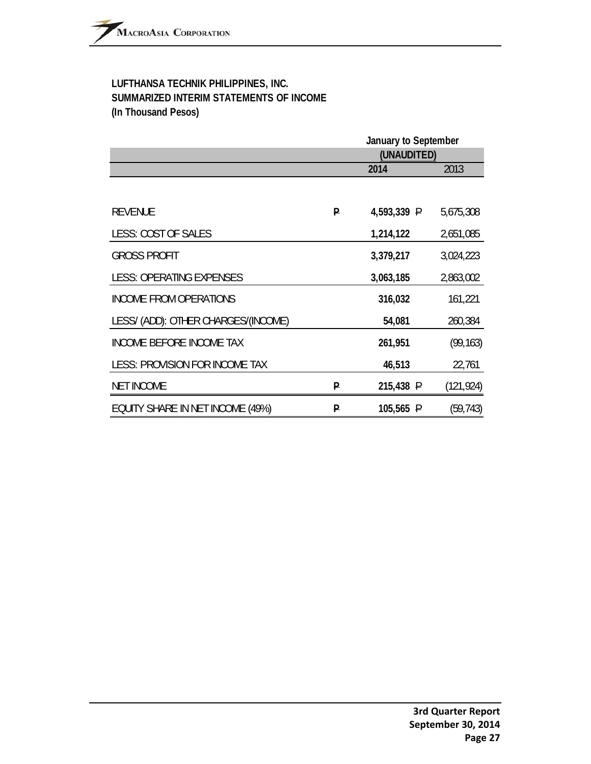**LUFTHANSA TECHNIK PHILIPPINES, INC.**
**SUMMARIZED INTERIM STATEMENTS OF INCOME**
**(In Thousand Pesos)**

| | January to September (UNAUDITED) | |
|---|---|---|
| | **2014** | 2013 |
| REVENUE | ₱ **4,593,339** | ₱ 5,675,308 |
| LESS: COST OF SALES | **1,214,122** | 2,651,085 |
| GROSS PROFIT | **3,379,217** | 3,024,223 |
| LESS: OPERATING EXPENSES | **3,063,185** | 2,863,002 |
| INCOME FROM OPERATIONS | **316,032** | 161,221 |
| LESS/ (ADD): OTHER CHARGES/(INCOME) | **54,081** | 260,384 |
| INCOME BEFORE INCOME TAX | **261,951** | (99,163) |
| LESS: PROVISION FOR INCOME TAX | **46,513** | 22,761 |
| NET INCOME | ₱ **215,438** | ₱ (121,924) |
| EQUITY SHARE IN NET INCOME (49%) | ₱ **105,565** | ₱ (59,743) |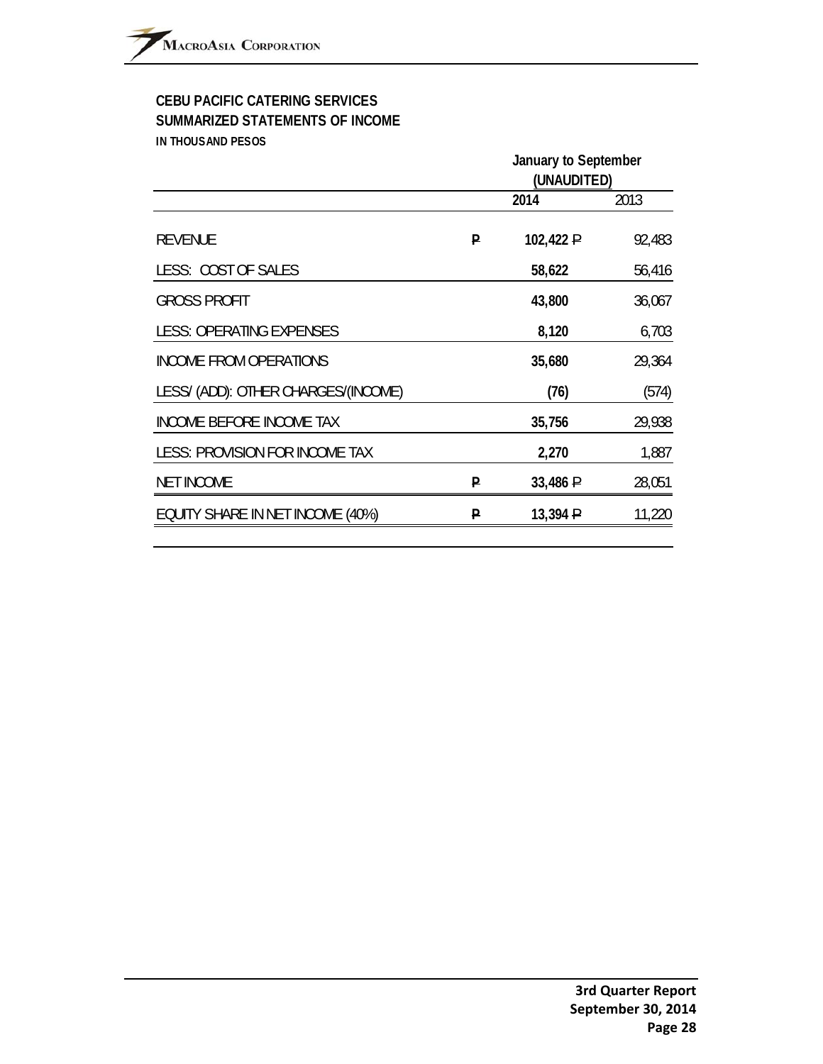**CEBU PACIFIC CATERING SERVICES**
**SUMMARIZED STATEMENTS OF INCOME**
**IN THOUSAND PESOS**

| | | January to September (UNAUDITED) | |
|---|---|---|---|
| | | **2014** | 2013 |
| REVENUE | ₱ | **102,422** ₱ | 92,483 |
| LESS: COST OF SALES | | **58,622** | 56,416 |
| GROSS PROFIT | | **43,800** | 36,067 |
| LESS: OPERATING EXPENSES | | **8,120** | 6,703 |
| INCOME FROM OPERATIONS | | **35,680** | 29,364 |
| LESS/ (ADD): OTHER CHARGES/(INCOME) | | **(76)** | (574) |
| INCOME BEFORE INCOME TAX | | **35,756** | 29,938 |
| LESS: PROVISION FOR INCOME TAX | | **2,270** | 1,887 |
| NET INCOME | ₱ | **33,486** ₱ | 28,051 |
| EQUITY SHARE IN NET INCOME (40%) | ₱ | **13,394** ₱ | 11,220 |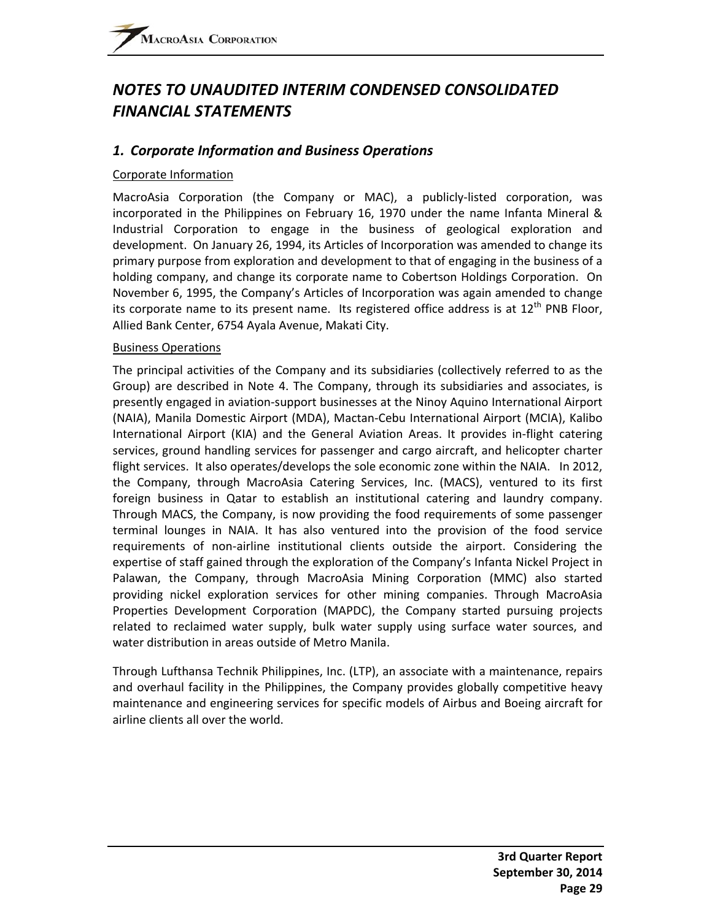# *NOTES TO UNAUDITED INTERIM CONDENSED CONSOLIDATED FINANCIAL STATEMENTS*

## *1. Corporate Information and Business Operations*

Corporate Information

MacroAsia Corporation (the Company or MAC), a publicly-listed corporation, was incorporated in the Philippines on February 16, 1970 under the name Infanta Mineral & Industrial Corporation to engage in the business of geological exploration and development. On January 26, 1994, its Articles of Incorporation was amended to change its primary purpose from exploration and development to that of engaging in the business of a holding company, and change its corporate name to Cobertson Holdings Corporation. On November 6, 1995, the Company's Articles of Incorporation was again amended to change its corporate name to its present name. Its registered office address is at 12th PNB Floor, Allied Bank Center, 6754 Ayala Avenue, Makati City.

Business Operations

The principal activities of the Company and its subsidiaries (collectively referred to as the Group) are described in Note 4. The Company, through its subsidiaries and associates, is presently engaged in aviation-support businesses at the Ninoy Aquino International Airport (NAIA), Manila Domestic Airport (MDA), Mactan-Cebu International Airport (MCIA), Kalibo International Airport (KIA) and the General Aviation Areas. It provides in-flight catering services, ground handling services for passenger and cargo aircraft, and helicopter charter flight services. It also operates/develops the sole economic zone within the NAIA. In 2012, the Company, through MacroAsia Catering Services, Inc. (MACS), ventured to its first foreign business in Qatar to establish an institutional catering and laundry company. Through MACS, the Company, is now providing the food requirements of some passenger terminal lounges in NAIA. It has also ventured into the provision of the food service requirements of non-airline institutional clients outside the airport. Considering the expertise of staff gained through the exploration of the Company's Infanta Nickel Project in Palawan, the Company, through MacroAsia Mining Corporation (MMC) also started providing nickel exploration services for other mining companies. Through MacroAsia Properties Development Corporation (MAPDC), the Company started pursuing projects related to reclaimed water supply, bulk water supply using surface water sources, and water distribution in areas outside of Metro Manila.

Through Lufthansa Technik Philippines, Inc. (LTP), an associate with a maintenance, repairs and overhaul facility in the Philippines, the Company provides globally competitive heavy maintenance and engineering services for specific models of Airbus and Boeing aircraft for airline clients all over the world.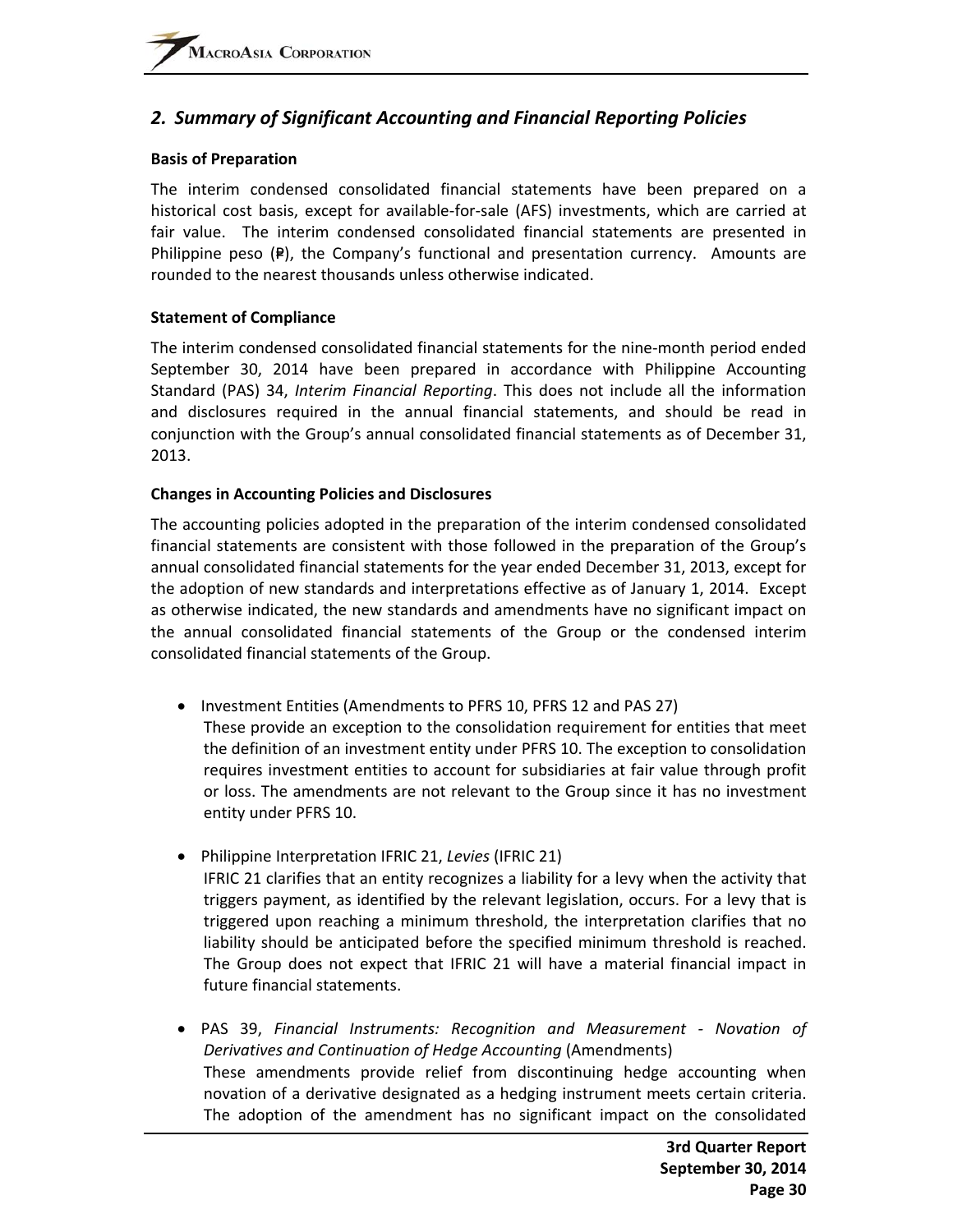## *2. Summary of Significant Accounting and Financial Reporting Policies*

**Basis of Preparation**

The interim condensed consolidated financial statements have been prepared on a historical cost basis, except for available-for-sale (AFS) investments, which are carried at fair value. The interim condensed consolidated financial statements are presented in Philippine peso (₱), the Company's functional and presentation currency. Amounts are rounded to the nearest thousands unless otherwise indicated.

**Statement of Compliance**

The interim condensed consolidated financial statements for the nine-month period ended September 30, 2014 have been prepared in accordance with Philippine Accounting Standard (PAS) 34, *Interim Financial Reporting*. This does not include all the information and disclosures required in the annual financial statements, and should be read in conjunction with the Group's annual consolidated financial statements as of December 31, 2013.

**Changes in Accounting Policies and Disclosures**

The accounting policies adopted in the preparation of the interim condensed consolidated financial statements are consistent with those followed in the preparation of the Group's annual consolidated financial statements for the year ended December 31, 2013, except for the adoption of new standards and interpretations effective as of January 1, 2014. Except as otherwise indicated, the new standards and amendments have no significant impact on the annual consolidated financial statements of the Group or the condensed interim consolidated financial statements of the Group.

- Investment Entities (Amendments to PFRS 10, PFRS 12 and PAS 27)
  These provide an exception to the consolidation requirement for entities that meet the definition of an investment entity under PFRS 10. The exception to consolidation requires investment entities to account for subsidiaries at fair value through profit or loss. The amendments are not relevant to the Group since it has no investment entity under PFRS 10.

- Philippine Interpretation IFRIC 21, *Levies* (IFRIC 21)
  IFRIC 21 clarifies that an entity recognizes a liability for a levy when the activity that triggers payment, as identified by the relevant legislation, occurs. For a levy that is triggered upon reaching a minimum threshold, the interpretation clarifies that no liability should be anticipated before the specified minimum threshold is reached. The Group does not expect that IFRIC 21 will have a material financial impact in future financial statements.

- PAS 39, *Financial Instruments: Recognition and Measurement - Novation of Derivatives and Continuation of Hedge Accounting* (Amendments)
  These amendments provide relief from discontinuing hedge accounting when novation of a derivative designated as a hedging instrument meets certain criteria. The adoption of the amendment has no significant impact on the consolidated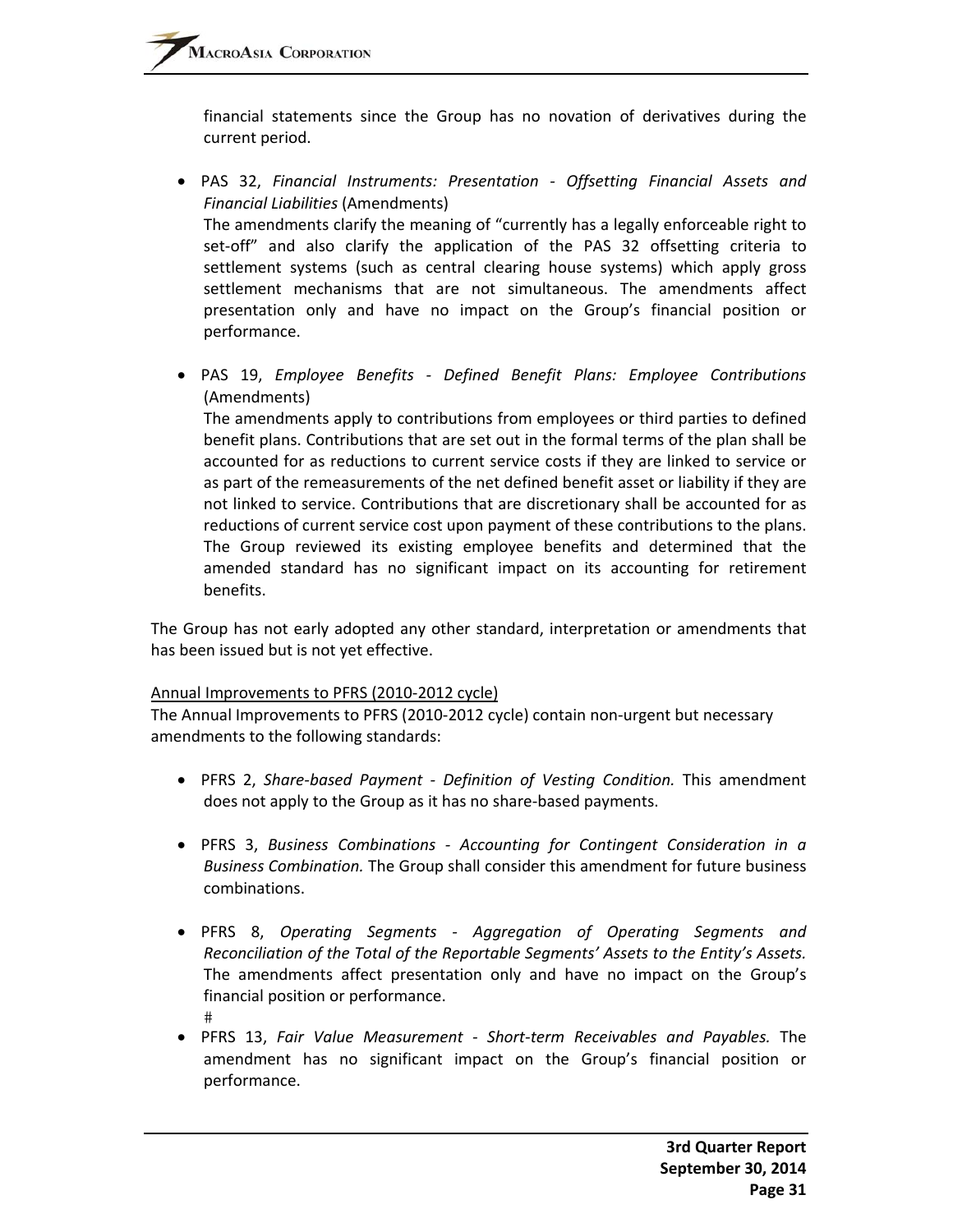financial statements since the Group has no novation of derivatives during the current period.

- PAS 32, *Financial Instruments: Presentation - Offsetting Financial Assets and Financial Liabilities* (Amendments)
  The amendments clarify the meaning of "currently has a legally enforceable right to set-off" and also clarify the application of the PAS 32 offsetting criteria to settlement systems (such as central clearing house systems) which apply gross settlement mechanisms that are not simultaneous. The amendments affect presentation only and have no impact on the Group's financial position or performance.

- PAS 19, *Employee Benefits - Defined Benefit Plans: Employee Contributions* (Amendments)
  The amendments apply to contributions from employees or third parties to defined benefit plans. Contributions that are set out in the formal terms of the plan shall be accounted for as reductions to current service costs if they are linked to service or as part of the remeasurements of the net defined benefit asset or liability if they are not linked to service. Contributions that are discretionary shall be accounted for as reductions of current service cost upon payment of these contributions to the plans. The Group reviewed its existing employee benefits and determined that the amended standard has no significant impact on its accounting for retirement benefits.

The Group has not early adopted any other standard, interpretation or amendments that has been issued but is not yet effective.

Annual Improvements to PFRS (2010-2012 cycle)

The Annual Improvements to PFRS (2010-2012 cycle) contain non-urgent but necessary amendments to the following standards:

- PFRS 2, *Share-based Payment - Definition of Vesting Condition.* This amendment does not apply to the Group as it has no share-based payments.

- PFRS 3, *Business Combinations - Accounting for Contingent Consideration in a Business Combination.* The Group shall consider this amendment for future business combinations.

- PFRS 8, *Operating Segments - Aggregation of Operating Segments and Reconciliation of the Total of the Reportable Segments' Assets to the Entity's Assets.* The amendments affect presentation only and have no impact on the Group's financial position or performance.
  #

- PFRS 13, *Fair Value Measurement - Short-term Receivables and Payables.* The amendment has no significant impact on the Group's financial position or performance.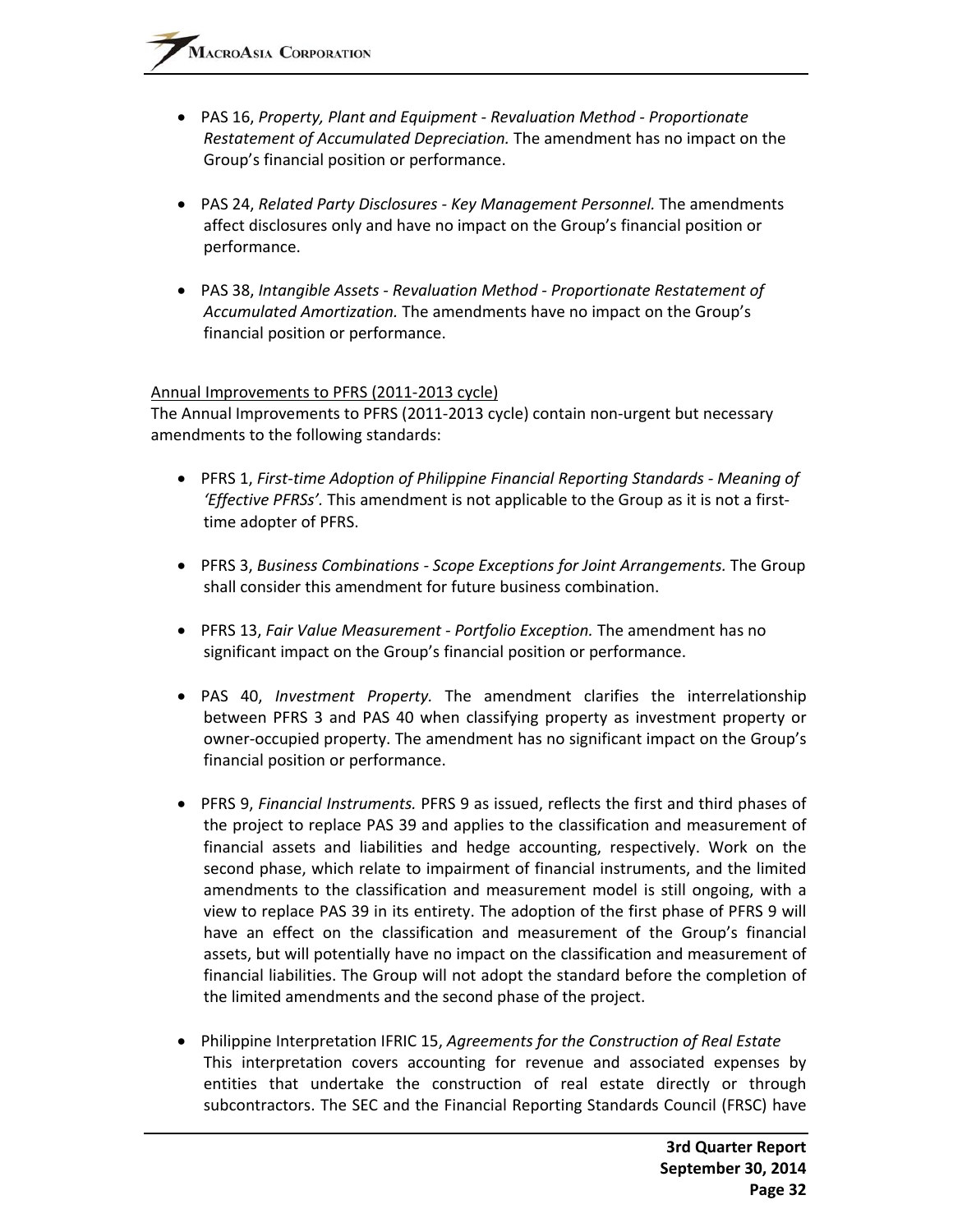- PAS 16, *Property, Plant and Equipment - Revaluation Method - Proportionate Restatement of Accumulated Depreciation.* The amendment has no impact on the Group's financial position or performance.

- PAS 24, *Related Party Disclosures - Key Management Personnel.* The amendments affect disclosures only and have no impact on the Group's financial position or performance.

- PAS 38, *Intangible Assets - Revaluation Method - Proportionate Restatement of Accumulated Amortization.* The amendments have no impact on the Group's financial position or performance.

<u>Annual Improvements to PFRS (2011-2013 cycle)</u>

The Annual Improvements to PFRS (2011-2013 cycle) contain non-urgent but necessary amendments to the following standards:

- PFRS 1, *First-time Adoption of Philippine Financial Reporting Standards - Meaning of 'Effective PFRSs'.* This amendment is not applicable to the Group as it is not a first-time adopter of PFRS.

- PFRS 3, *Business Combinations - Scope Exceptions for Joint Arrangements.* The Group shall consider this amendment for future business combination.

- PFRS 13, *Fair Value Measurement - Portfolio Exception.* The amendment has no significant impact on the Group's financial position or performance.

- PAS 40, *Investment Property.* The amendment clarifies the interrelationship between PFRS 3 and PAS 40 when classifying property as investment property or owner-occupied property. The amendment has no significant impact on the Group's financial position or performance.

- PFRS 9, *Financial Instruments.* PFRS 9 as issued, reflects the first and third phases of the project to replace PAS 39 and applies to the classification and measurement of financial assets and liabilities and hedge accounting, respectively. Work on the second phase, which relate to impairment of financial instruments, and the limited amendments to the classification and measurement model is still ongoing, with a view to replace PAS 39 in its entirety. The adoption of the first phase of PFRS 9 will have an effect on the classification and measurement of the Group's financial assets, but will potentially have no impact on the classification and measurement of financial liabilities. The Group will not adopt the standard before the completion of the limited amendments and the second phase of the project.

- Philippine Interpretation IFRIC 15, *Agreements for the Construction of Real Estate*
  This interpretation covers accounting for revenue and associated expenses by entities that undertake the construction of real estate directly or through subcontractors. The SEC and the Financial Reporting Standards Council (FRSC) have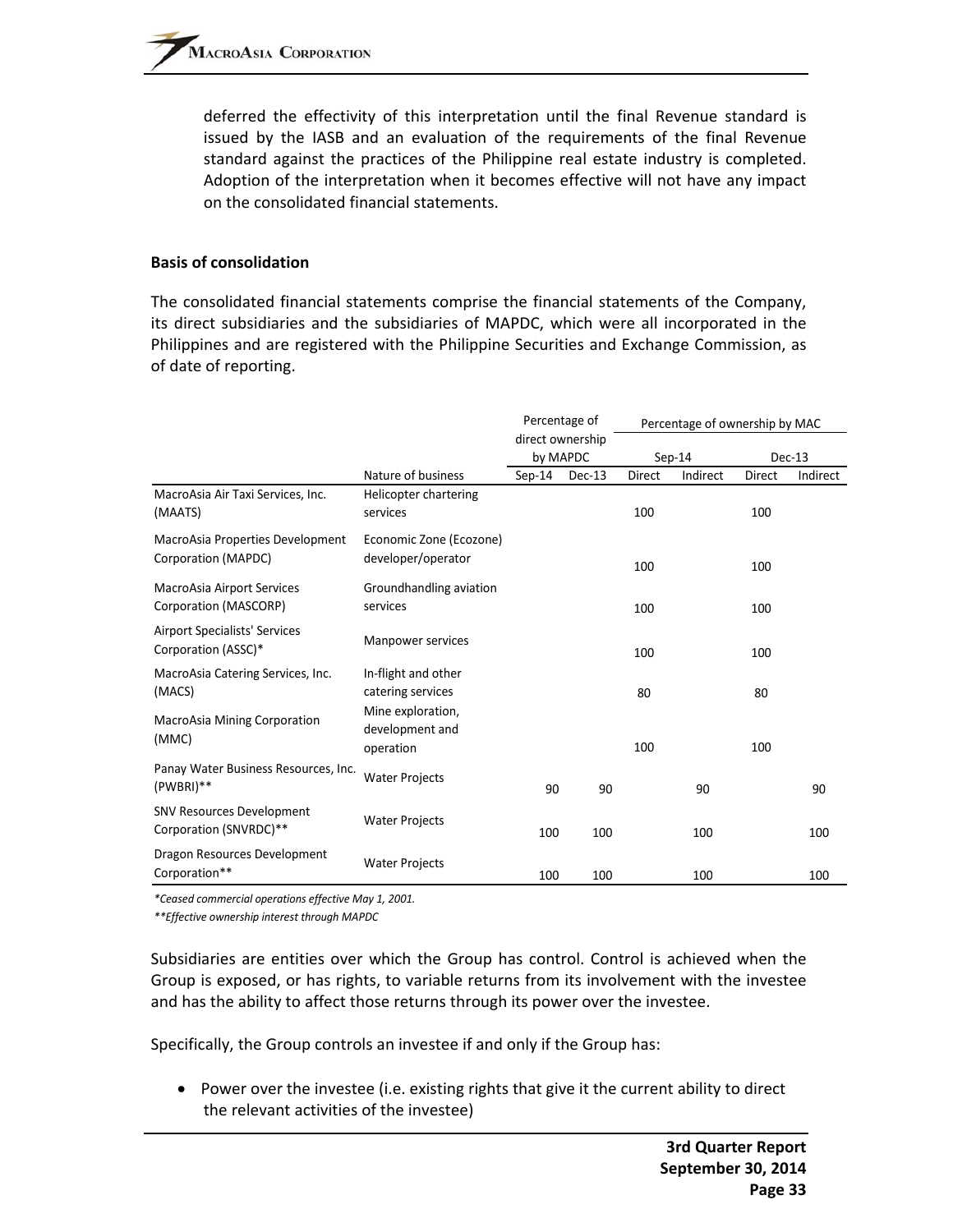deferred the effectivity of this interpretation until the final Revenue standard is issued by the IASB and an evaluation of the requirements of the final Revenue standard against the practices of the Philippine real estate industry is completed. Adoption of the interpretation when it becomes effective will not have any impact on the consolidated financial statements.

**Basis of consolidation**

The consolidated financial statements comprise the financial statements of the Company, its direct subsidiaries and the subsidiaries of MAPDC, which were all incorporated in the Philippines and are registered with the Philippine Securities and Exchange Commission, as of date of reporting.

| | | Percentage of direct ownership by MAPDC | | Percentage of ownership by MAC | | | |
|---|---|---|---|---|---|---|---|
| | | | | Sep-14 | | Dec-13 | |
| | Nature of business | Sep-14 | Dec-13 | Direct | Indirect | Direct | Indirect |
| MacroAsia Air Taxi Services, Inc. (MAATS) | Helicopter chartering services | | | 100 | | 100 | |
| MacroAsia Properties Development Corporation (MAPDC) | Economic Zone (Ecozone) developer/operator | | | 100 | | 100 | |
| MacroAsia Airport Services Corporation (MASCORP) | Groundhandling aviation services | | | 100 | | 100 | |
| Airport Specialists' Services Corporation (ASSC)* | Manpower services | | | 100 | | 100 | |
| MacroAsia Catering Services, Inc. (MACS) | In-flight and other catering services | | | 80 | | 80 | |
| MacroAsia Mining Corporation (MMC) | Mine exploration, development and operation | | | 100 | | 100 | |
| Panay Water Business Resources, Inc. (PWBRI)** | Water Projects | 90 | 90 | | 90 | | 90 |
| SNV Resources Development Corporation (SNVRDC)** | Water Projects | 100 | 100 | | 100 | | 100 |
| Dragon Resources Development Corporation** | Water Projects | 100 | 100 | | 100 | | 100 |

*\*Ceased commercial operations effective May 1, 2001.*

*\*\*Effective ownership interest through MAPDC*

Subsidiaries are entities over which the Group has control. Control is achieved when the Group is exposed, or has rights, to variable returns from its involvement with the investee and has the ability to affect those returns through its power over the investee.

Specifically, the Group controls an investee if and only if the Group has:

- Power over the investee (i.e. existing rights that give it the current ability to direct the relevant activities of the investee)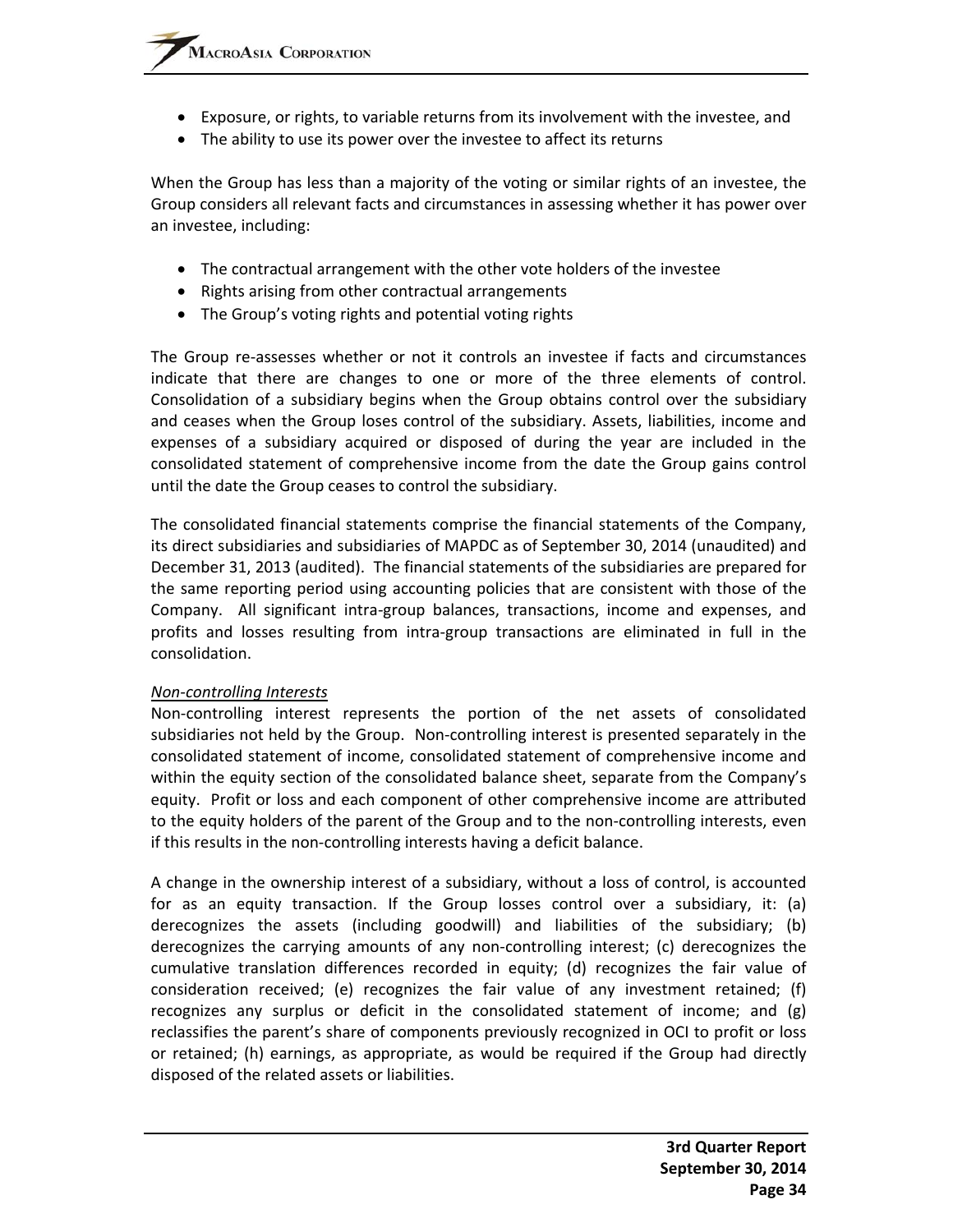- Exposure, or rights, to variable returns from its involvement with the investee, and
- The ability to use its power over the investee to affect its returns

When the Group has less than a majority of the voting or similar rights of an investee, the Group considers all relevant facts and circumstances in assessing whether it has power over an investee, including:

- The contractual arrangement with the other vote holders of the investee
- Rights arising from other contractual arrangements
- The Group's voting rights and potential voting rights

The Group re-assesses whether or not it controls an investee if facts and circumstances indicate that there are changes to one or more of the three elements of control. Consolidation of a subsidiary begins when the Group obtains control over the subsidiary and ceases when the Group loses control of the subsidiary. Assets, liabilities, income and expenses of a subsidiary acquired or disposed of during the year are included in the consolidated statement of comprehensive income from the date the Group gains control until the date the Group ceases to control the subsidiary.

The consolidated financial statements comprise the financial statements of the Company, its direct subsidiaries and subsidiaries of MAPDC as of September 30, 2014 (unaudited) and December 31, 2013 (audited). The financial statements of the subsidiaries are prepared for the same reporting period using accounting policies that are consistent with those of the Company. All significant intra-group balances, transactions, income and expenses, and profits and losses resulting from intra-group transactions are eliminated in full in the consolidation.

*Non-controlling Interests*
Non-controlling interest represents the portion of the net assets of consolidated subsidiaries not held by the Group. Non-controlling interest is presented separately in the consolidated statement of income, consolidated statement of comprehensive income and within the equity section of the consolidated balance sheet, separate from the Company's equity. Profit or loss and each component of other comprehensive income are attributed to the equity holders of the parent of the Group and to the non-controlling interests, even if this results in the non-controlling interests having a deficit balance.

A change in the ownership interest of a subsidiary, without a loss of control, is accounted for as an equity transaction. If the Group losses control over a subsidiary, it: (a) derecognizes the assets (including goodwill) and liabilities of the subsidiary; (b) derecognizes the carrying amounts of any non-controlling interest; (c) derecognizes the cumulative translation differences recorded in equity; (d) recognizes the fair value of consideration received; (e) recognizes the fair value of any investment retained; (f) recognizes any surplus or deficit in the consolidated statement of income; and (g) reclassifies the parent's share of components previously recognized in OCI to profit or loss or retained; (h) earnings, as appropriate, as would be required if the Group had directly disposed of the related assets or liabilities.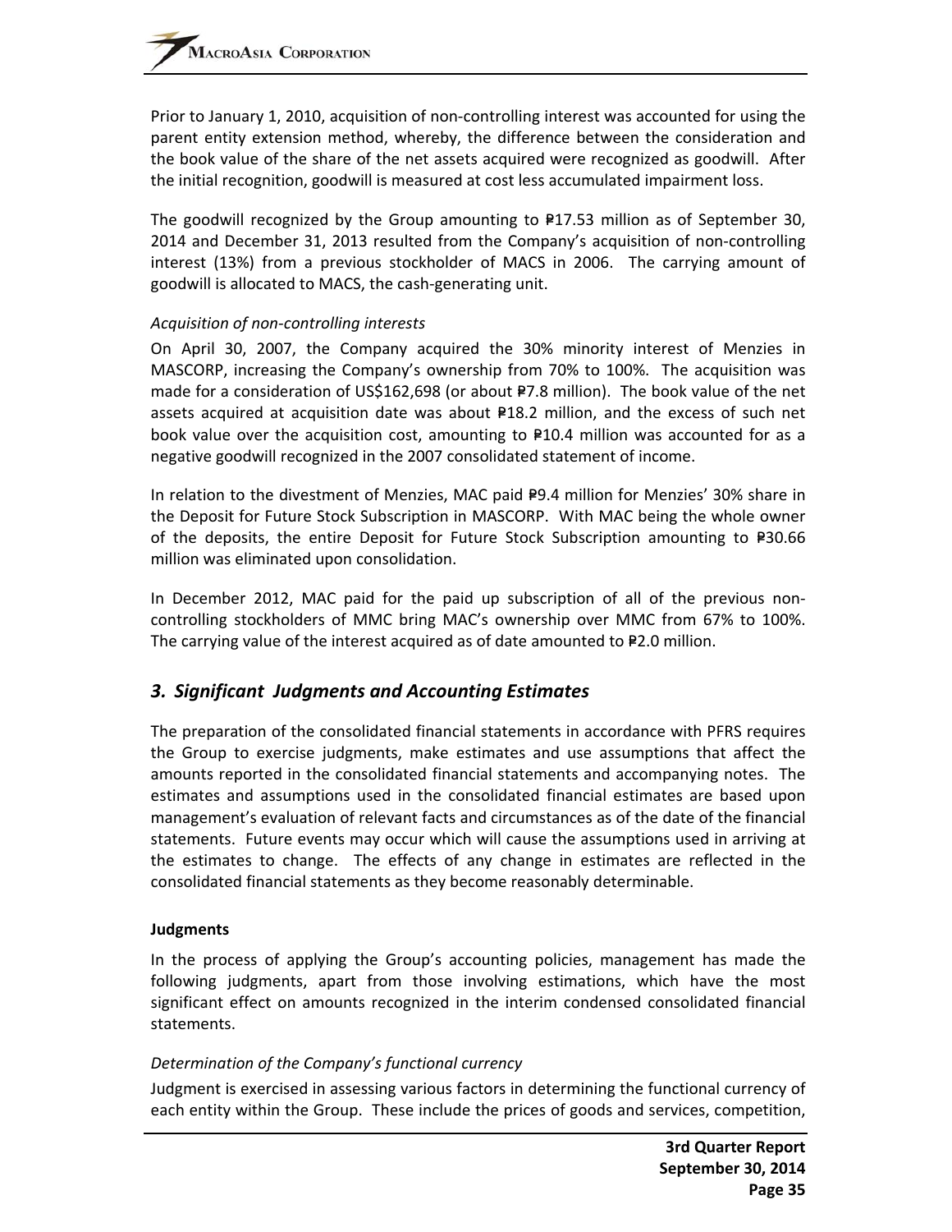Prior to January 1, 2010, acquisition of non-controlling interest was accounted for using the parent entity extension method, whereby, the difference between the consideration and the book value of the share of the net assets acquired were recognized as goodwill. After the initial recognition, goodwill is measured at cost less accumulated impairment loss.

The goodwill recognized by the Group amounting to ₱17.53 million as of September 30, 2014 and December 31, 2013 resulted from the Company's acquisition of non-controlling interest (13%) from a previous stockholder of MACS in 2006. The carrying amount of goodwill is allocated to MACS, the cash-generating unit.

*Acquisition of non-controlling interests*

On April 30, 2007, the Company acquired the 30% minority interest of Menzies in MASCORP, increasing the Company's ownership from 70% to 100%. The acquisition was made for a consideration of US$162,698 (or about ₱7.8 million). The book value of the net assets acquired at acquisition date was about ₱18.2 million, and the excess of such net book value over the acquisition cost, amounting to ₱10.4 million was accounted for as a negative goodwill recognized in the 2007 consolidated statement of income.

In relation to the divestment of Menzies, MAC paid ₱9.4 million for Menzies' 30% share in the Deposit for Future Stock Subscription in MASCORP. With MAC being the whole owner of the deposits, the entire Deposit for Future Stock Subscription amounting to ₱30.66 million was eliminated upon consolidation.

In December 2012, MAC paid for the paid up subscription of all of the previous non-controlling stockholders of MMC bring MAC's ownership over MMC from 67% to 100%. The carrying value of the interest acquired as of date amounted to ₱2.0 million.

## *3. Significant Judgments and Accounting Estimates*

The preparation of the consolidated financial statements in accordance with PFRS requires the Group to exercise judgments, make estimates and use assumptions that affect the amounts reported in the consolidated financial statements and accompanying notes. The estimates and assumptions used in the consolidated financial estimates are based upon management's evaluation of relevant facts and circumstances as of the date of the financial statements. Future events may occur which will cause the assumptions used in arriving at the estimates to change. The effects of any change in estimates are reflected in the consolidated financial statements as they become reasonably determinable.

**Judgments**

In the process of applying the Group's accounting policies, management has made the following judgments, apart from those involving estimations, which have the most significant effect on amounts recognized in the interim condensed consolidated financial statements.

*Determination of the Company's functional currency*

Judgment is exercised in assessing various factors in determining the functional currency of each entity within the Group. These include the prices of goods and services, competition,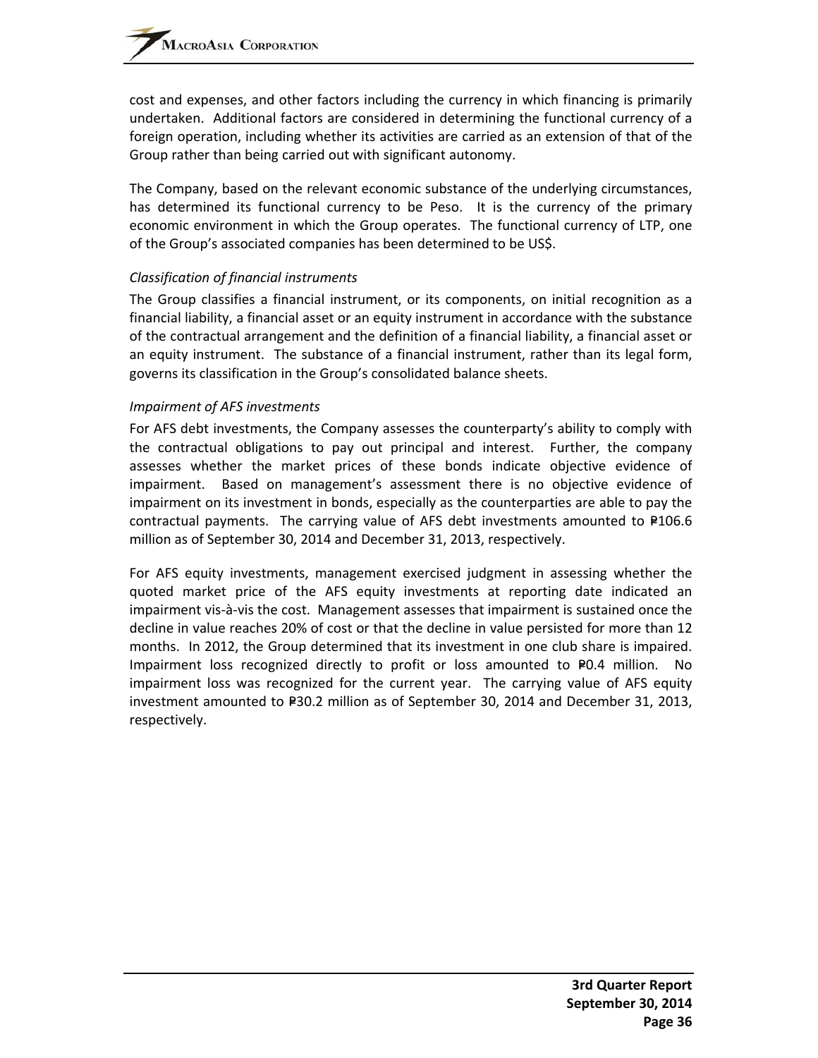cost and expenses, and other factors including the currency in which financing is primarily undertaken. Additional factors are considered in determining the functional currency of a foreign operation, including whether its activities are carried as an extension of that of the Group rather than being carried out with significant autonomy.

The Company, based on the relevant economic substance of the underlying circumstances, has determined its functional currency to be Peso. It is the currency of the primary economic environment in which the Group operates. The functional currency of LTP, one of the Group's associated companies has been determined to be US$.

*Classification of financial instruments*

The Group classifies a financial instrument, or its components, on initial recognition as a financial liability, a financial asset or an equity instrument in accordance with the substance of the contractual arrangement and the definition of a financial liability, a financial asset or an equity instrument. The substance of a financial instrument, rather than its legal form, governs its classification in the Group's consolidated balance sheets.

*Impairment of AFS investments*

For AFS debt investments, the Company assesses the counterparty's ability to comply with the contractual obligations to pay out principal and interest. Further, the company assesses whether the market prices of these bonds indicate objective evidence of impairment. Based on management's assessment there is no objective evidence of impairment on its investment in bonds, especially as the counterparties are able to pay the contractual payments. The carrying value of AFS debt investments amounted to ₱106.6 million as of September 30, 2014 and December 31, 2013, respectively.

For AFS equity investments, management exercised judgment in assessing whether the quoted market price of the AFS equity investments at reporting date indicated an impairment vis-à-vis the cost. Management assesses that impairment is sustained once the decline in value reaches 20% of cost or that the decline in value persisted for more than 12 months. In 2012, the Group determined that its investment in one club share is impaired. Impairment loss recognized directly to profit or loss amounted to ₱0.4 million. No impairment loss was recognized for the current year. The carrying value of AFS equity investment amounted to ₱30.2 million as of September 30, 2014 and December 31, 2013, respectively.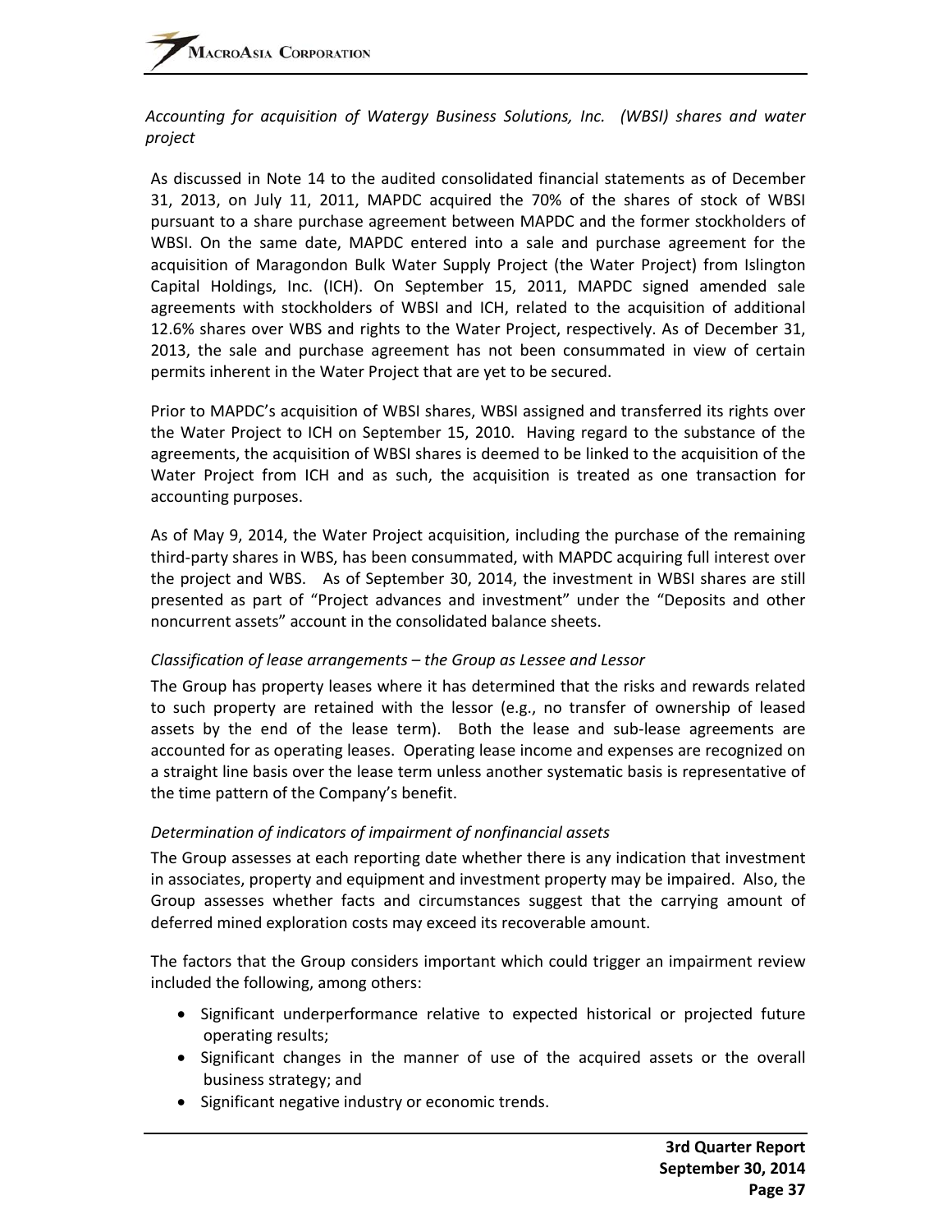*Accounting for acquisition of Watergy Business Solutions, Inc. (WBSI) shares and water project*

As discussed in Note 14 to the audited consolidated financial statements as of December 31, 2013, on July 11, 2011, MAPDC acquired the 70% of the shares of stock of WBSI pursuant to a share purchase agreement between MAPDC and the former stockholders of WBSI. On the same date, MAPDC entered into a sale and purchase agreement for the acquisition of Maragondon Bulk Water Supply Project (the Water Project) from Islington Capital Holdings, Inc. (ICH). On September 15, 2011, MAPDC signed amended sale agreements with stockholders of WBSI and ICH, related to the acquisition of additional 12.6% shares over WBS and rights to the Water Project, respectively. As of December 31, 2013, the sale and purchase agreement has not been consummated in view of certain permits inherent in the Water Project that are yet to be secured.

Prior to MAPDC's acquisition of WBSI shares, WBSI assigned and transferred its rights over the Water Project to ICH on September 15, 2010. Having regard to the substance of the agreements, the acquisition of WBSI shares is deemed to be linked to the acquisition of the Water Project from ICH and as such, the acquisition is treated as one transaction for accounting purposes.

As of May 9, 2014, the Water Project acquisition, including the purchase of the remaining third-party shares in WBS, has been consummated, with MAPDC acquiring full interest over the project and WBS. As of September 30, 2014, the investment in WBSI shares are still presented as part of "Project advances and investment" under the "Deposits and other noncurrent assets" account in the consolidated balance sheets.

*Classification of lease arrangements – the Group as Lessee and Lessor*

The Group has property leases where it has determined that the risks and rewards related to such property are retained with the lessor (e.g., no transfer of ownership of leased assets by the end of the lease term). Both the lease and sub-lease agreements are accounted for as operating leases. Operating lease income and expenses are recognized on a straight line basis over the lease term unless another systematic basis is representative of the time pattern of the Company's benefit.

*Determination of indicators of impairment of nonfinancial assets*

The Group assesses at each reporting date whether there is any indication that investment in associates, property and equipment and investment property may be impaired. Also, the Group assesses whether facts and circumstances suggest that the carrying amount of deferred mined exploration costs may exceed its recoverable amount.

The factors that the Group considers important which could trigger an impairment review included the following, among others:

- Significant underperformance relative to expected historical or projected future operating results;
- Significant changes in the manner of use of the acquired assets or the overall business strategy; and
- Significant negative industry or economic trends.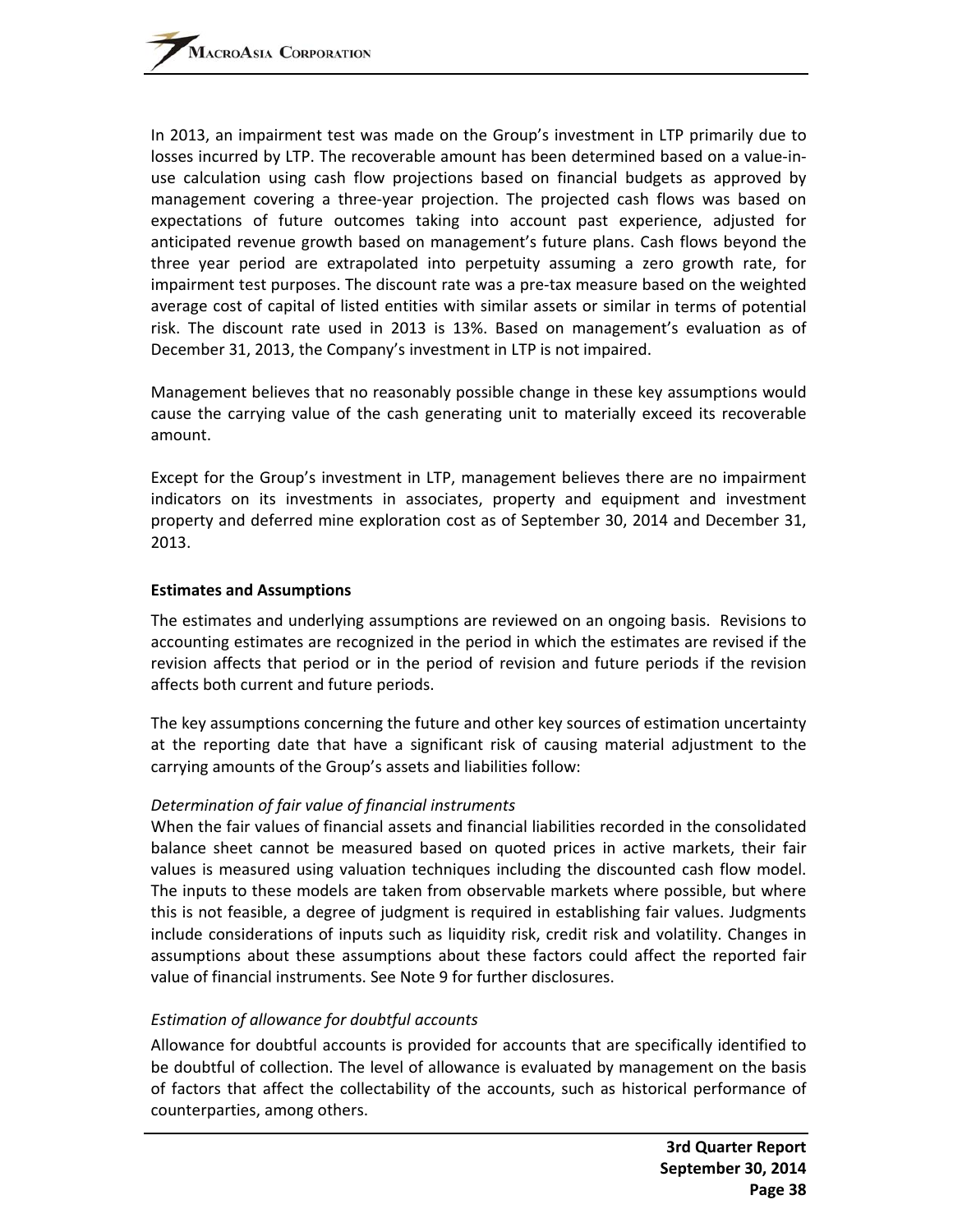In 2013, an impairment test was made on the Group's investment in LTP primarily due to losses incurred by LTP. The recoverable amount has been determined based on a value-in-use calculation using cash flow projections based on financial budgets as approved by management covering a three-year projection. The projected cash flows was based on expectations of future outcomes taking into account past experience, adjusted for anticipated revenue growth based on management's future plans. Cash flows beyond the three year period are extrapolated into perpetuity assuming a zero growth rate, for impairment test purposes. The discount rate was a pre-tax measure based on the weighted average cost of capital of listed entities with similar assets or similar in terms of potential risk. The discount rate used in 2013 is 13%. Based on management's evaluation as of December 31, 2013, the Company's investment in LTP is not impaired.

Management believes that no reasonably possible change in these key assumptions would cause the carrying value of the cash generating unit to materially exceed its recoverable amount.

Except for the Group's investment in LTP, management believes there are no impairment indicators on its investments in associates, property and equipment and investment property and deferred mine exploration cost as of September 30, 2014 and December 31, 2013.

**Estimates and Assumptions**

The estimates and underlying assumptions are reviewed on an ongoing basis. Revisions to accounting estimates are recognized in the period in which the estimates are revised if the revision affects that period or in the period of revision and future periods if the revision affects both current and future periods.

The key assumptions concerning the future and other key sources of estimation uncertainty at the reporting date that have a significant risk of causing material adjustment to the carrying amounts of the Group's assets and liabilities follow:

*Determination of fair value of financial instruments*
When the fair values of financial assets and financial liabilities recorded in the consolidated balance sheet cannot be measured based on quoted prices in active markets, their fair values is measured using valuation techniques including the discounted cash flow model. The inputs to these models are taken from observable markets where possible, but where this is not feasible, a degree of judgment is required in establishing fair values. Judgments include considerations of inputs such as liquidity risk, credit risk and volatility. Changes in assumptions about these assumptions about these factors could affect the reported fair value of financial instruments. See Note 9 for further disclosures.

*Estimation of allowance for doubtful accounts*
Allowance for doubtful accounts is provided for accounts that are specifically identified to be doubtful of collection. The level of allowance is evaluated by management on the basis of factors that affect the collectability of the accounts, such as historical performance of counterparties, among others.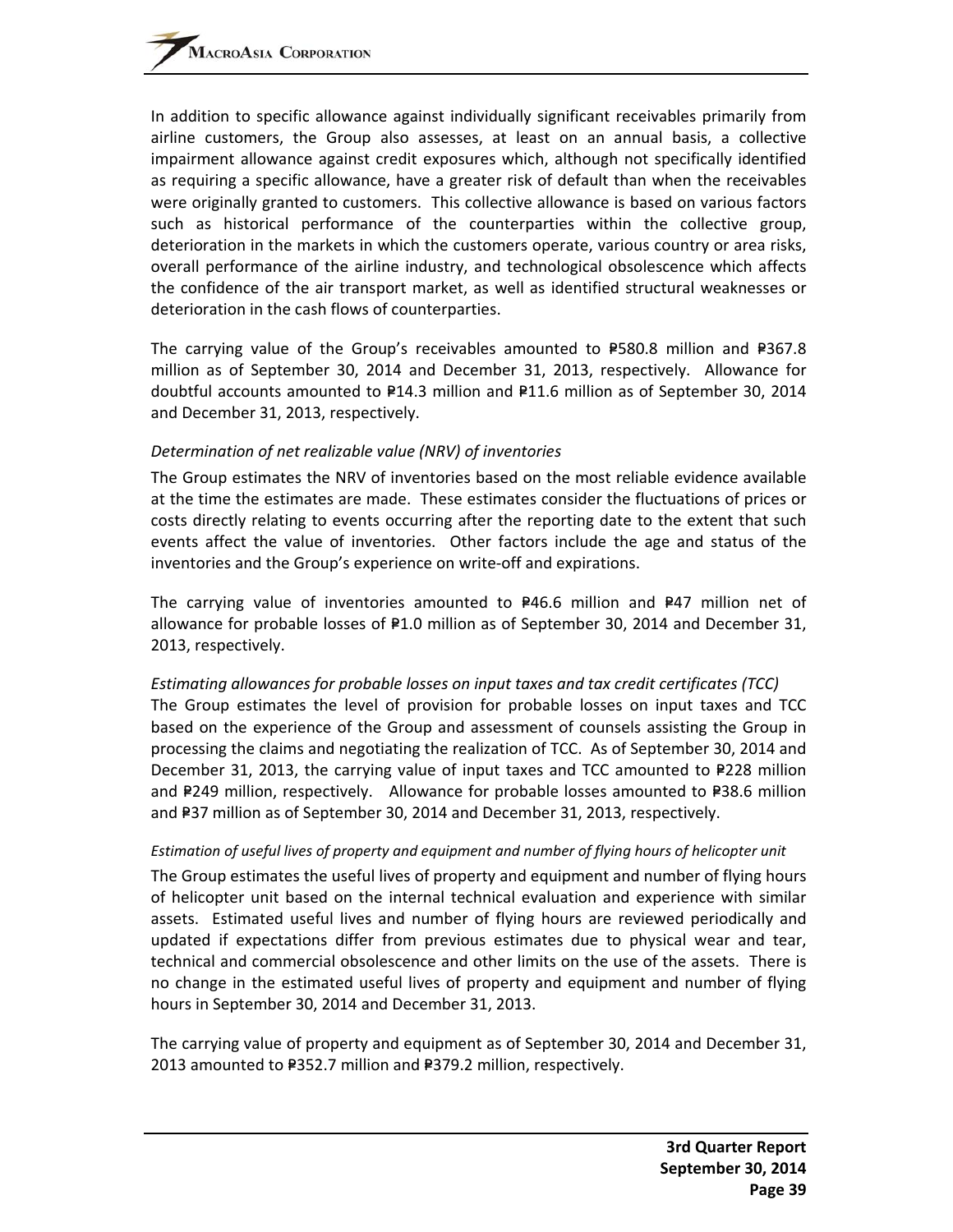In addition to specific allowance against individually significant receivables primarily from airline customers, the Group also assesses, at least on an annual basis, a collective impairment allowance against credit exposures which, although not specifically identified as requiring a specific allowance, have a greater risk of default than when the receivables were originally granted to customers. This collective allowance is based on various factors such as historical performance of the counterparties within the collective group, deterioration in the markets in which the customers operate, various country or area risks, overall performance of the airline industry, and technological obsolescence which affects the confidence of the air transport market, as well as identified structural weaknesses or deterioration in the cash flows of counterparties.

The carrying value of the Group's receivables amounted to ₱580.8 million and ₱367.8 million as of September 30, 2014 and December 31, 2013, respectively. Allowance for doubtful accounts amounted to ₱14.3 million and ₱11.6 million as of September 30, 2014 and December 31, 2013, respectively.

*Determination of net realizable value (NRV) of inventories*

The Group estimates the NRV of inventories based on the most reliable evidence available at the time the estimates are made. These estimates consider the fluctuations of prices or costs directly relating to events occurring after the reporting date to the extent that such events affect the value of inventories. Other factors include the age and status of the inventories and the Group's experience on write-off and expirations.

The carrying value of inventories amounted to ₱46.6 million and ₱47 million net of allowance for probable losses of ₱1.0 million as of September 30, 2014 and December 31, 2013, respectively.

*Estimating allowances for probable losses on input taxes and tax credit certificates (TCC)*

The Group estimates the level of provision for probable losses on input taxes and TCC based on the experience of the Group and assessment of counsels assisting the Group in processing the claims and negotiating the realization of TCC. As of September 30, 2014 and December 31, 2013, the carrying value of input taxes and TCC amounted to ₱228 million and ₱249 million, respectively. Allowance for probable losses amounted to ₱38.6 million and ₱37 million as of September 30, 2014 and December 31, 2013, respectively.

*Estimation of useful lives of property and equipment and number of flying hours of helicopter unit*

The Group estimates the useful lives of property and equipment and number of flying hours of helicopter unit based on the internal technical evaluation and experience with similar assets. Estimated useful lives and number of flying hours are reviewed periodically and updated if expectations differ from previous estimates due to physical wear and tear, technical and commercial obsolescence and other limits on the use of the assets. There is no change in the estimated useful lives of property and equipment and number of flying hours in September 30, 2014 and December 31, 2013.

The carrying value of property and equipment as of September 30, 2014 and December 31, 2013 amounted to ₱352.7 million and ₱379.2 million, respectively.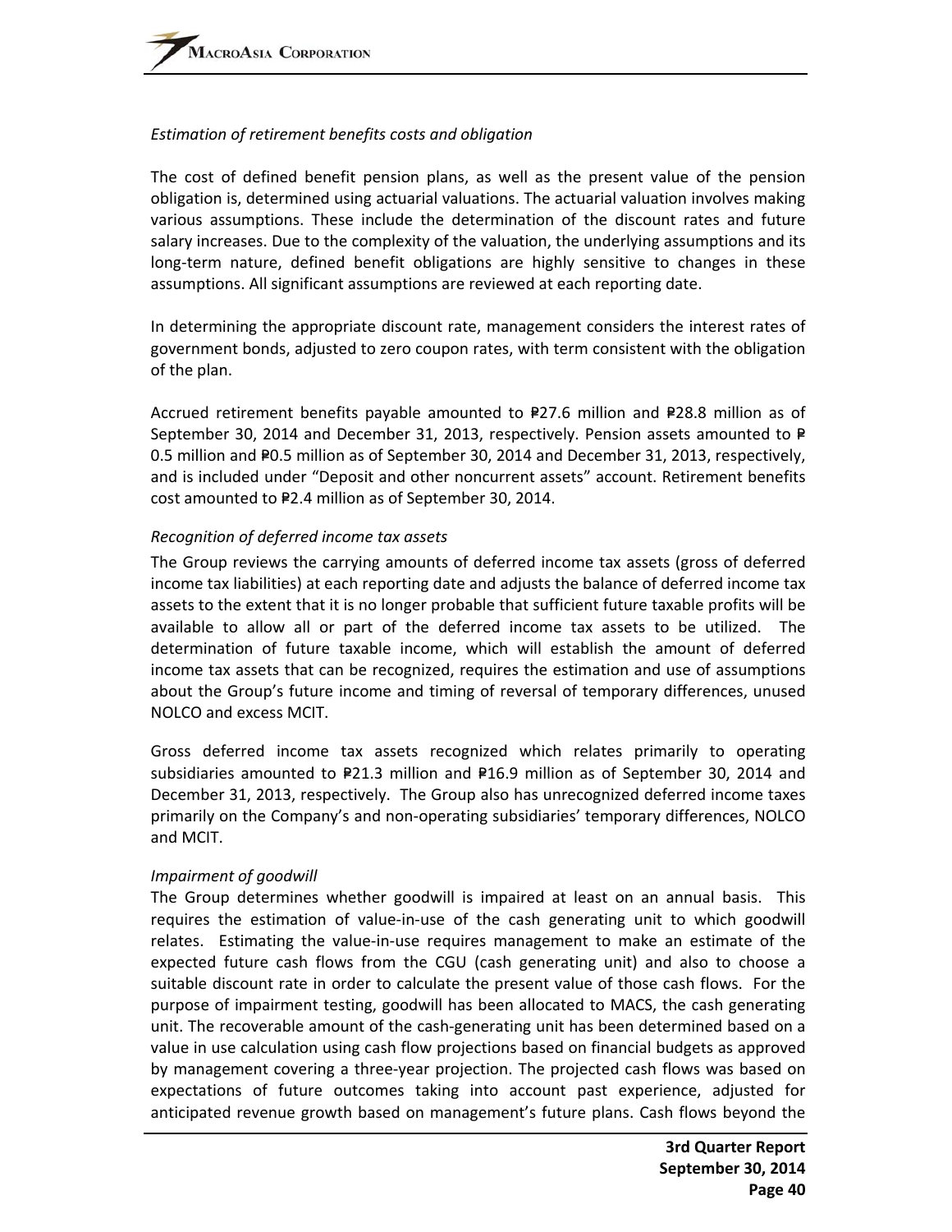*Estimation of retirement benefits costs and obligation*

The cost of defined benefit pension plans, as well as the present value of the pension obligation is, determined using actuarial valuations. The actuarial valuation involves making various assumptions. These include the determination of the discount rates and future salary increases. Due to the complexity of the valuation, the underlying assumptions and its long-term nature, defined benefit obligations are highly sensitive to changes in these assumptions. All significant assumptions are reviewed at each reporting date.

In determining the appropriate discount rate, management considers the interest rates of government bonds, adjusted to zero coupon rates, with term consistent with the obligation of the plan.

Accrued retirement benefits payable amounted to ₱27.6 million and ₱28.8 million as of September 30, 2014 and December 31, 2013, respectively. Pension assets amounted to ₱ 0.5 million and ₱0.5 million as of September 30, 2014 and December 31, 2013, respectively, and is included under "Deposit and other noncurrent assets" account. Retirement benefits cost amounted to ₱2.4 million as of September 30, 2014.

*Recognition of deferred income tax assets*

The Group reviews the carrying amounts of deferred income tax assets (gross of deferred income tax liabilities) at each reporting date and adjusts the balance of deferred income tax assets to the extent that it is no longer probable that sufficient future taxable profits will be available to allow all or part of the deferred income tax assets to be utilized. The determination of future taxable income, which will establish the amount of deferred income tax assets that can be recognized, requires the estimation and use of assumptions about the Group's future income and timing of reversal of temporary differences, unused NOLCO and excess MCIT.

Gross deferred income tax assets recognized which relates primarily to operating subsidiaries amounted to ₱21.3 million and ₱16.9 million as of September 30, 2014 and December 31, 2013, respectively. The Group also has unrecognized deferred income taxes primarily on the Company's and non-operating subsidiaries' temporary differences, NOLCO and MCIT.

*Impairment of goodwill*

The Group determines whether goodwill is impaired at least on an annual basis. This requires the estimation of value-in-use of the cash generating unit to which goodwill relates. Estimating the value-in-use requires management to make an estimate of the expected future cash flows from the CGU (cash generating unit) and also to choose a suitable discount rate in order to calculate the present value of those cash flows. For the purpose of impairment testing, goodwill has been allocated to MACS, the cash generating unit. The recoverable amount of the cash-generating unit has been determined based on a value in use calculation using cash flow projections based on financial budgets as approved by management covering a three-year projection. The projected cash flows was based on expectations of future outcomes taking into account past experience, adjusted for anticipated revenue growth based on management's future plans. Cash flows beyond the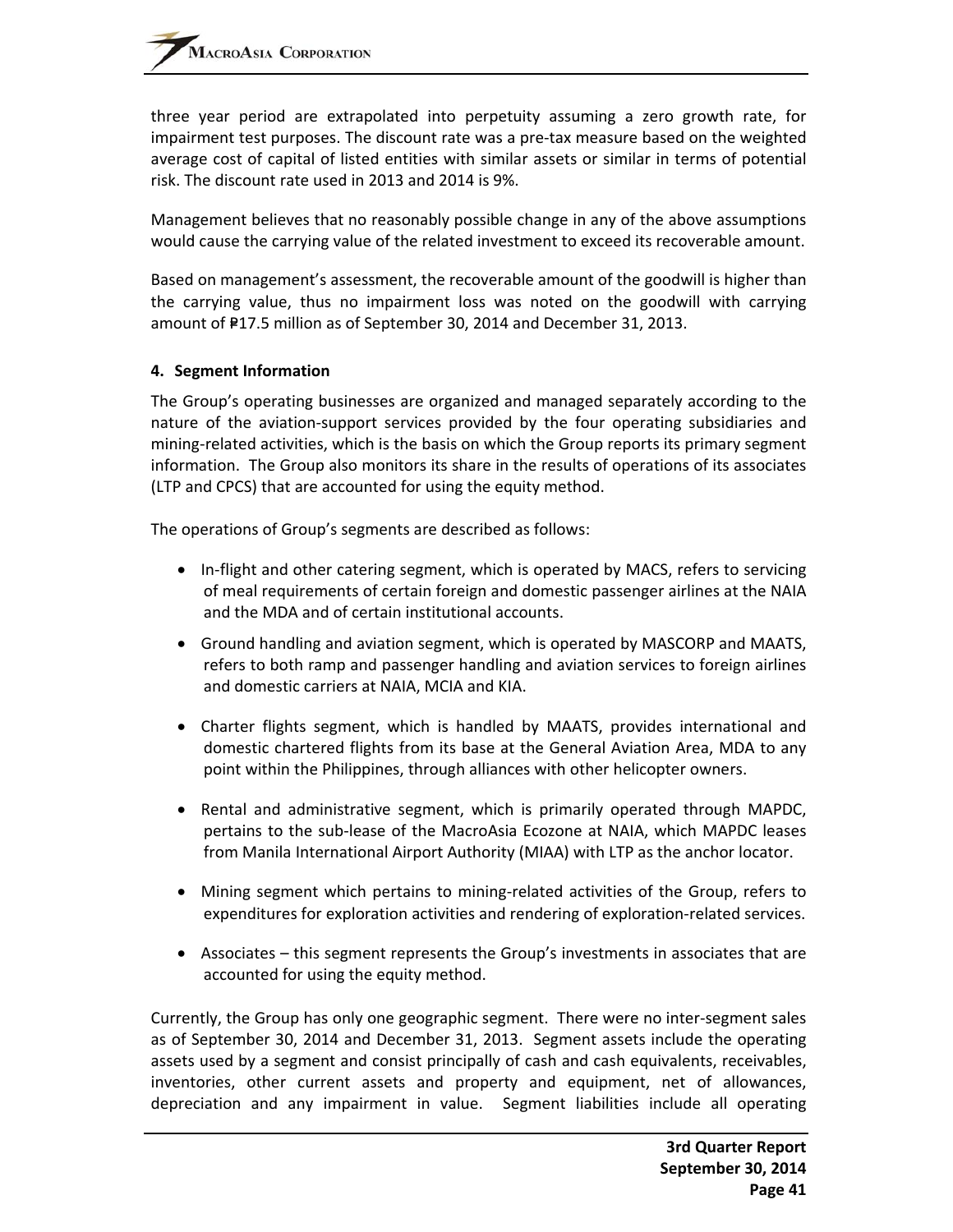three year period are extrapolated into perpetuity assuming a zero growth rate, for impairment test purposes. The discount rate was a pre-tax measure based on the weighted average cost of capital of listed entities with similar assets or similar in terms of potential risk. The discount rate used in 2013 and 2014 is 9%.

Management believes that no reasonably possible change in any of the above assumptions would cause the carrying value of the related investment to exceed its recoverable amount.

Based on management's assessment, the recoverable amount of the goodwill is higher than the carrying value, thus no impairment loss was noted on the goodwill with carrying amount of ₱17.5 million as of September 30, 2014 and December 31, 2013.

**4. Segment Information**

The Group's operating businesses are organized and managed separately according to the nature of the aviation-support services provided by the four operating subsidiaries and mining-related activities, which is the basis on which the Group reports its primary segment information. The Group also monitors its share in the results of operations of its associates (LTP and CPCS) that are accounted for using the equity method.

The operations of Group's segments are described as follows:

- In-flight and other catering segment, which is operated by MACS, refers to servicing of meal requirements of certain foreign and domestic passenger airlines at the NAIA and the MDA and of certain institutional accounts.
- Ground handling and aviation segment, which is operated by MASCORP and MAATS, refers to both ramp and passenger handling and aviation services to foreign airlines and domestic carriers at NAIA, MCIA and KIA.
- Charter flights segment, which is handled by MAATS, provides international and domestic chartered flights from its base at the General Aviation Area, MDA to any point within the Philippines, through alliances with other helicopter owners.
- Rental and administrative segment, which is primarily operated through MAPDC, pertains to the sub-lease of the MacroAsia Ecozone at NAIA, which MAPDC leases from Manila International Airport Authority (MIAA) with LTP as the anchor locator.
- Mining segment which pertains to mining-related activities of the Group, refers to expenditures for exploration activities and rendering of exploration-related services.
- Associates – this segment represents the Group's investments in associates that are accounted for using the equity method.

Currently, the Group has only one geographic segment. There were no inter-segment sales as of September 30, 2014 and December 31, 2013. Segment assets include the operating assets used by a segment and consist principally of cash and cash equivalents, receivables, inventories, other current assets and property and equipment, net of allowances, depreciation and any impairment in value. Segment liabilities include all operating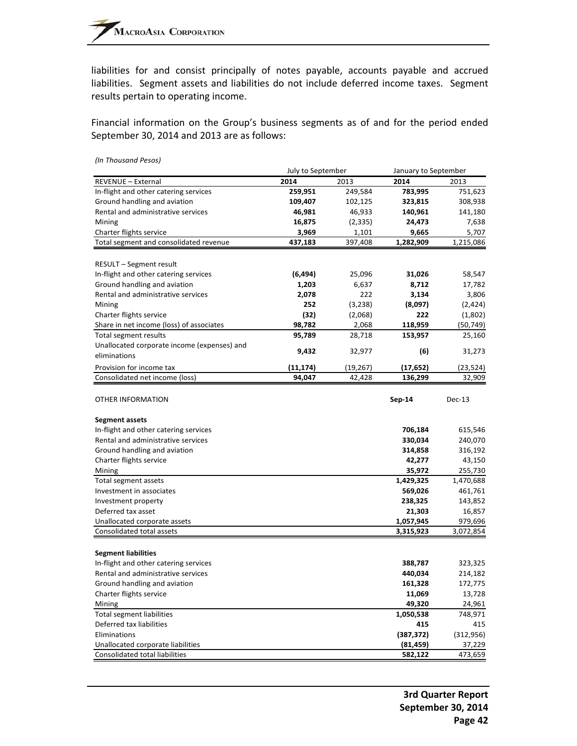liabilities for and consist principally of notes payable, accounts payable and accrued liabilities. Segment assets and liabilities do not include deferred income taxes. Segment results pertain to operating income.

Financial information on the Group's business segments as of and for the period ended September 30, 2014 and 2013 are as follows:

*(In Thousand Pesos)*

| | July to September | | January to September | |
|---|---|---|---|---|
| REVENUE – External | **2014** | 2013 | **2014** | 2013 |
| In-flight and other catering services | **259,951** | 249,584 | **783,995** | 751,623 |
| Ground handling and aviation | **109,407** | 102,125 | **323,815** | 308,938 |
| Rental and administrative services | **46,981** | 46,933 | **140,961** | 141,180 |
| Mining | **16,875** | (2,335) | **24,473** | 7,638 |
| Charter flights service | **3,969** | 1,101 | **9,665** | 5,707 |
| Total segment and consolidated revenue | **437,183** | 397,408 | **1,282,909** | 1,215,086 |
| | | | | |
| RESULT – Segment result | | | | |
| In-flight and other catering services | **(6,494)** | 25,096 | **31,026** | 58,547 |
| Ground handling and aviation | **1,203** | 6,637 | **8,712** | 17,782 |
| Rental and administrative services | **2,078** | 222 | **3,134** | 3,806 |
| Mining | **252** | (3,238) | **(8,097)** | (2,424) |
| Charter flights service | **(32)** | (2,068) | **222** | (1,802) |
| Share in net income (loss) of associates | **98,782** | 2,068 | **118,959** | (50,749) |
| Total segment results | **95,789** | 28,718 | **153,957** | 25,160 |
| Unallocated corporate income (expenses) and eliminations | **9,432** | 32,977 | **(6)** | 31,273 |
| Provision for income tax | **(11,174)** | (19,267) | **(17,652)** | (23,524) |
| Consolidated net income (loss) | **94,047** | 42,428 | **136,299** | 32,909 |

| OTHER INFORMATION | **Sep-14** | Dec-13 |
|---|---|---|
| **Segment assets** | | |
| In-flight and other catering services | **706,184** | 615,546 |
| Rental and administrative services | **330,034** | 240,070 |
| Ground handling and aviation | **314,858** | 316,192 |
| Charter flights service | **42,277** | 43,150 |
| Mining | **35,972** | 255,730 |
| Total segment assets | **1,429,325** | 1,470,688 |
| Investment in associates | **569,026** | 461,761 |
| Investment property | **238,325** | 143,852 |
| Deferred tax asset | **21,303** | 16,857 |
| Unallocated corporate assets | **1,057,945** | 979,696 |
| Consolidated total assets | **3,315,923** | 3,072,854 |
| | | |
| **Segment liabilities** | | |
| In-flight and other catering services | **388,787** | 323,325 |
| Rental and administrative services | **440,034** | 214,182 |
| Ground handling and aviation | **161,328** | 172,775 |
| Charter flights service | **11,069** | 13,728 |
| Mining | **49,320** | 24,961 |
| Total segment liabilities | **1,050,538** | 748,971 |
| Deferred tax liabilities | **415** | 415 |
| Eliminations | **(387,372)** | (312,956) |
| Unallocated corporate liabilities | **(81,459)** | 37,229 |
| Consolidated total liabilities | **582,122** | 473,659 |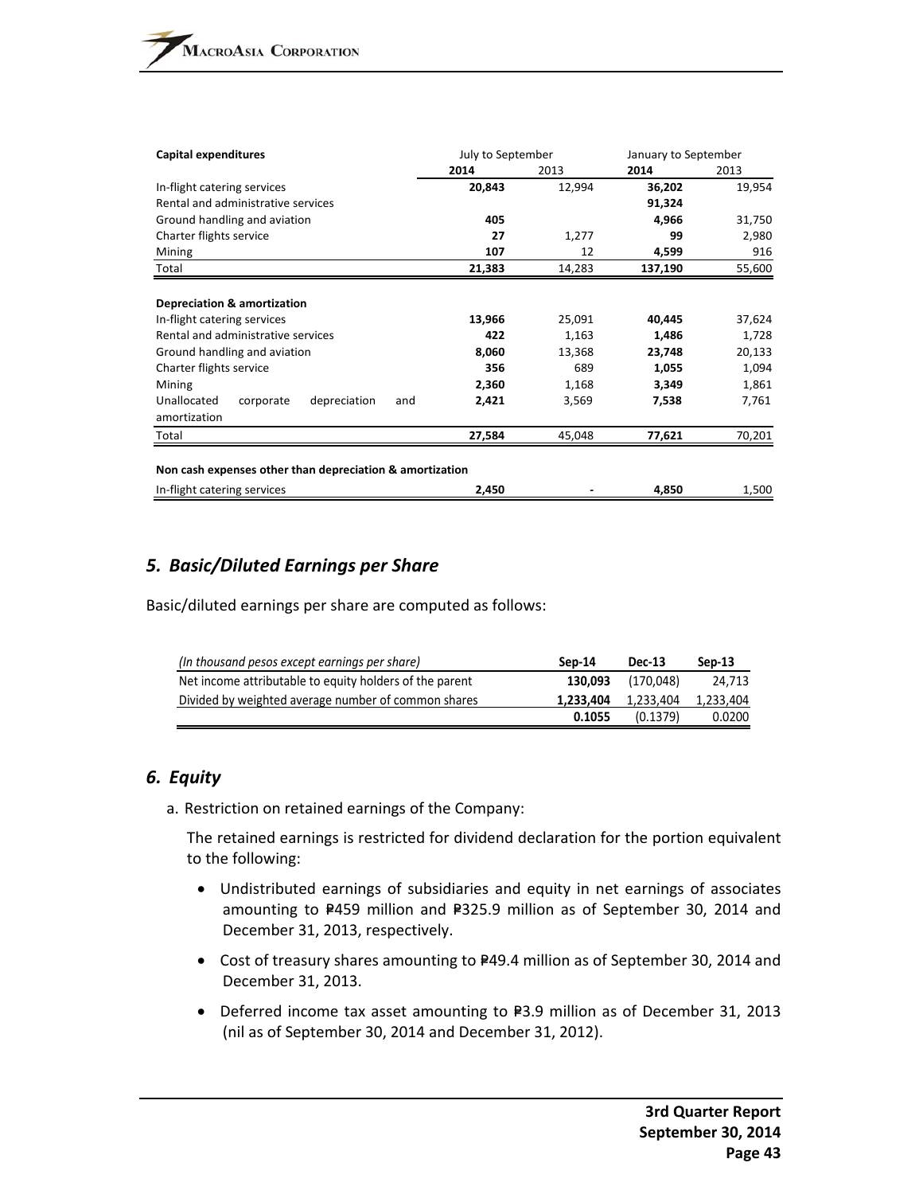| Capital expenditures | July to September | | January to September | |
|---|---|---|---|---|
| | **2014** | 2013 | **2014** | 2013 |
| In-flight catering services | **20,843** | 12,994 | **36,202** | 19,954 |
| Rental and administrative services | | | **91,324** | |
| Ground handling and aviation | **405** | | **4,966** | 31,750 |
| Charter flights service | **27** | 1,277 | **99** | 2,980 |
| Mining | **107** | 12 | **4,599** | 916 |
| Total | **21,383** | 14,283 | **137,190** | 55,600 |
| **Depreciation & amortization** | | | | |
| In-flight catering services | **13,966** | 25,091 | **40,445** | 37,624 |
| Rental and administrative services | **422** | 1,163 | **1,486** | 1,728 |
| Ground handling and aviation | **8,060** | 13,368 | **23,748** | 20,133 |
| Charter flights service | **356** | 689 | **1,055** | 1,094 |
| Mining | **2,360** | 1,168 | **3,349** | 1,861 |
| Unallocated corporate depreciation and amortization | **2,421** | 3,569 | **7,538** | 7,761 |
| Total | **27,584** | 45,048 | **77,621** | 70,201 |
| **Non cash expenses other than depreciation & amortization** | | | | |
| In-flight catering services | **2,450** | - | **4,850** | 1,500 |

## *5. Basic/Diluted Earnings per Share*

Basic/diluted earnings per share are computed as follows:

| *(In thousand pesos except earnings per share)* | **Sep-14** | **Dec-13** | **Sep-13** |
|---|---|---|---|
| Net income attributable to equity holders of the parent | **130,093** | (170,048) | 24,713 |
| Divided by weighted average number of common shares | **1,233,404** | 1,233,404 | 1,233,404 |
| | **0.1055** | (0.1379) | 0.0200 |

## *6. Equity*

a. Restriction on retained earnings of the Company:

   The retained earnings is restricted for dividend declaration for the portion equivalent to the following:

   - Undistributed earnings of subsidiaries and equity in net earnings of associates amounting to ₱459 million and ₱325.9 million as of September 30, 2014 and December 31, 2013, respectively.
   - Cost of treasury shares amounting to ₱49.4 million as of September 30, 2014 and December 31, 2013.
   - Deferred income tax asset amounting to ₱3.9 million as of December 31, 2013 (nil as of September 30, 2014 and December 31, 2012).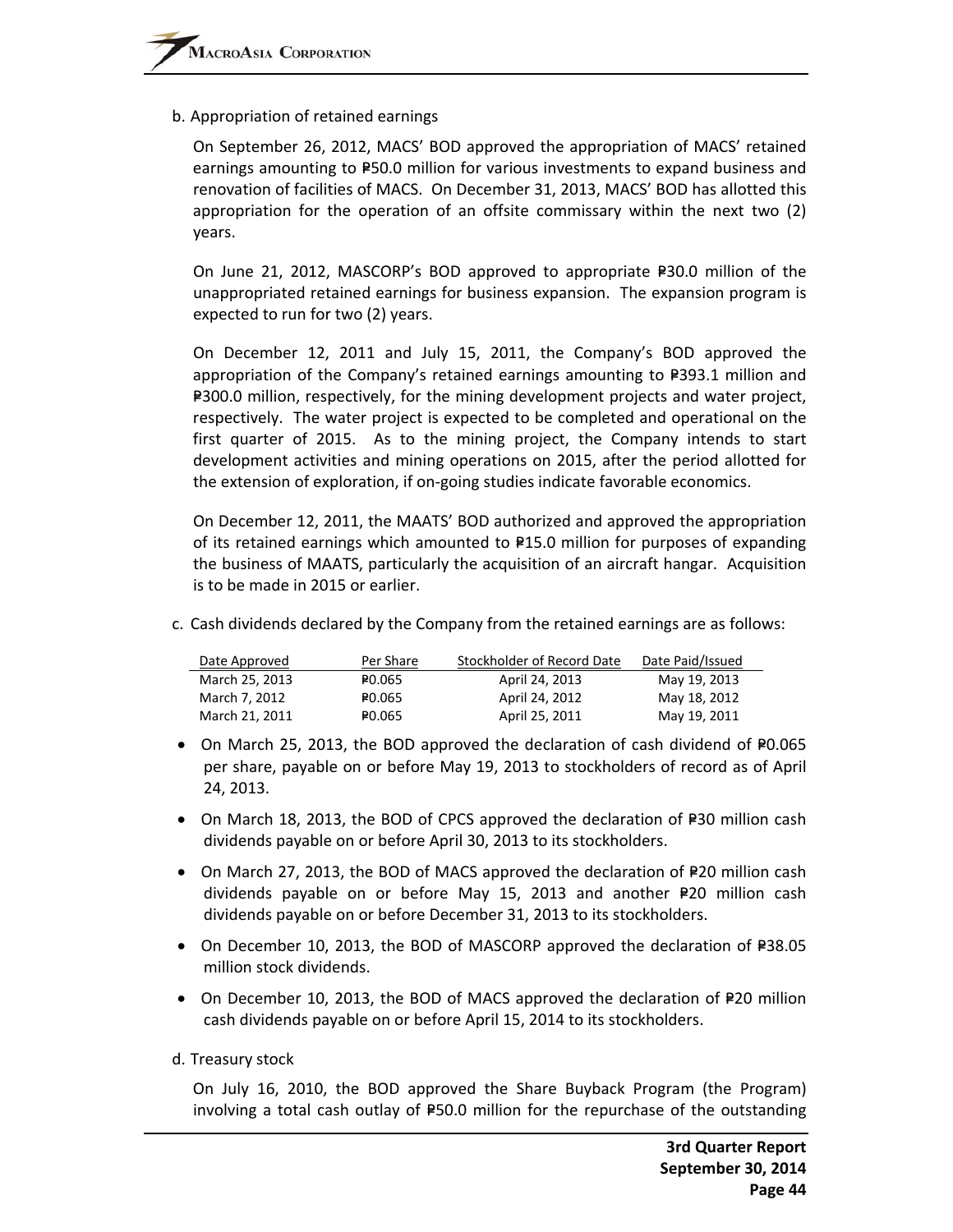b. Appropriation of retained earnings

On September 26, 2012, MACS' BOD approved the appropriation of MACS' retained earnings amounting to ₱50.0 million for various investments to expand business and renovation of facilities of MACS. On December 31, 2013, MACS' BOD has allotted this appropriation for the operation of an offsite commissary within the next two (2) years.

On June 21, 2012, MASCORP's BOD approved to appropriate ₱30.0 million of the unappropriated retained earnings for business expansion. The expansion program is expected to run for two (2) years.

On December 12, 2011 and July 15, 2011, the Company's BOD approved the appropriation of the Company's retained earnings amounting to ₱393.1 million and ₱300.0 million, respectively, for the mining development projects and water project, respectively. The water project is expected to be completed and operational on the first quarter of 2015. As to the mining project, the Company intends to start development activities and mining operations on 2015, after the period allotted for the extension of exploration, if on-going studies indicate favorable economics.

On December 12, 2011, the MAATS' BOD authorized and approved the appropriation of its retained earnings which amounted to ₱15.0 million for purposes of expanding the business of MAATS, particularly the acquisition of an aircraft hangar. Acquisition is to be made in 2015 or earlier.

c. Cash dividends declared by the Company from the retained earnings are as follows:

| Date Approved | Per Share | Stockholder of Record Date | Date Paid/Issued |
|---|---|---|---|
| March 25, 2013 | ₱0.065 | April 24, 2013 | May 19, 2013 |
| March 7, 2012 | ₱0.065 | April 24, 2012 | May 18, 2012 |
| March 21, 2011 | ₱0.065 | April 25, 2011 | May 19, 2011 |

- On March 25, 2013, the BOD approved the declaration of cash dividend of ₱0.065 per share, payable on or before May 19, 2013 to stockholders of record as of April 24, 2013.
- On March 18, 2013, the BOD of CPCS approved the declaration of ₱30 million cash dividends payable on or before April 30, 2013 to its stockholders.
- On March 27, 2013, the BOD of MACS approved the declaration of ₱20 million cash dividends payable on or before May 15, 2013 and another ₱20 million cash dividends payable on or before December 31, 2013 to its stockholders.
- On December 10, 2013, the BOD of MASCORP approved the declaration of ₱38.05 million stock dividends.
- On December 10, 2013, the BOD of MACS approved the declaration of ₱20 million cash dividends payable on or before April 15, 2014 to its stockholders.

d. Treasury stock

On July 16, 2010, the BOD approved the Share Buyback Program (the Program) involving a total cash outlay of ₱50.0 million for the repurchase of the outstanding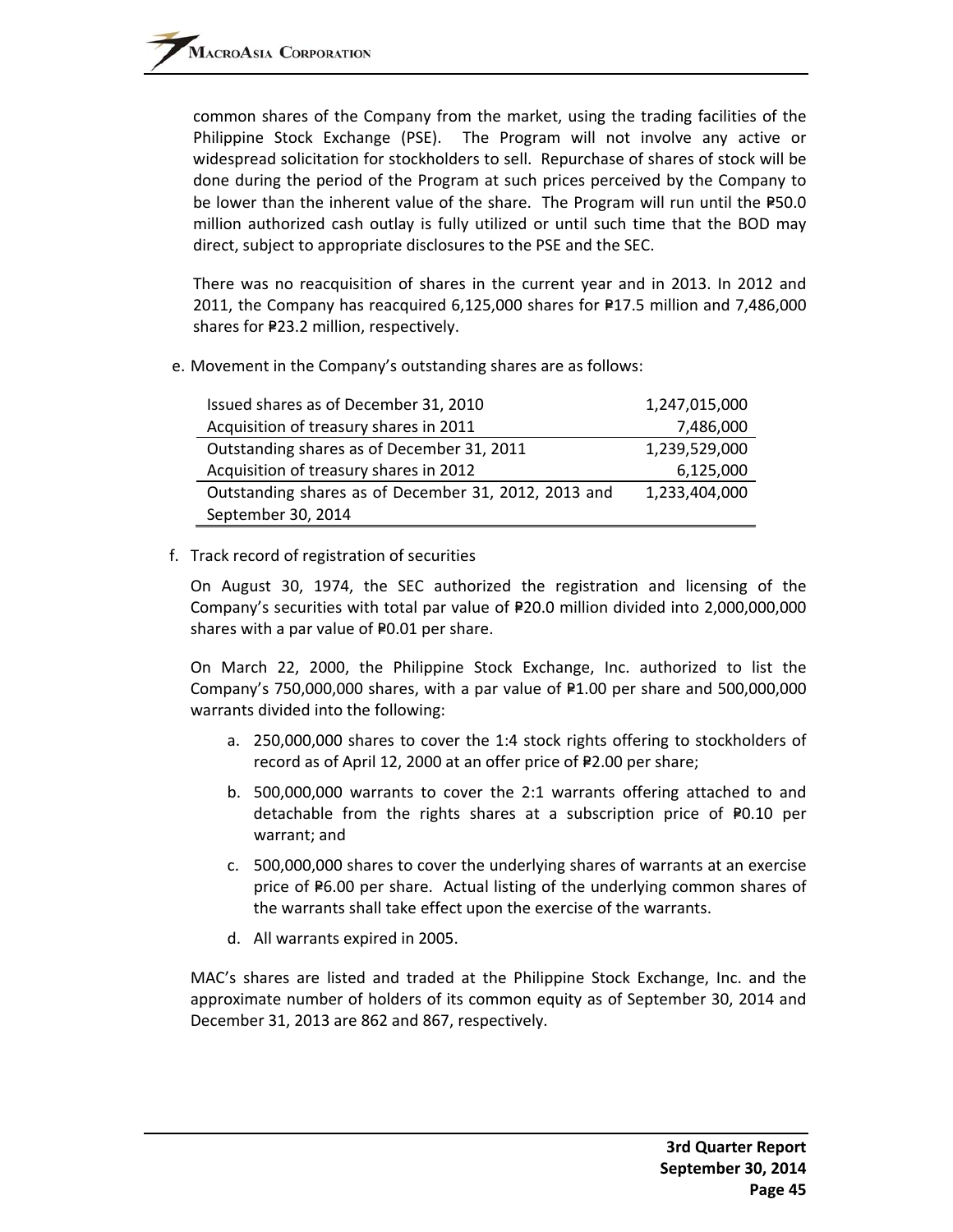common shares of the Company from the market, using the trading facilities of the Philippine Stock Exchange (PSE). The Program will not involve any active or widespread solicitation for stockholders to sell. Repurchase of shares of stock will be done during the period of the Program at such prices perceived by the Company to be lower than the inherent value of the share. The Program will run until the ₱50.0 million authorized cash outlay is fully utilized or until such time that the BOD may direct, subject to appropriate disclosures to the PSE and the SEC.

There was no reacquisition of shares in the current year and in 2013. In 2012 and 2011, the Company has reacquired 6,125,000 shares for ₱17.5 million and 7,486,000 shares for ₱23.2 million, respectively.

e. Movement in the Company's outstanding shares are as follows:

| | |
|---|---|
| Issued shares as of December 31, 2010 | 1,247,015,000 |
| Acquisition of treasury shares in 2011 | 7,486,000 |
| Outstanding shares as of December 31, 2011 | 1,239,529,000 |
| Acquisition of treasury shares in 2012 | 6,125,000 |
| Outstanding shares as of December 31, 2012, 2013 and September 30, 2014 | 1,233,404,000 |

f. Track record of registration of securities

On August 30, 1974, the SEC authorized the registration and licensing of the Company's securities with total par value of ₱20.0 million divided into 2,000,000,000 shares with a par value of ₱0.01 per share.

On March 22, 2000, the Philippine Stock Exchange, Inc. authorized to list the Company's 750,000,000 shares, with a par value of ₱1.00 per share and 500,000,000 warrants divided into the following:

a. 250,000,000 shares to cover the 1:4 stock rights offering to stockholders of record as of April 12, 2000 at an offer price of ₱2.00 per share;

b. 500,000,000 warrants to cover the 2:1 warrants offering attached to and detachable from the rights shares at a subscription price of ₱0.10 per warrant; and

c. 500,000,000 shares to cover the underlying shares of warrants at an exercise price of ₱6.00 per share. Actual listing of the underlying common shares of the warrants shall take effect upon the exercise of the warrants.

d. All warrants expired in 2005.

MAC's shares are listed and traded at the Philippine Stock Exchange, Inc. and the approximate number of holders of its common equity as of September 30, 2014 and December 31, 2013 are 862 and 867, respectively.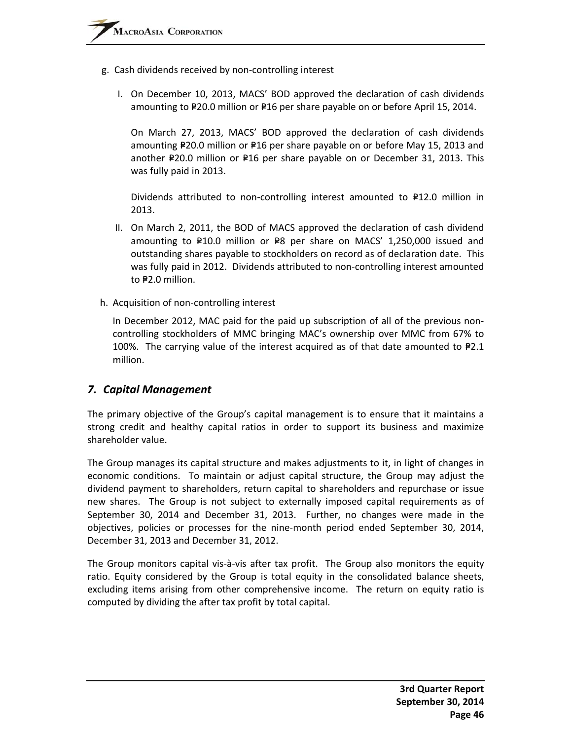g. Cash dividends received by non-controlling interest

   I. On December 10, 2013, MACS' BOD approved the declaration of cash dividends amounting to ₱20.0 million or ₱16 per share payable on or before April 15, 2014.

      On March 27, 2013, MACS' BOD approved the declaration of cash dividends amounting ₱20.0 million or ₱16 per share payable on or before May 15, 2013 and another ₱20.0 million or ₱16 per share payable on or December 31, 2013. This was fully paid in 2013.

      Dividends attributed to non-controlling interest amounted to ₱12.0 million in 2013.

   II. On March 2, 2011, the BOD of MACS approved the declaration of cash dividend amounting to ₱10.0 million or ₱8 per share on MACS' 1,250,000 issued and outstanding shares payable to stockholders on record as of declaration date. This was fully paid in 2012. Dividends attributed to non-controlling interest amounted to ₱2.0 million.

h. Acquisition of non-controlling interest

   In December 2012, MAC paid for the paid up subscription of all of the previous non-controlling stockholders of MMC bringing MAC's ownership over MMC from 67% to 100%. The carrying value of the interest acquired as of that date amounted to ₱2.1 million.

## *7. Capital Management*

The primary objective of the Group's capital management is to ensure that it maintains a strong credit and healthy capital ratios in order to support its business and maximize shareholder value.

The Group manages its capital structure and makes adjustments to it, in light of changes in economic conditions. To maintain or adjust capital structure, the Group may adjust the dividend payment to shareholders, return capital to shareholders and repurchase or issue new shares. The Group is not subject to externally imposed capital requirements as of September 30, 2014 and December 31, 2013. Further, no changes were made in the objectives, policies or processes for the nine-month period ended September 30, 2014, December 31, 2013 and December 31, 2012.

The Group monitors capital vis-à-vis after tax profit. The Group also monitors the equity ratio. Equity considered by the Group is total equity in the consolidated balance sheets, excluding items arising from other comprehensive income. The return on equity ratio is computed by dividing the after tax profit by total capital.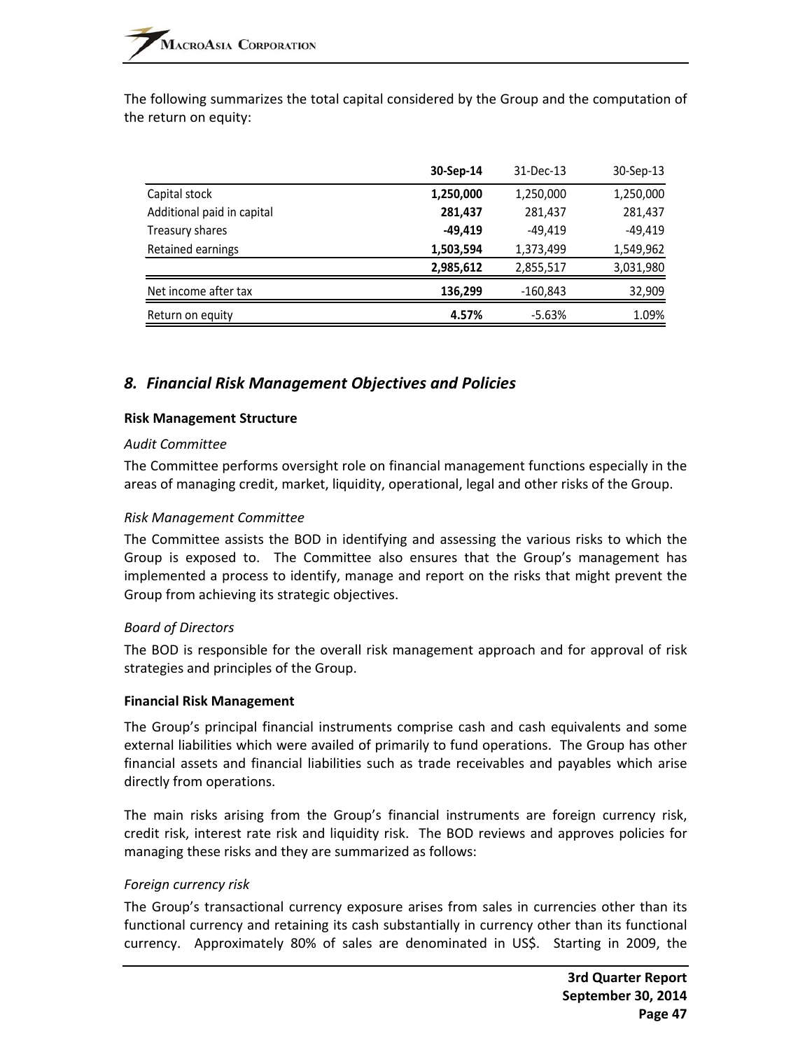The following summarizes the total capital considered by the Group and the computation of the return on equity:

| | **30-Sep-14** | 31-Dec-13 | 30-Sep-13 |
|---|---|---|---|
| Capital stock | **1,250,000** | 1,250,000 | 1,250,000 |
| Additional paid in capital | **281,437** | 281,437 | 281,437 |
| Treasury shares | **-49,419** | -49,419 | -49,419 |
| Retained earnings | **1,503,594** | 1,373,499 | 1,549,962 |
| | **2,985,612** | 2,855,517 | 3,031,980 |
| Net income after tax | **136,299** | -160,843 | 32,909 |
| Return on equity | **4.57%** | -5.63% | 1.09% |

## *8. Financial Risk Management Objectives and Policies*

**Risk Management Structure**

*Audit Committee*

The Committee performs oversight role on financial management functions especially in the areas of managing credit, market, liquidity, operational, legal and other risks of the Group.

*Risk Management Committee*

The Committee assists the BOD in identifying and assessing the various risks to which the Group is exposed to. The Committee also ensures that the Group's management has implemented a process to identify, manage and report on the risks that might prevent the Group from achieving its strategic objectives.

*Board of Directors*

The BOD is responsible for the overall risk management approach and for approval of risk strategies and principles of the Group.

**Financial Risk Management**

The Group's principal financial instruments comprise cash and cash equivalents and some external liabilities which were availed of primarily to fund operations. The Group has other financial assets and financial liabilities such as trade receivables and payables which arise directly from operations.

The main risks arising from the Group's financial instruments are foreign currency risk, credit risk, interest rate risk and liquidity risk. The BOD reviews and approves policies for managing these risks and they are summarized as follows:

*Foreign currency risk*

The Group's transactional currency exposure arises from sales in currencies other than its functional currency and retaining its cash substantially in currency other than its functional currency. Approximately 80% of sales are denominated in US$. Starting in 2009, the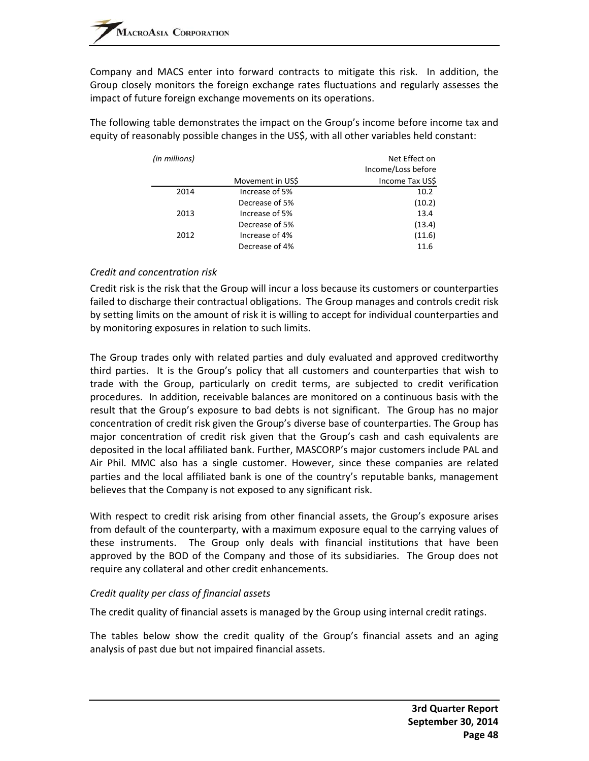Company and MACS enter into forward contracts to mitigate this risk. In addition, the Group closely monitors the foreign exchange rates fluctuations and regularly assesses the impact of future foreign exchange movements on its operations.

The following table demonstrates the impact on the Group's income before income tax and equity of reasonably possible changes in the US$, with all other variables held constant:

| *(in millions)* | Movement in US$ | Net Effect on Income/Loss before Income Tax US$ |
|---|---|---|
| 2014 | Increase of 5% | 10.2 |
| | Decrease of 5% | (10.2) |
| 2013 | Increase of 5% | 13.4 |
| | Decrease of 5% | (13.4) |
| 2012 | Increase of 4% | (11.6) |
| | Decrease of 4% | 11.6 |

*Credit and concentration risk*

Credit risk is the risk that the Group will incur a loss because its customers or counterparties failed to discharge their contractual obligations. The Group manages and controls credit risk by setting limits on the amount of risk it is willing to accept for individual counterparties and by monitoring exposures in relation to such limits.

The Group trades only with related parties and duly evaluated and approved creditworthy third parties. It is the Group's policy that all customers and counterparties that wish to trade with the Group, particularly on credit terms, are subjected to credit verification procedures. In addition, receivable balances are monitored on a continuous basis with the result that the Group's exposure to bad debts is not significant. The Group has no major concentration of credit risk given the Group's diverse base of counterparties. The Group has major concentration of credit risk given that the Group's cash and cash equivalents are deposited in the local affiliated bank. Further, MASCORP's major customers include PAL and Air Phil. MMC also has a single customer. However, since these companies are related parties and the local affiliated bank is one of the country's reputable banks, management believes that the Company is not exposed to any significant risk.

With respect to credit risk arising from other financial assets, the Group's exposure arises from default of the counterparty, with a maximum exposure equal to the carrying values of these instruments. The Group only deals with financial institutions that have been approved by the BOD of the Company and those of its subsidiaries. The Group does not require any collateral and other credit enhancements.

*Credit quality per class of financial assets*

The credit quality of financial assets is managed by the Group using internal credit ratings.

The tables below show the credit quality of the Group's financial assets and an aging analysis of past due but not impaired financial assets.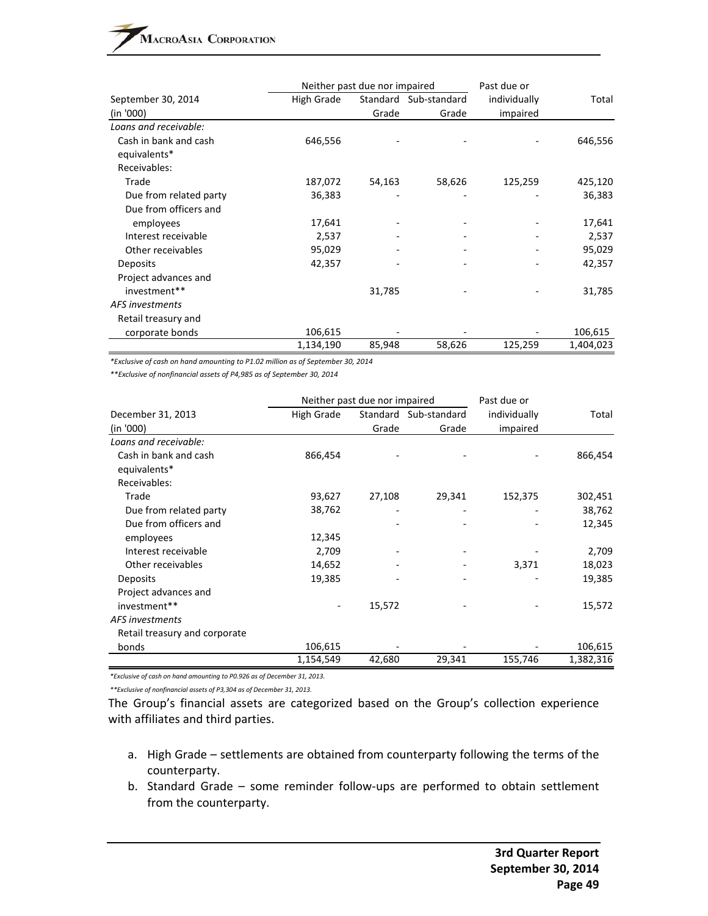| September 30, 2014 (in '000) | Neither past due nor impaired High Grade | Standard Grade | Sub-standard Grade | Past due or individually impaired | Total |
|---|---|---|---|---|---|
| *Loans and receivable:* | | | | | |
| Cash in bank and cash equivalents* | 646,556 | - | - | - | 646,556 |
| Receivables: | | | | | |
| Trade | 187,072 | 54,163 | 58,626 | 125,259 | 425,120 |
| Due from related party | 36,383 | - | - | - | 36,383 |
| Due from officers and employees | 17,641 | - | - | - | 17,641 |
| Interest receivable | 2,537 | - | - | - | 2,537 |
| Other receivables | 95,029 | - | - | - | 95,029 |
| Deposits | 42,357 | - | - | - | 42,357 |
| Project advances and investment** | | 31,785 | - | - | 31,785 |
| *AFS investments* | | | | | |
| Retail treasury and corporate bonds | 106,615 | - | - | - | 106,615 |
| | 1,134,190 | 85,948 | 58,626 | 125,259 | 1,404,023 |

*\*Exclusive of cash on hand amounting to P1.02 million as of September 30, 2014*

*\*\*Exclusive of nonfinancial assets of P4,985 as of September 30, 2014*

| December 31, 2013 (in '000) | Neither past due nor impaired High Grade | Standard Grade | Sub-standard Grade | Past due or individually impaired | Total |
|---|---|---|---|---|---|
| *Loans and receivable:* | | | | | |
| Cash in bank and cash equivalents* | 866,454 | - | - | - | 866,454 |
| Receivables: | | | | | |
| Trade | 93,627 | 27,108 | 29,341 | 152,375 | 302,451 |
| Due from related party | 38,762 | - | - | - | 38,762 |
| Due from officers and employees | 12,345 | - | - | - | 12,345 |
| Interest receivable | 2,709 | - | - | - | 2,709 |
| Other receivables | 14,652 | - | - | 3,371 | 18,023 |
| Deposits | 19,385 | - | - | - | 19,385 |
| Project advances and investment** | - | 15,572 | - | - | 15,572 |
| *AFS investments* | | | | | |
| Retail treasury and corporate bonds | 106,615 | - | - | - | 106,615 |
| | 1,154,549 | 42,680 | 29,341 | 155,746 | 1,382,316 |

*\*Exclusive of cash on hand amounting to P0.926 as of December 31, 2013.*

*\*\*Exclusive of nonfinancial assets of P3,304 as of December 31, 2013.*

The Group's financial assets are categorized based on the Group's collection experience with affiliates and third parties.

a. High Grade – settlements are obtained from counterparty following the terms of the counterparty.
b. Standard Grade – some reminder follow-ups are performed to obtain settlement from the counterparty.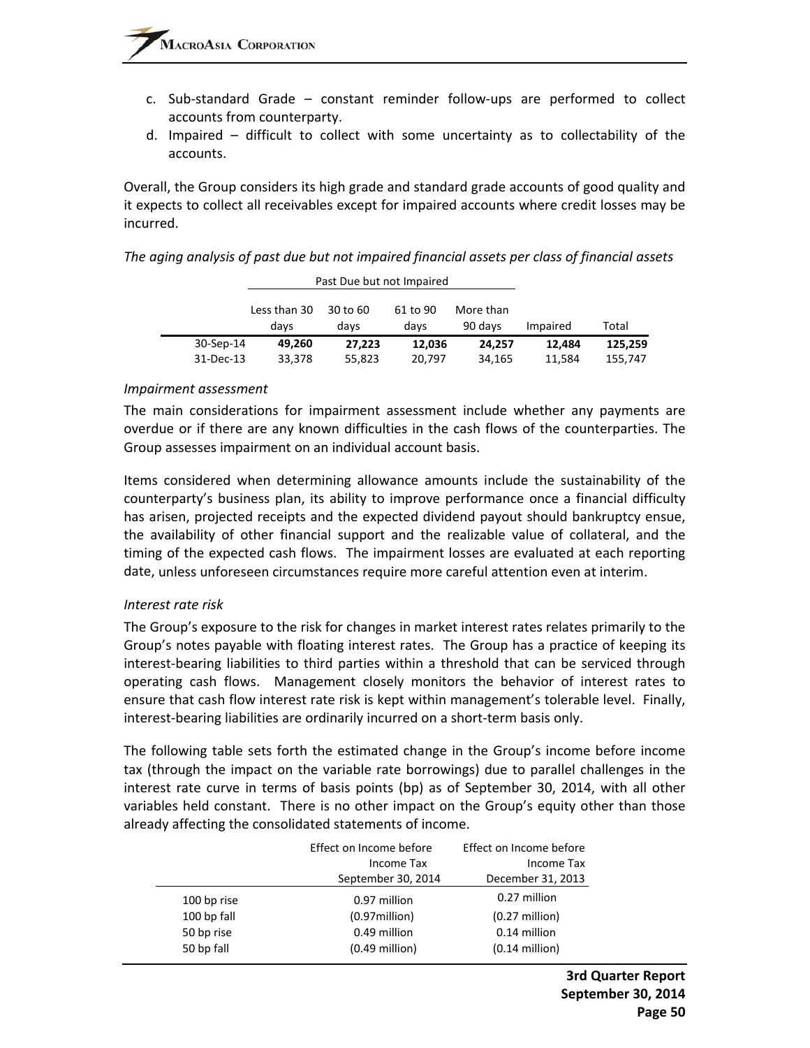c. Sub-standard Grade – constant reminder follow-ups are performed to collect accounts from counterparty.
d. Impaired – difficult to collect with some uncertainty as to collectability of the accounts.

Overall, the Group considers its high grade and standard grade accounts of good quality and it expects to collect all receivables except for impaired accounts where credit losses may be incurred.

*The aging analysis of past due but not impaired financial assets per class of financial assets*

| | Past Due but not Impaired | | | | | |
|---|---|---|---|---|---|---|
| | Less than 30 days | 30 to 60 days | 61 to 90 days | More than 90 days | Impaired | Total |
| 30-Sep-14 | **49,260** | **27,223** | **12,036** | **24,257** | **12,484** | **125,259** |
| 31-Dec-13 | 33,378 | 55,823 | 20,797 | 34,165 | 11,584 | 155,747 |

*Impairment assessment*

The main considerations for impairment assessment include whether any payments are overdue or if there are any known difficulties in the cash flows of the counterparties. The Group assesses impairment on an individual account basis.

Items considered when determining allowance amounts include the sustainability of the counterparty's business plan, its ability to improve performance once a financial difficulty has arisen, projected receipts and the expected dividend payout should bankruptcy ensue, the availability of other financial support and the realizable value of collateral, and the timing of the expected cash flows. The impairment losses are evaluated at each reporting date, unless unforeseen circumstances require more careful attention even at interim.

*Interest rate risk*

The Group's exposure to the risk for changes in market interest rates relates primarily to the Group's notes payable with floating interest rates. The Group has a practice of keeping its interest-bearing liabilities to third parties within a threshold that can be serviced through operating cash flows. Management closely monitors the behavior of interest rates to ensure that cash flow interest rate risk is kept within management's tolerable level. Finally, interest-bearing liabilities are ordinarily incurred on a short-term basis only.

The following table sets forth the estimated change in the Group's income before income tax (through the impact on the variable rate borrowings) due to parallel challenges in the interest rate curve in terms of basis points (bp) as of September 30, 2014, with all other variables held constant. There is no other impact on the Group's equity other than those already affecting the consolidated statements of income.

| | Effect on Income before Income Tax September 30, 2014 | Effect on Income before Income Tax December 31, 2013 |
|---|---|---|
| 100 bp rise | 0.97 million | 0.27 million |
| 100 bp fall | (0.97million) | (0.27 million) |
| 50 bp rise | 0.49 million | 0.14 million |
| 50 bp fall | (0.49 million) | (0.14 million) |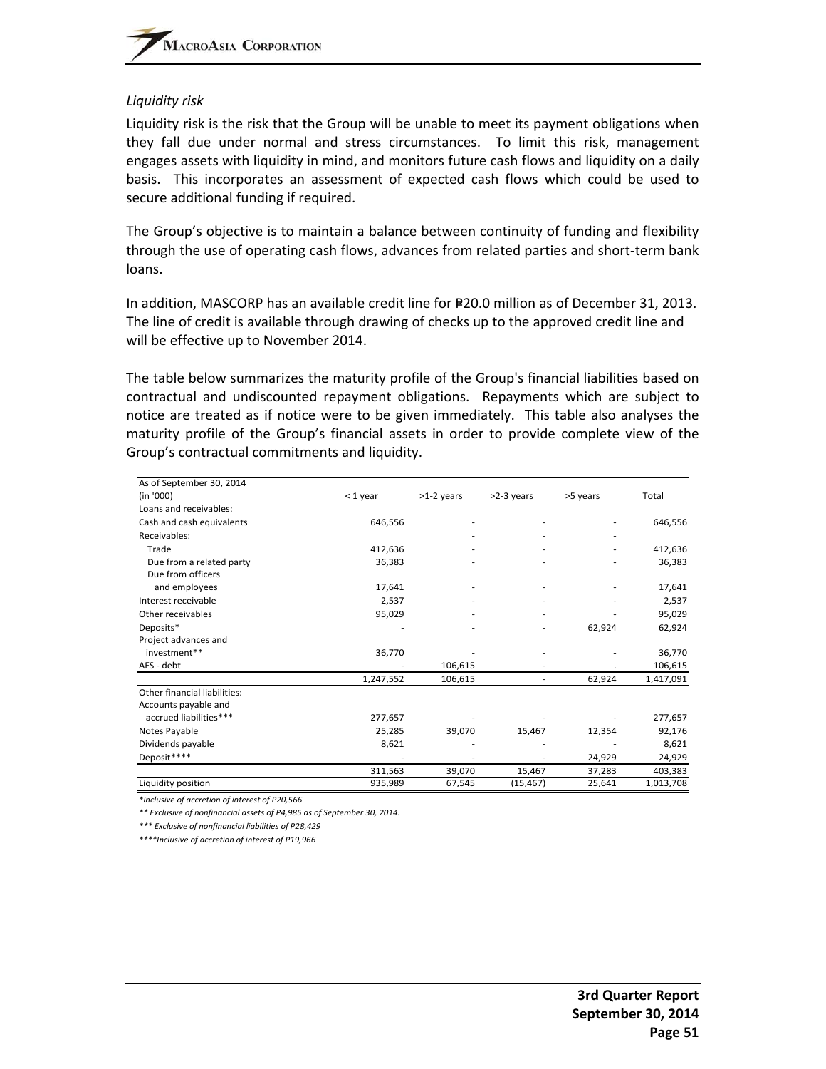*Liquidity risk*

Liquidity risk is the risk that the Group will be unable to meet its payment obligations when they fall due under normal and stress circumstances. To limit this risk, management engages assets with liquidity in mind, and monitors future cash flows and liquidity on a daily basis. This incorporates an assessment of expected cash flows which could be used to secure additional funding if required.

The Group's objective is to maintain a balance between continuity of funding and flexibility through the use of operating cash flows, advances from related parties and short-term bank loans.

In addition, MASCORP has an available credit line for ₱20.0 million as of December 31, 2013. The line of credit is available through drawing of checks up to the approved credit line and will be effective up to November 2014.

The table below summarizes the maturity profile of the Group's financial liabilities based on contractual and undiscounted repayment obligations. Repayments which are subject to notice are treated as if notice were to be given immediately. This table also analyses the maturity profile of the Group's financial assets in order to provide complete view of the Group's contractual commitments and liquidity.

| As of September 30, 2014 (in '000) | < 1 year | >1-2 years | >2-3 years | >5 years | Total |
|---|---|---|---|---|---|
| Loans and receivables: | | | | | |
| Cash and cash equivalents | 646,556 | - | - | - | 646,556 |
| Receivables: | | - | - | - | |
| Trade | 412,636 | - | - | - | 412,636 |
| Due from a related party | 36,383 | - | - | - | 36,383 |
| Due from officers and employees | 17,641 | - | - | - | 17,641 |
| Interest receivable | 2,537 | - | - | - | 2,537 |
| Other receivables | 95,029 | - | - | - | 95,029 |
| Deposits* | - | - | - | 62,924 | 62,924 |
| Project advances and investment** | 36,770 | - | - | - | 36,770 |
| AFS - debt | - | 106,615 | - | . | 106,615 |
| | 1,247,552 | 106,615 | - | 62,924 | 1,417,091 |
| Other financial liabilities: | | | | | |
| Accounts payable and accrued liabilities*** | 277,657 | - | - | - | 277,657 |
| Notes Payable | 25,285 | 39,070 | 15,467 | 12,354 | 92,176 |
| Dividends payable | 8,621 | - | - | - | 8,621 |
| Deposit**** | - | - | - | 24,929 | 24,929 |
| | 311,563 | 39,070 | 15,467 | 37,283 | 403,383 |
| Liquidity position | 935,989 | 67,545 | (15,467) | 25,641 | 1,013,708 |

*\*Inclusive of accretion of interest of P20,566*

*\*\* Exclusive of nonfinancial assets of P4,985 as of September 30, 2014.*

*\*\*\* Exclusive of nonfinancial liabilities of P28,429*

*\*\*\*\*Inclusive of accretion of interest of P19,966*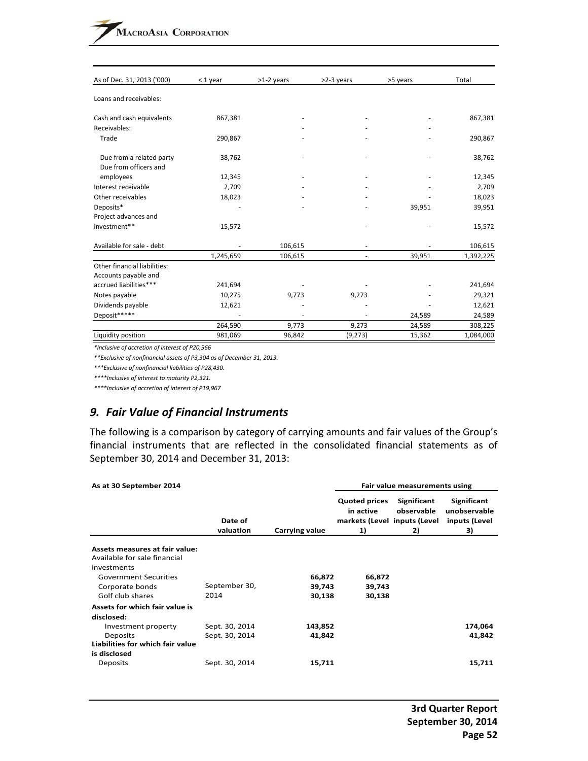| As of Dec. 31, 2013 ('000) | < 1 year | >1-2 years | >2-3 years | >5 years | Total |
|---|---|---|---|---|---|
| Loans and receivables: | | | | | |
| Cash and cash equivalents | 867,381 | - | - | - | 867,381 |
| Receivables: | | - | - | - | |
| Trade | 290,867 | - | - | - | 290,867 |
| Due from a related party | 38,762 | - | - | - | 38,762 |
| Due from officers and employees | 12,345 | - | - | - | 12,345 |
| Interest receivable | 2,709 | - | - | - | 2,709 |
| Other receivables | 18,023 | - | - | - | 18,023 |
| Deposits* | - | - | - | 39,951 | 39,951 |
| Project advances and investment** | 15,572 | | - | - | 15,572 |
| Available for sale - debt | - | 106,615 | - | - | 106,615 |
| | 1,245,659 | 106,615 | - | 39,951 | 1,392,225 |
| Other financial liabilities: | | | | | |
| Accounts payable and accrued liabilities*** | 241,694 | - | - | - | 241,694 |
| Notes payable | 10,275 | 9,773 | 9,273 | - | 29,321 |
| Dividends payable | 12,621 | - | - | - | 12,621 |
| Deposit***** | - | - | - | 24,589 | 24,589 |
| | 264,590 | 9,773 | 9,273 | 24,589 | 308,225 |
| Liquidity position | 981,069 | 96,842 | (9,273) | 15,362 | 1,084,000 |

*\*Inclusive of accretion of interest of P20,566*

*\*\*Exclusive of nonfinancial assets of P3,304 as of December 31, 2013.*

*\*\*\*Exclusive of nonfinancial liabilities of P28,430.*

*\*\*\*\*Inclusive of interest to maturity P2,321.*

*\*\*\*\*Inclusive of accretion of interest of P19,967*

## *9. Fair Value of Financial Instruments*

The following is a comparison by category of carrying amounts and fair values of the Group's financial instruments that are reflected in the consolidated financial statements as of September 30, 2014 and December 31, 2013:

| As at 30 September 2014 | | | Fair value measurements using | | |
|---|---|---|---|---|---|
| | Date of valuation | Carrying value | Quoted prices in active markets (Level 1) | Significant observable inputs (Level 2) | Significant unobservable inputs (Level 3) |
| **Assets measures at fair value:** | | | | | |
| Available for sale financial investments | | | | | |
| Government Securities | September 30, 2014 | **66,872** | **66,872** | | |
| Corporate bonds | | **39,743** | **39,743** | | |
| Golf club shares | | **30,138** | **30,138** | | |
| **Assets for which fair value is disclosed:** | | | | | |
| Investment property | Sept. 30, 2014 | **143,852** | | | **174,064** |
| Deposits | Sept. 30, 2014 | **41,842** | | | **41,842** |
| **Liabilities for which fair value is disclosed** | | | | | |
| Deposits | Sept. 30, 2014 | **15,711** | | | **15,711** |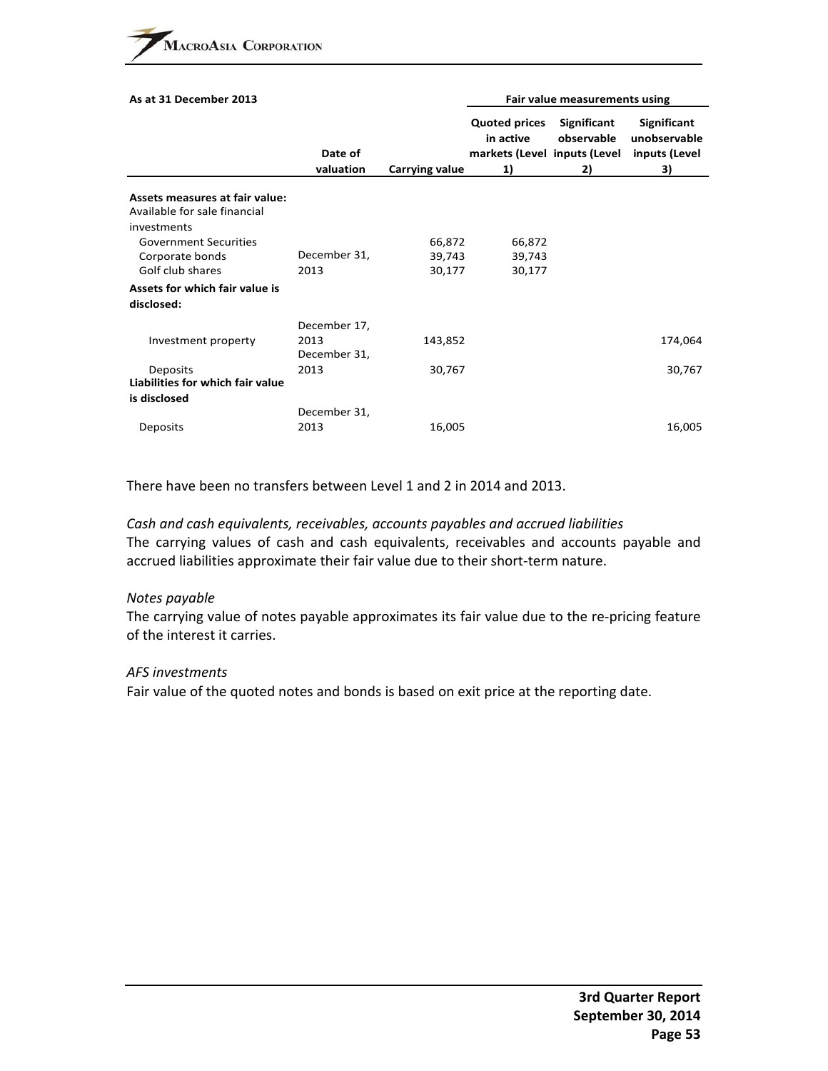| As at 31 December 2013 | | | Fair value measurements using | | |
|---|---|---|---|---|---|
| | Date of valuation | Carrying value | Quoted prices in active markets (Level 1) | Significant observable inputs (Level 2) | Significant unobservable inputs (Level 3) |
| **Assets measures at fair value:** | | | | | |
| Available for sale financial investments | | | | | |
| Government Securities | | 66,872 | 66,872 | | |
| Corporate bonds | December 31, | 39,743 | 39,743 | | |
| Golf club shares | 2013 | 30,177 | 30,177 | | |
| **Assets for which fair value is disclosed:** | | | | | |
| Investment property | December 17, 2013 | 143,852 | | | 174,064 |
| Deposits | December 31, 2013 | 30,767 | | | 30,767 |
| **Liabilities for which fair value is disclosed** | | | | | |
| Deposits | December 31, 2013 | 16,005 | | | 16,005 |

There have been no transfers between Level 1 and 2 in 2014 and 2013.

*Cash and cash equivalents, receivables, accounts payables and accrued liabilities*
The carrying values of cash and cash equivalents, receivables and accounts payable and accrued liabilities approximate their fair value due to their short-term nature.

*Notes payable*
The carrying value of notes payable approximates its fair value due to the re-pricing feature of the interest it carries.

*AFS investments*
Fair value of the quoted notes and bonds is based on exit price at the reporting date.